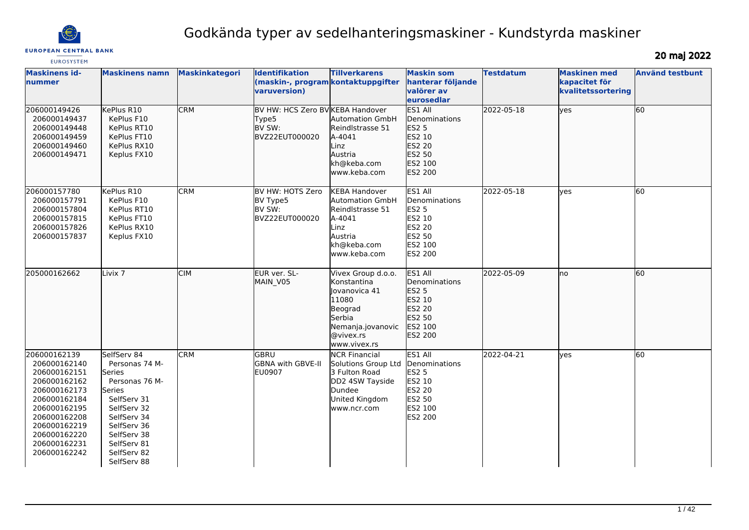# Godkända typer av sedelhanteringsmaskiner - Kundstyrda maskiner

**20 maj 2022**

| Maskinens id-nummer | Maskinens namn | Maskinkategori | Identifikation (maskin-, programvaruversion) | Tillverkarens kontaktuppgifter | Maskin som hanterar följande valörer av eurosedlar | Testdatum | Maskinen med kapacitet för kvalitetssortering | Använd testbunt |
|---|---|---|---|---|---|---|---|---|
| 206000149426<br>206000149437<br>206000149448<br>206000149459<br>206000149460<br>206000149471 | KePlus R10<br>KePlus F10<br>KePlus RT10<br>KePlus FT10<br>KePlus RX10<br>Keplus FX10 | CRM | BV HW: HCS Zero BV Type5<br>BV SW: BVZ22EUT000020 | KEBA Handover Automation GmbH<br>Reindlstrasse 51<br>A-4041<br>Linz<br>Austria<br>kh@keba.com<br>www.keba.com | ES1 All Denominations<br>ES2 5<br>ES2 10<br>ES2 20<br>ES2 50<br>ES2 100<br>ES2 200 | 2022-05-18 | yes | 60 |
| 206000157780<br>206000157791<br>206000157804<br>206000157815<br>206000157826<br>206000157837 | KePlus R10<br>KePlus F10<br>KePlus RT10<br>KePlus FT10<br>KePlus RX10<br>Keplus FX10 | CRM | BV HW: HOTS Zero BV Type5<br>BV SW: BVZ22EUT000020 | KEBA Handover Automation GmbH<br>Reindlstrasse 51<br>A-4041<br>Linz<br>Austria<br>kh@keba.com<br>www.keba.com | ES1 All Denominations<br>ES2 5<br>ES2 10<br>ES2 20<br>ES2 50<br>ES2 100<br>ES2 200 | 2022-05-18 | yes | 60 |
| 205000162662 | Livix 7 | CIM | EUR ver. SL-MAIN_V05 | Vivex Group d.o.o.<br>Konstantina Jovanovica 41<br>11080<br>Beograd<br>Serbia<br>Nemanja.jovanovic@vivex.rs<br>www.vivex.rs | ES1 All Denominations<br>ES2 5<br>ES2 10<br>ES2 20<br>ES2 50<br>ES2 100<br>ES2 200 | 2022-05-09 | no | 60 |
| 206000162139<br>206000162140<br>206000162151<br>206000162162<br>206000162173<br>206000162184<br>206000162195<br>206000162208<br>206000162219<br>206000162220<br>206000162231<br>206000162242 | SelfServ 84<br>Personas 74 M-Series<br>Personas 76 M-Series<br>SelfServ 31<br>SelfServ 32<br>SelfServ 34<br>SelfServ 36<br>SelfServ 38<br>SelfServ 81<br>SelfServ 82<br>SelfServ 88 | CRM | GBRU<br>GBNA with GBVE-II<br>EU0907 | NCR Financial Solutions Group Ltd<br>3 Fulton Road<br>DD2 4SW Tayside<br>Dundee<br>United Kingdom<br>www.ncr.com | ES1 All Denominations<br>ES2 5<br>ES2 10<br>ES2 20<br>ES2 50<br>ES2 100<br>ES2 200 | 2022-04-21 | yes | 60 |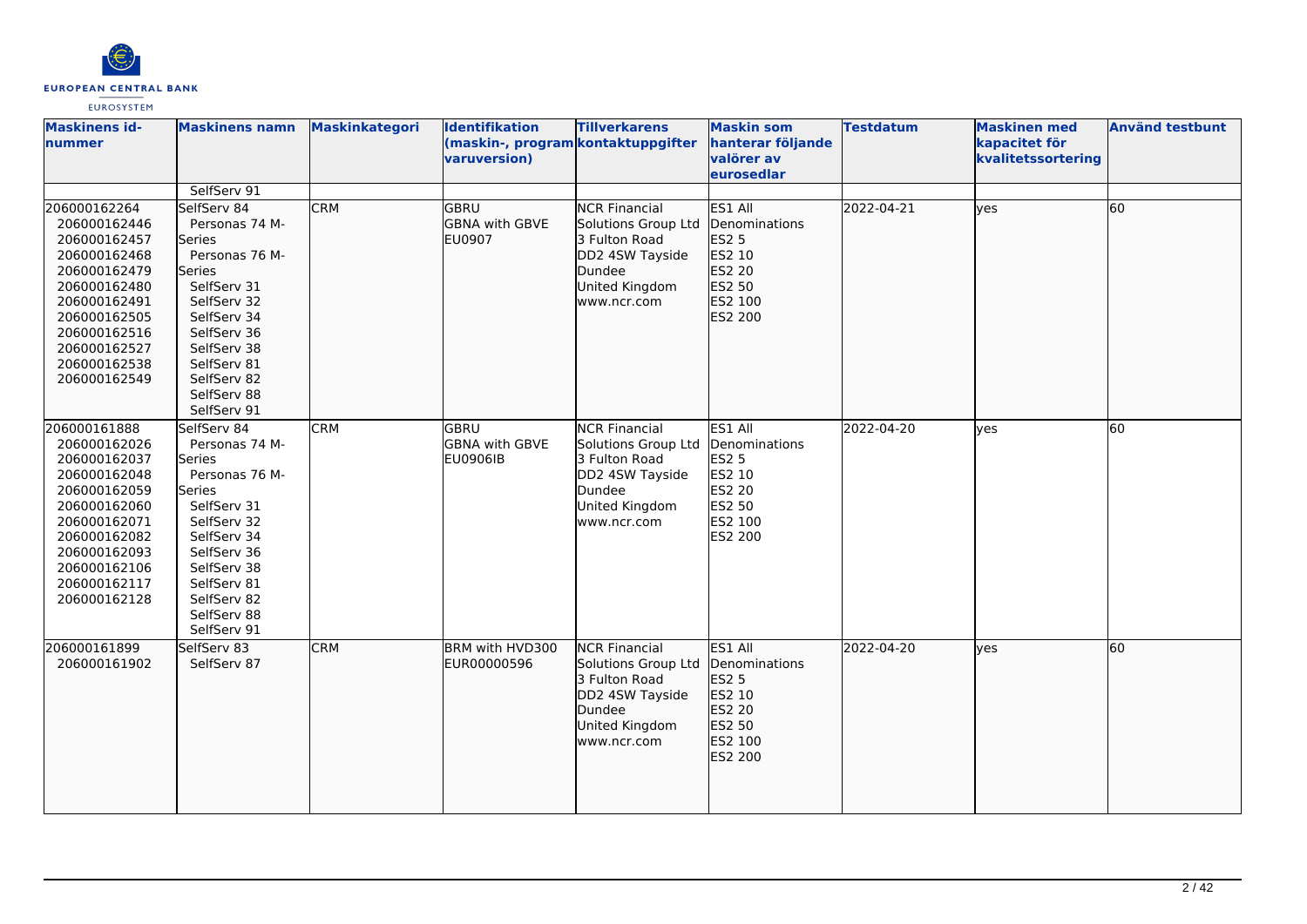| Maskinens id-nummer | Maskinens namn | Maskinkategori | Identifikation (maskin-, programvaruversion) | Tillverkarens kontaktuppgifter | Maskin som hanterar följande valörer av eurosedlar | Testdatum | Maskinen med kapacitet för kvalitetssortering | Använd testbunt |
|---|---|---|---|---|---|---|---|---|
| | SelfServ 91 | | | | | | | |
| 206000162264<br>206000162446<br>206000162457<br>206000162468<br>206000162479<br>206000162480<br>206000162491<br>206000162505<br>206000162516<br>206000162527<br>206000162538<br>206000162549 | SelfServ 84<br>Personas 74 M-Series<br>Personas 76 M-Series<br>SelfServ 31<br>SelfServ 32<br>SelfServ 34<br>SelfServ 36<br>SelfServ 38<br>SelfServ 81<br>SelfServ 82<br>SelfServ 88<br>SelfServ 91 | CRM | GBRU<br>GBNA with GBVE<br>EU0907 | NCR Financial Solutions Group Ltd<br>3 Fulton Road<br>DD2 4SW Tayside<br>Dundee<br>United Kingdom<br>www.ncr.com | ES1 All Denominations<br>ES2 5<br>ES2 10<br>ES2 20<br>ES2 50<br>ES2 100<br>ES2 200 | 2022-04-21 | yes | 60 |
| 206000161888<br>206000162026<br>206000162037<br>206000162048<br>206000162059<br>206000162060<br>206000162071<br>206000162082<br>206000162093<br>206000162106<br>206000162117<br>206000162128 | SelfServ 84<br>Personas 74 M-Series<br>Personas 76 M-Series<br>SelfServ 31<br>SelfServ 32<br>SelfServ 34<br>SelfServ 36<br>SelfServ 38<br>SelfServ 81<br>SelfServ 82<br>SelfServ 88<br>SelfServ 91 | CRM | GBRU<br>GBNA with GBVE<br>EU0906IB | NCR Financial Solutions Group Ltd<br>3 Fulton Road<br>DD2 4SW Tayside<br>Dundee<br>United Kingdom<br>www.ncr.com | ES1 All Denominations<br>ES2 5<br>ES2 10<br>ES2 20<br>ES2 50<br>ES2 100<br>ES2 200 | 2022-04-20 | yes | 60 |
| 206000161899<br>206000161902 | SelfServ 83<br>SelfServ 87 | CRM | BRM with HVD300<br>EUR00000596 | NCR Financial Solutions Group Ltd<br>3 Fulton Road<br>DD2 4SW Tayside<br>Dundee<br>United Kingdom<br>www.ncr.com | ES1 All Denominations<br>ES2 5<br>ES2 10<br>ES2 20<br>ES2 50<br>ES2 100<br>ES2 200 | 2022-04-20 | yes | 60 |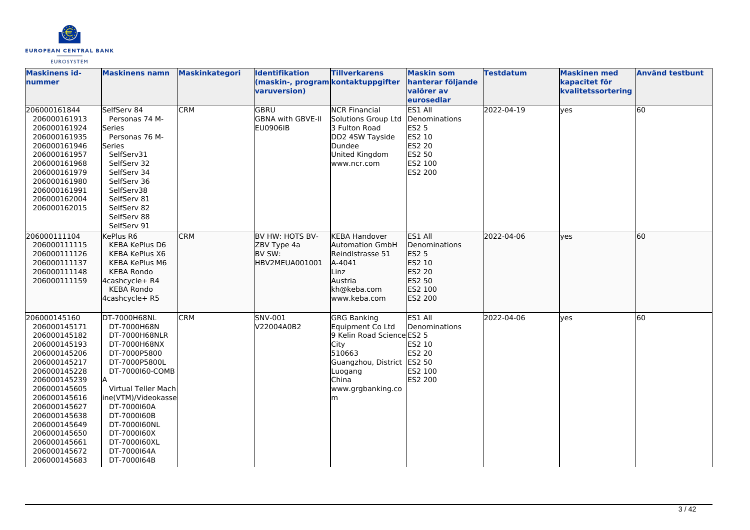| Maskinens id-nummer | Maskinens namn | Maskinkategori | Identifikation (maskin-, program varuversion) | Tillverkarens kontaktuppgifter | Maskin som hanterar följande valörer av eurosedlar | Testdatum | Maskinen med kapacitet för kvalitetssortering | Använd testbunt |
|---|---|---|---|---|---|---|---|---|
| 206000161844<br>206000161913<br>206000161924<br>206000161935<br>206000161946<br>206000161957<br>206000161968<br>206000161979<br>206000161980<br>206000161991<br>206000162004<br>206000162015 | SelfServ 84<br>Personas 74 M-Series<br>Personas 76 M-Series<br>SelfServ31<br>SelfServ 32<br>SelfServ 34<br>SelfServ 36<br>SelfServ38<br>SelfServ 81<br>SelfServ 82<br>SelfServ 88<br>SelfServ 91 | CRM | GBRU<br>GBNA with GBVE-II<br>EU0906IB | NCR Financial Solutions Group Ltd<br>3 Fulton Road<br>DD2 4SW Tayside<br>Dundee<br>United Kingdom<br>www.ncr.com | ES1 All Denominations<br>ES2 5<br>ES2 10<br>ES2 20<br>ES2 50<br>ES2 100<br>ES2 200 | 2022-04-19 | yes | 60 |
| 206000111104<br>206000111115<br>206000111126<br>206000111137<br>206000111148<br>206000111159 | KePlus R6<br>KEBA KePlus D6<br>KEBA KePlus X6<br>KEBA KePlus M6<br>KEBA Rondo 4cashcycle+ R4<br>KEBA Rondo 4cashcycle+ R5 | CRM | BV HW: HOTS BV-ZBV Type 4a<br>BV SW: HBV2MEUA001001 | KEBA Handover Automation GmbH<br>Reindlstrasse 51<br>A-4041<br>Linz<br>Austria<br>kh@keba.com<br>www.keba.com | ES1 All Denominations<br>ES2 5<br>ES2 10<br>ES2 20<br>ES2 50<br>ES2 100<br>ES2 200 | 2022-04-06 | yes | 60 |
| 206000145160<br>206000145171<br>206000145182<br>206000145193<br>206000145206<br>206000145217<br>206000145228<br>206000145239<br>206000145605<br>206000145616<br>206000145627<br>206000145638<br>206000145649<br>206000145650<br>206000145661<br>206000145672<br>206000145683 | DT-7000H68NL<br>DT-7000H68N<br>DT-7000H68NLR<br>DT-7000H68NX<br>DT-7000P5800<br>DT-7000P5800L<br>DT-7000I60-COMBA<br>Virtual Teller Machine(VTM)/Videokasse<br>DT-7000I60A<br>DT-7000I60B<br>DT-7000I60NL<br>DT-7000I60X<br>DT-7000I60XL<br>DT-7000I64A<br>DT-7000I64B | CRM | SNV-001<br>V22004A0B2 | GRG Banking Equipment Co Ltd<br>9 Kelin Road Science City<br>510663<br>Guangzhou, District Luogang<br>China<br>www.grgbanking.com | ES1 All Denominations<br>ES2 5<br>ES2 10<br>ES2 20<br>ES2 50<br>ES2 100<br>ES2 200 | 2022-04-06 | yes | 60 |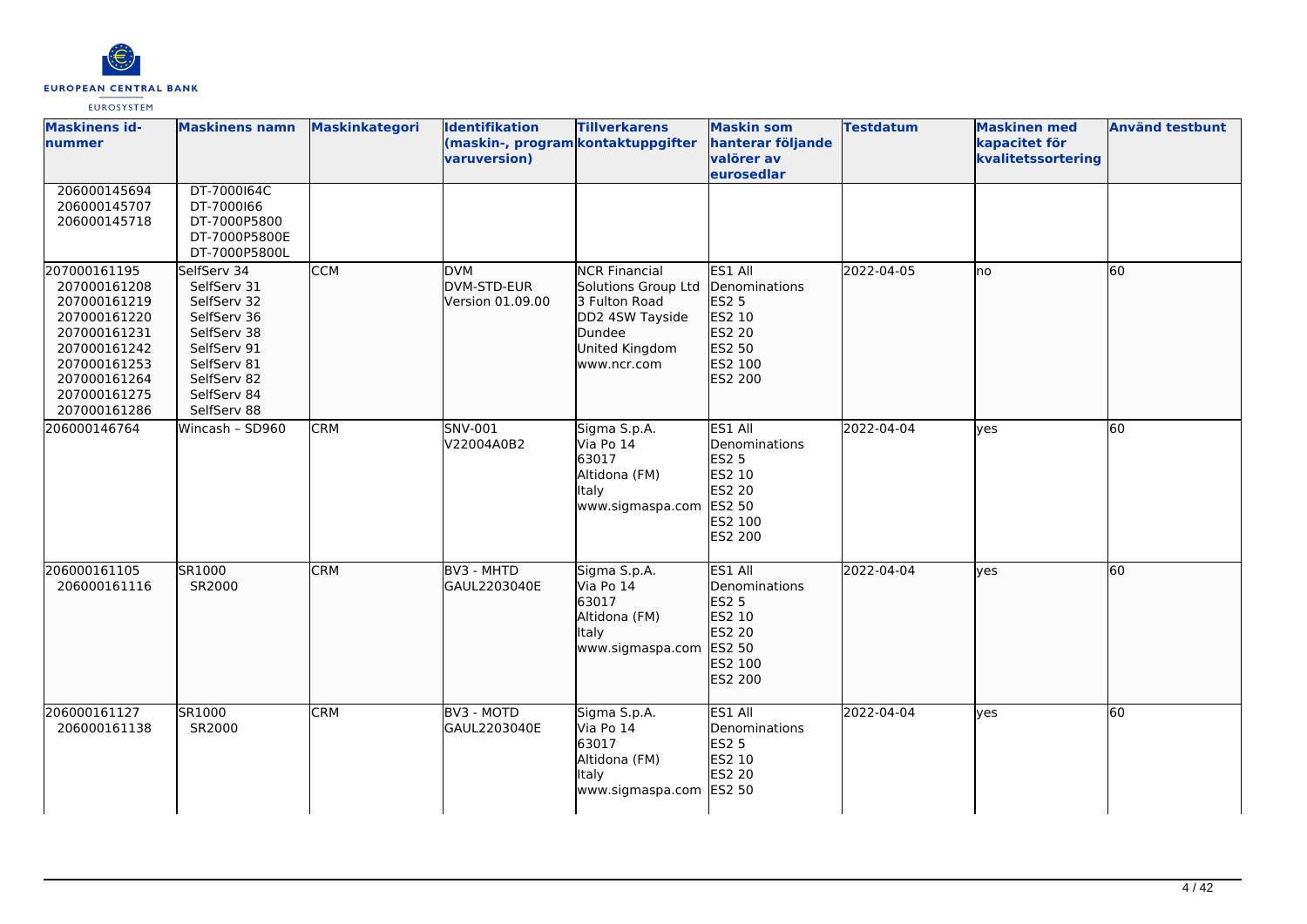| Maskinens id-nummer | Maskinens namn | Maskinkategori | Identifikation (maskin-, program varuversion) | Tillverkarens kontaktuppgifter | Maskin som hanterar följande valörer av eurosedlar | Testdatum | Maskinen med kapacitet för kvalitetssortering | Använd testbunt |
|---|---|---|---|---|---|---|---|---|
| 206000145694<br>206000145707<br>206000145718 | DT-7000I64C<br>DT-7000I66<br>DT-7000P5800<br>DT-7000P5800E<br>DT-7000P5800L | | | | | | | |
| 207000161195<br>207000161208<br>207000161219<br>207000161220<br>207000161231<br>207000161242<br>207000161253<br>207000161264<br>207000161275<br>207000161286 | SelfServ 34<br>SelfServ 31<br>SelfServ 32<br>SelfServ 36<br>SelfServ 38<br>SelfServ 91<br>SelfServ 81<br>SelfServ 82<br>SelfServ 84<br>SelfServ 88 | CCM | DVM<br>DVM-STD-EUR<br>Version 01.09.00 | NCR Financial Solutions Group Ltd<br>3 Fulton Road<br>DD2 4SW Tayside<br>Dundee<br>United Kingdom<br>www.ncr.com | ES1 All Denominations<br>ES2 5<br>ES2 10<br>ES2 20<br>ES2 50<br>ES2 100<br>ES2 200 | 2022-04-05 | no | 60 |
| 206000146764 | Wincash – SD960 | CRM | SNV-001<br>V22004A0B2 | Sigma S.p.A.<br>Via Po 14<br>63017<br>Altidona (FM)<br>Italy<br>www.sigmaspa.com | ES1 All Denominations<br>ES2 5<br>ES2 10<br>ES2 20<br>ES2 50<br>ES2 100<br>ES2 200 | 2022-04-04 | yes | 60 |
| 206000161105<br>206000161116 | SR1000<br>SR2000 | CRM | BV3 - MHTD<br>GAUL2203040E | Sigma S.p.A.<br>Via Po 14<br>63017<br>Altidona (FM)<br>Italy<br>www.sigmaspa.com | ES1 All Denominations<br>ES2 5<br>ES2 10<br>ES2 20<br>ES2 50<br>ES2 100<br>ES2 200 | 2022-04-04 | yes | 60 |
| 206000161127<br>206000161138 | SR1000<br>SR2000 | CRM | BV3 - MOTD<br>GAUL2203040E | Sigma S.p.A.<br>Via Po 14<br>63017<br>Altidona (FM)<br>Italy<br>www.sigmaspa.com | ES1 All Denominations<br>ES2 5<br>ES2 10<br>ES2 20<br>ES2 50 | 2022-04-04 | yes | 60 |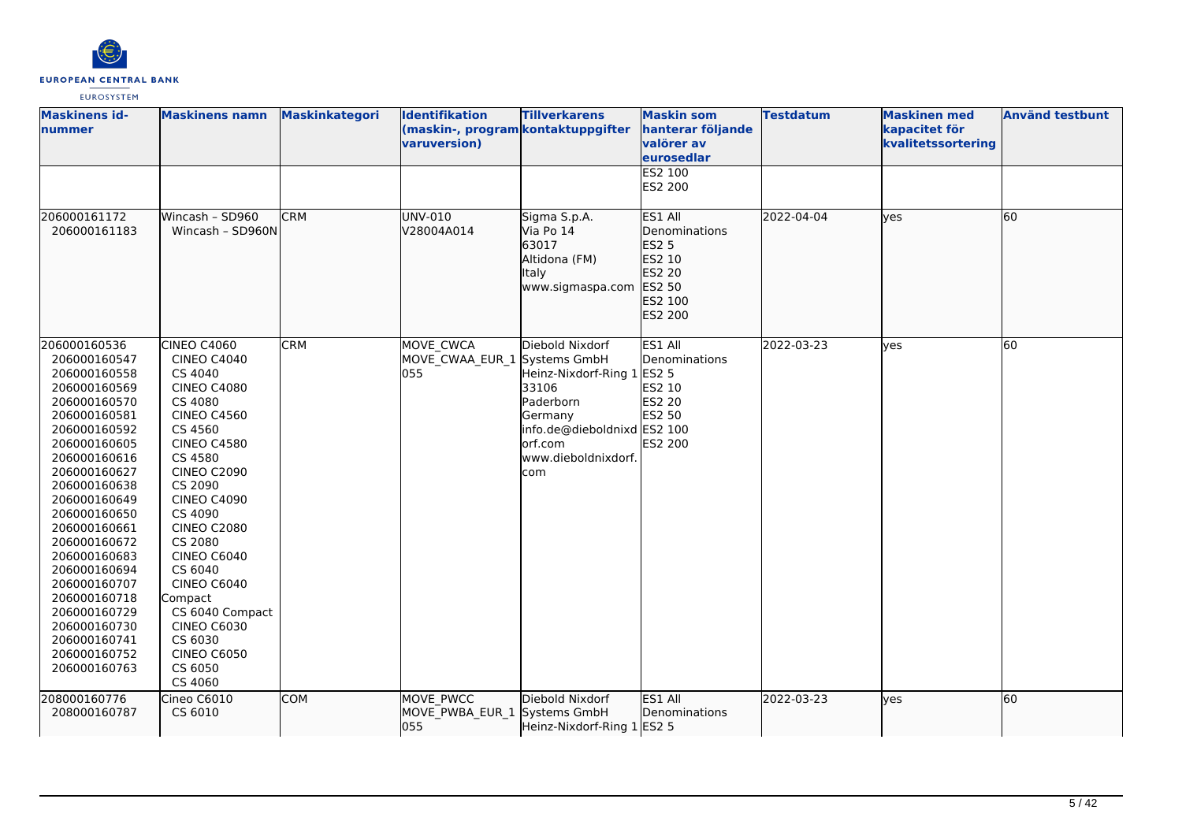| Maskinens id-nummer | Maskinens namn | Maskinkategori | Identifikation (maskin-, programvaruversion) | Tillverkarens kontaktuppgifter | Maskin som hanterar följande valörer av eurosedlar | Testdatum | Maskinen med kapacitet för kvalitetssortering | Använd testbunt |
|---|---|---|---|---|---|---|---|---|
| | | | | | ES2 100<br>ES2 200 | | | |
| 206000161172<br>206000161183 | Wincash – SD960<br>Wincash – SD960N | CRM | UNV-010<br>V28004A014 | Sigma S.p.A.<br>Via Po 14<br>63017<br>Altidona (FM)<br>Italy<br>www.sigmaspa.com | ES1 All Denominations<br>ES2 5<br>ES2 10<br>ES2 20<br>ES2 50<br>ES2 100<br>ES2 200 | 2022-04-04 | yes | 60 |
| 206000160536<br>206000160547<br>206000160558<br>206000160569<br>206000160570<br>206000160581<br>206000160592<br>206000160605<br>206000160616<br>206000160627<br>206000160638<br>206000160649<br>206000160650<br>206000160661<br>206000160672<br>206000160683<br>206000160694<br>206000160707<br>206000160718<br>206000160729<br>206000160730<br>206000160741<br>206000160752<br>206000160763 | CINEO C4060<br>CINEO C4040<br>CS 4040<br>CINEO C4080<br>CS 4080<br>CINEO C4560<br>CS 4560<br>CINEO C4580<br>CS 4580<br>CINEO C2090<br>CS 2090<br>CINEO C4090<br>CS 4090<br>CINEO C2080<br>CS 2080<br>CINEO C6040<br>CS 6040<br>CINEO C6040 Compact<br>CS 6040 Compact<br>CINEO C6030<br>CS 6030<br>CINEO C6050<br>CS 6050<br>CS 4060 | CRM | MOVE_CWCA<br>MOVE_CWAA_EUR_1055 | Diebold Nixdorf Systems GmbH<br>Heinz-Nixdorf-Ring 1<br>33106<br>Paderborn<br>Germany<br>info.de@dieboldnixdorf.com<br>www.dieboldnixdorf.com | ES1 All Denominations<br>ES2 5<br>ES2 10<br>ES2 20<br>ES2 50<br>ES2 100<br>ES2 200 | 2022-03-23 | yes | 60 |
| 208000160776<br>208000160787 | Cineo C6010<br>CS 6010 | COM | MOVE_PWCC<br>MOVE_PWBA_EUR_1055 | Diebold Nixdorf Systems GmbH<br>Heinz-Nixdorf-Ring 1 | ES1 All Denominations<br>ES2 5 | 2022-03-23 | yes | 60 |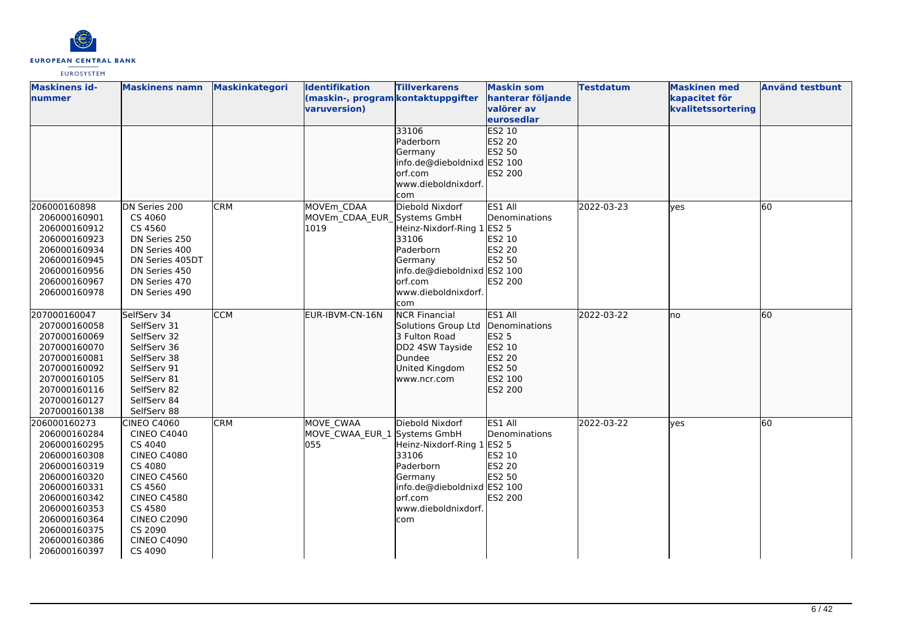| Maskinens id-nummer | Maskinens namn | Maskinkategori | Identifikation (maskin-, programvaruversion) | Tillverkarens kontaktuppgifter | Maskin som hanterar följande valörer av eurosedlar | Testdatum | Maskinen med kapacitet för kvalitetssortering | Använd testbunt |
|---|---|---|---|---|---|---|---|---|
| | | | | 33106<br>Paderborn<br>Germany<br>info.de@dieboldnixdorf.com<br>www.dieboldnixdorf.com | ES2 10<br>ES2 20<br>ES2 50<br>ES2 100<br>ES2 200 | | | |
| 206000160898<br>206000160901<br>206000160912<br>206000160923<br>206000160934<br>206000160945<br>206000160956<br>206000160967<br>206000160978 | DN Series 200<br>CS 4060<br>CS 4560<br>DN Series 250<br>DN Series 400<br>DN Series 405DT<br>DN Series 450<br>DN Series 470<br>DN Series 490 | CRM | MOVEm_CDAA<br>MOVEm_CDAA_EUR_1019 | Diebold Nixdorf Systems GmbH<br>Heinz-Nixdorf-Ring 1<br>33106<br>Paderborn<br>Germany<br>info.de@dieboldnixdorf.com<br>www.dieboldnixdorf.com | ES1 All Denominations<br>ES2 5<br>ES2 10<br>ES2 20<br>ES2 50<br>ES2 100<br>ES2 200 | 2022-03-23 | yes | 60 |
| 207000160047<br>207000160058<br>207000160069<br>207000160070<br>207000160081<br>207000160092<br>207000160105<br>207000160116<br>207000160127<br>207000160138 | SelfServ 34<br>SelfServ 31<br>SelfServ 32<br>SelfServ 36<br>SelfServ 38<br>SelfServ 91<br>SelfServ 81<br>SelfServ 82<br>SelfServ 84<br>SelfServ 88 | CCM | EUR-IBVM-CN-16N | NCR Financial Solutions Group Ltd<br>3 Fulton Road<br>DD2 4SW Tayside<br>Dundee<br>United Kingdom<br>www.ncr.com | ES1 All Denominations<br>ES2 5<br>ES2 10<br>ES2 20<br>ES2 50<br>ES2 100<br>ES2 200 | 2022-03-22 | no | 60 |
| 206000160273<br>206000160284<br>206000160295<br>206000160308<br>206000160319<br>206000160320<br>206000160331<br>206000160342<br>206000160353<br>206000160364<br>206000160375<br>206000160386<br>206000160397 | CINEO C4060<br>CINEO C4040<br>CS 4040<br>CINEO C4080<br>CS 4080<br>CINEO C4560<br>CS 4560<br>CINEO C4580<br>CS 4580<br>CINEO C2090<br>CS 2090<br>CINEO C4090<br>CS 4090 | CRM | MOVE_CWAA<br>MOVE_CWAA_EUR_1055 | Diebold Nixdorf Systems GmbH<br>Heinz-Nixdorf-Ring 1<br>33106<br>Paderborn<br>Germany<br>info.de@dieboldnixdorf.com<br>www.dieboldnixdorf.com | ES1 All Denominations<br>ES2 5<br>ES2 10<br>ES2 20<br>ES2 50<br>ES2 100<br>ES2 200 | 2022-03-22 | yes | 60 |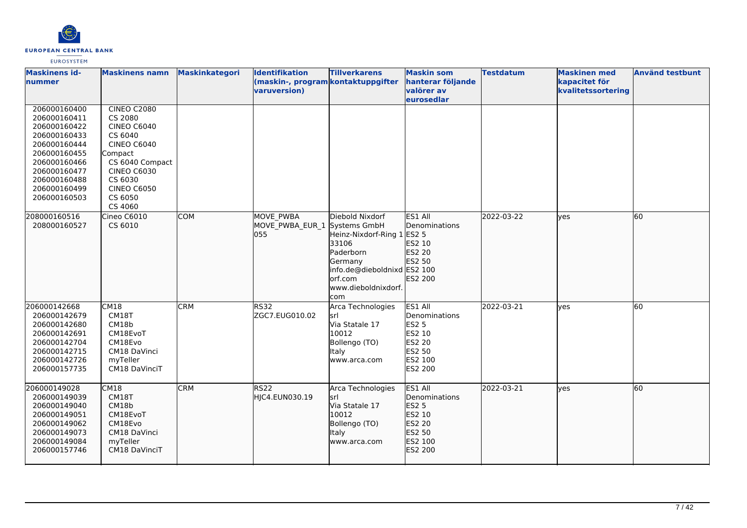| Maskinens id-nummer | Maskinens namn | Maskinkategori | Identifikation (maskin-, programvaruversion) | Tillverkarens kontaktuppgifter | Maskin som hanterar följande valörer av eurosedlar | Testdatum | Maskinen med kapacitet för kvalitetssortering | Använd testbunt |
|---|---|---|---|---|---|---|---|---|
| 206000160400<br>206000160411<br>206000160422<br>206000160433<br>206000160444<br>206000160455<br>206000160466<br>206000160477<br>206000160488<br>206000160499<br>206000160503 | CINEO C2080<br>CS 2080<br>CINEO C6040<br>CS 6040<br>CINEO C6040 Compact<br>CS 6040 Compact<br>CINEO C6030<br>CS 6030<br>CINEO C6050<br>CS 6050<br>CS 4060 | | | | | | | |
| 208000160516<br>208000160527 | Cineo C6010<br>CS 6010 | COM | MOVE_PWBA<br>MOVE_PWBA_EUR_1055 | Diebold Nixdorf Systems GmbH<br>Heinz-Nixdorf-Ring 1<br>33106<br>Paderborn<br>Germany<br>info.de@dieboldnixdorf.com<br>www.dieboldnixdorf.com | ES1 All Denominations<br>ES2 5<br>ES2 10<br>ES2 20<br>ES2 50<br>ES2 100<br>ES2 200 | 2022-03-22 | yes | 60 |
| 206000142668<br>206000142679<br>206000142680<br>206000142691<br>206000142704<br>206000142715<br>206000142726<br>206000157735 | CM18<br>CM18T<br>CM18b<br>CM18EvoT<br>CM18Evo<br>CM18 DaVinci<br>myTeller<br>CM18 DaVinciT | CRM | RS32<br>ZGC7.EUG010.02 | Arca Technologies srl<br>Via Statale 17<br>10012<br>Bollengo (TO)<br>Italy<br>www.arca.com | ES1 All Denominations<br>ES2 5<br>ES2 10<br>ES2 20<br>ES2 50<br>ES2 100<br>ES2 200 | 2022-03-21 | yes | 60 |
| 206000149028<br>206000149039<br>206000149040<br>206000149051<br>206000149062<br>206000149073<br>206000149084<br>206000157746 | CM18<br>CM18T<br>CM18b<br>CM18EvoT<br>CM18Evo<br>CM18 DaVinci<br>myTeller<br>CM18 DaVinciT | CRM | RS22<br>HJC4.EUN030.19 | Arca Technologies srl<br>Via Statale 17<br>10012<br>Bollengo (TO)<br>Italy<br>www.arca.com | ES1 All Denominations<br>ES2 5<br>ES2 10<br>ES2 20<br>ES2 50<br>ES2 100<br>ES2 200 | 2022-03-21 | yes | 60 |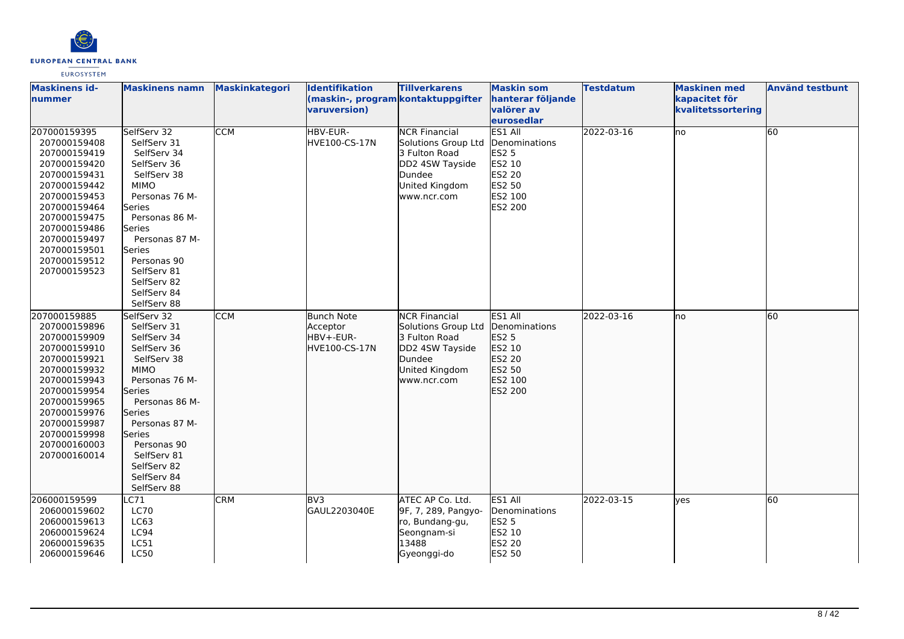| Maskinens id-nummer | Maskinens namn | Maskinkategori | Identifikation (maskin-, programvaruversion) | Tillverkarens kontaktuppgifter | Maskin som hanterar följande valörer av eurosedlar | Testdatum | Maskinen med kapacitet för kvalitetssortering | Använd testbunt |
|---|---|---|---|---|---|---|---|---|
| 207000159395<br>207000159408<br>207000159419<br>207000159420<br>207000159431<br>207000159442<br>207000159453<br>207000159464<br>207000159475<br>207000159486<br>207000159497<br>207000159501<br>207000159512<br>207000159523 | SelfServ 32<br>SelfServ 31<br>SelfServ 34<br>SelfServ 36<br>SelfServ 38<br>MIMO<br>Personas 76 M-Series<br>Personas 86 M-Series<br>Personas 87 M-Series<br>Personas 90<br>SelfServ 81<br>SelfServ 82<br>SelfServ 84<br>SelfServ 88 | CCM | HBV-EUR-HVE100-CS-17N | NCR Financial Solutions Group Ltd<br>3 Fulton Road<br>DD2 4SW Tayside<br>Dundee<br>United Kingdom<br>www.ncr.com | ES1 All Denominations<br>ES2 5<br>ES2 10<br>ES2 20<br>ES2 50<br>ES2 100<br>ES2 200 | 2022-03-16 | no | 60 |
| 207000159885<br>207000159896<br>207000159909<br>207000159910<br>207000159921<br>207000159932<br>207000159943<br>207000159954<br>207000159965<br>207000159976<br>207000159987<br>207000159998<br>207000160003<br>207000160014 | SelfServ 32<br>SelfServ 31<br>SelfServ 34<br>SelfServ 36<br>SelfServ 38<br>MIMO<br>Personas 76 M-Series<br>Personas 86 M-Series<br>Personas 87 M-Series<br>Personas 90<br>SelfServ 81<br>SelfServ 82<br>SelfServ 84<br>SelfServ 88 | CCM | Bunch Note Acceptor<br>HBV+-EUR-HVE100-CS-17N | NCR Financial Solutions Group Ltd<br>3 Fulton Road<br>DD2 4SW Tayside<br>Dundee<br>United Kingdom<br>www.ncr.com | ES1 All Denominations<br>ES2 5<br>ES2 10<br>ES2 20<br>ES2 50<br>ES2 100<br>ES2 200 | 2022-03-16 | no | 60 |
| 206000159599<br>206000159602<br>206000159613<br>206000159624<br>206000159635<br>206000159646 | LC71<br>LC70<br>LC63<br>LC94<br>LC51<br>LC50 | CRM | BV3<br>GAUL2203040E | ATEC AP Co. Ltd.<br>9F, 7, 289, Pangyo-ro, Bundang-gu, Seongnam-si<br>13488<br>Gyeonggi-do | ES1 All Denominations<br>ES2 5<br>ES2 10<br>ES2 20<br>ES2 50 | 2022-03-15 | yes | 60 |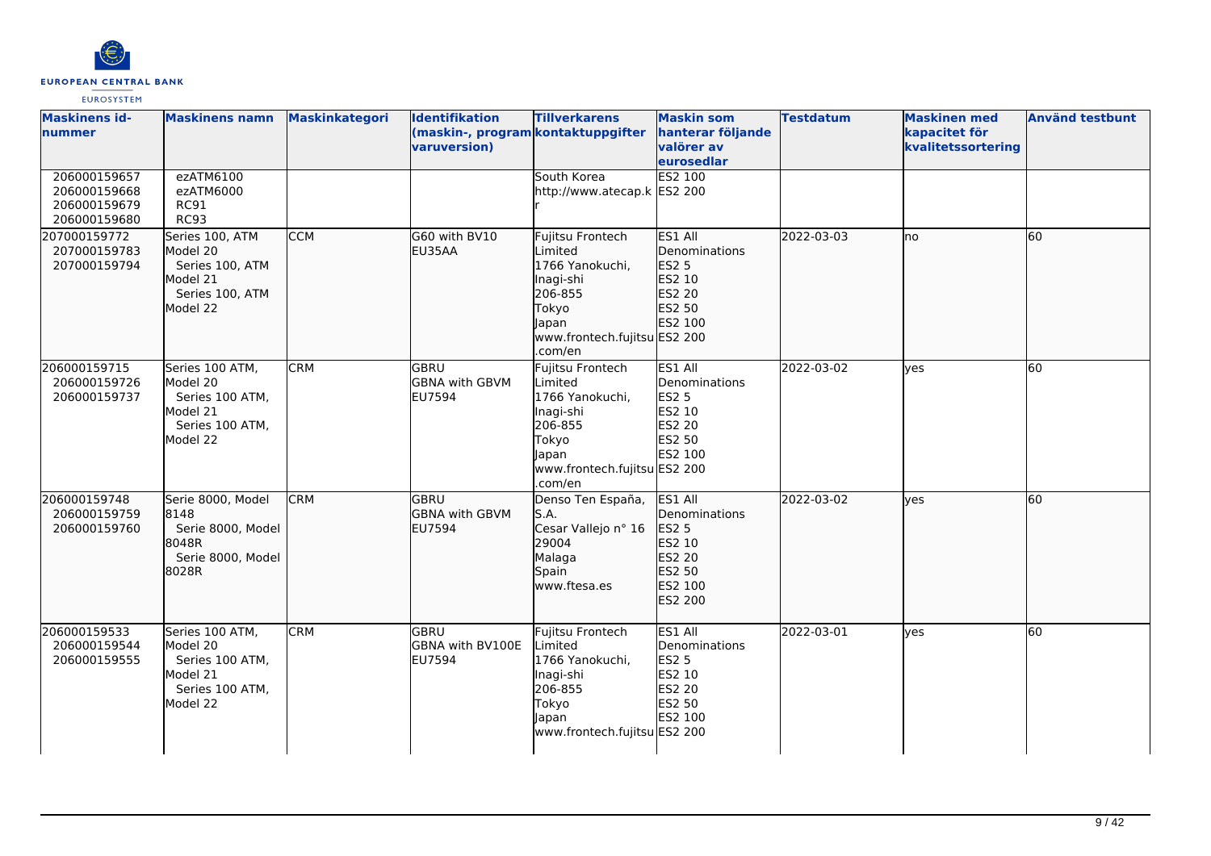| Maskinens id-nummer | Maskinens namn | Maskinkategori | Identifikation (maskin-, programvaruversion) | Tillverkarens kontaktuppgifter | Maskin som hanterar följande valörer av eurosedlar | Testdatum | Maskinen med kapacitet för kvalitetssortering | Använd testbunt |
|---|---|---|---|---|---|---|---|---|
| 206000159657<br>206000159668<br>206000159679<br>206000159680 | ezATM6100<br>ezATM6000<br>RC91<br>RC93 | | | South Korea<br>http://www.atecap.kr | ES2 100<br>ES2 200 | | | |
| 207000159772<br>207000159783<br>207000159794 | Series 100, ATM Model 20<br>Series 100, ATM Model 21<br>Series 100, ATM Model 22 | CCM | G60 with BV10 EU35AA | Fujitsu Frontech Limited<br>1766 Yanokuchi, Inagi-shi<br>206-855<br>Tokyo<br>Japan<br>www.frontech.fujitsu.com/en | ES1 All Denominations<br>ES2 5<br>ES2 10<br>ES2 20<br>ES2 50<br>ES2 100<br>ES2 200 | 2022-03-03 | no | 60 |
| 206000159715<br>206000159726<br>206000159737 | Series 100 ATM, Model 20<br>Series 100 ATM, Model 21<br>Series 100 ATM, Model 22 | CRM | GBRU<br>GBNA with GBVM EU7594 | Fujitsu Frontech Limited<br>1766 Yanokuchi, Inagi-shi<br>206-855<br>Tokyo<br>Japan<br>www.frontech.fujitsu.com/en | ES1 All Denominations<br>ES2 5<br>ES2 10<br>ES2 20<br>ES2 50<br>ES2 100<br>ES2 200 | 2022-03-02 | yes | 60 |
| 206000159748<br>206000159759<br>206000159760 | Serie 8000, Model 8148<br>Serie 8000, Model 8048R<br>Serie 8000, Model 8028R | CRM | GBRU<br>GBNA with GBVM EU7594 | Denso Ten España, S.A.<br>Cesar Vallejo n° 16<br>29004<br>Malaga<br>Spain<br>www.ftesa.es | ES1 All Denominations<br>ES2 5<br>ES2 10<br>ES2 20<br>ES2 50<br>ES2 100<br>ES2 200 | 2022-03-02 | yes | 60 |
| 206000159533<br>206000159544<br>206000159555 | Series 100 ATM, Model 20<br>Series 100 ATM, Model 21<br>Series 100 ATM, Model 22 | CRM | GBRU<br>GBNA with BV100E EU7594 | Fujitsu Frontech Limited<br>1766 Yanokuchi, Inagi-shi<br>206-855<br>Tokyo<br>Japan<br>www.frontech.fujitsu | ES1 All Denominations<br>ES2 5<br>ES2 10<br>ES2 20<br>ES2 50<br>ES2 100<br>ES2 200 | 2022-03-01 | yes | 60 |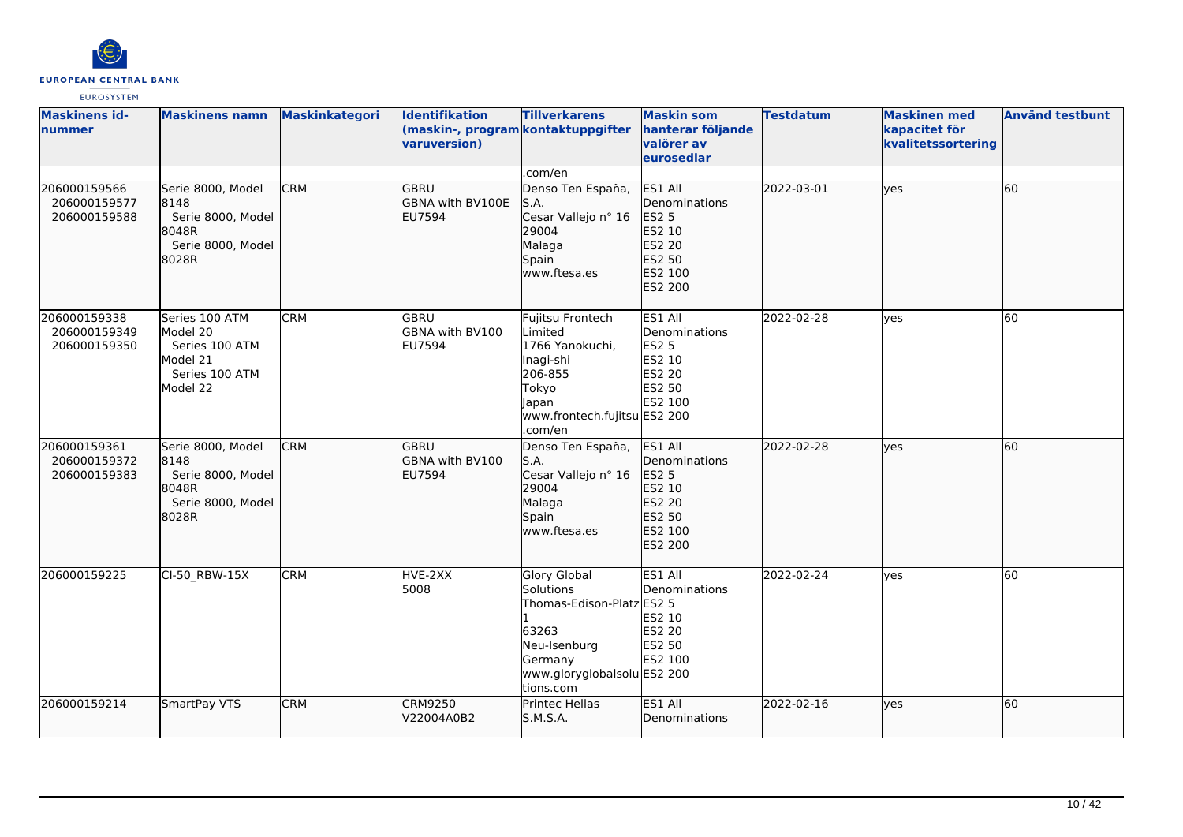| Maskinens id-nummer | Maskinens namn | Maskinkategori | Identifikation (maskin-, program varuversion) | Tillverkarens kontaktuppgifter | Maskin som hanterar följande valörer av eurosedlar | Testdatum | Maskinen med kapacitet för kvalitetssortering | Använd testbunt |
|---|---|---|---|---|---|---|---|---|
| | | | | .com/en | | | | |
| 206000159566<br>206000159577<br>206000159588 | Serie 8000, Model 8148<br>Serie 8000, Model 8048R<br>Serie 8000, Model 8028R | CRM | GBRU<br>GBNA with BV100E<br>EU7594 | Denso Ten España, S.A.<br>Cesar Vallejo n° 16<br>29004<br>Malaga<br>Spain<br>www.ftesa.es | ES1 All Denominations<br>ES2 5<br>ES2 10<br>ES2 20<br>ES2 50<br>ES2 100<br>ES2 200 | 2022-03-01 | yes | 60 |
| 206000159338<br>206000159349<br>206000159350 | Series 100 ATM Model 20<br>Series 100 ATM Model 21<br>Series 100 ATM Model 22 | CRM | GBRU<br>GBNA with BV100<br>EU7594 | Fujitsu Frontech Limited<br>1766 Yanokuchi, Inagi-shi<br>206-855<br>Tokyo<br>Japan<br>www.frontech.fujitsu.com/en | ES1 All Denominations<br>ES2 5<br>ES2 10<br>ES2 20<br>ES2 50<br>ES2 100<br>ES2 200 | 2022-02-28 | yes | 60 |
| 206000159361<br>206000159372<br>206000159383 | Serie 8000, Model 8148<br>Serie 8000, Model 8048R<br>Serie 8000, Model 8028R | CRM | GBRU<br>GBNA with BV100<br>EU7594 | Denso Ten España, S.A.<br>Cesar Vallejo n° 16<br>29004<br>Malaga<br>Spain<br>www.ftesa.es | ES1 All Denominations<br>ES2 5<br>ES2 10<br>ES2 20<br>ES2 50<br>ES2 100<br>ES2 200 | 2022-02-28 | yes | 60 |
| 206000159225 | CI-50_RBW-15X | CRM | HVE-2XX<br>5008 | Glory Global Solutions<br>Thomas-Edison-Platz 1<br>63263<br>Neu-Isenburg<br>Germany<br>www.gloryglobalsolutions.com | ES1 All Denominations<br>ES2 5<br>ES2 10<br>ES2 20<br>ES2 50<br>ES2 100<br>ES2 200 | 2022-02-24 | yes | 60 |
| 206000159214 | SmartPay VTS | CRM | CRM9250<br>V22004A0B2 | Printec Hellas S.M.S.A. | ES1 All Denominations | 2022-02-16 | yes | 60 |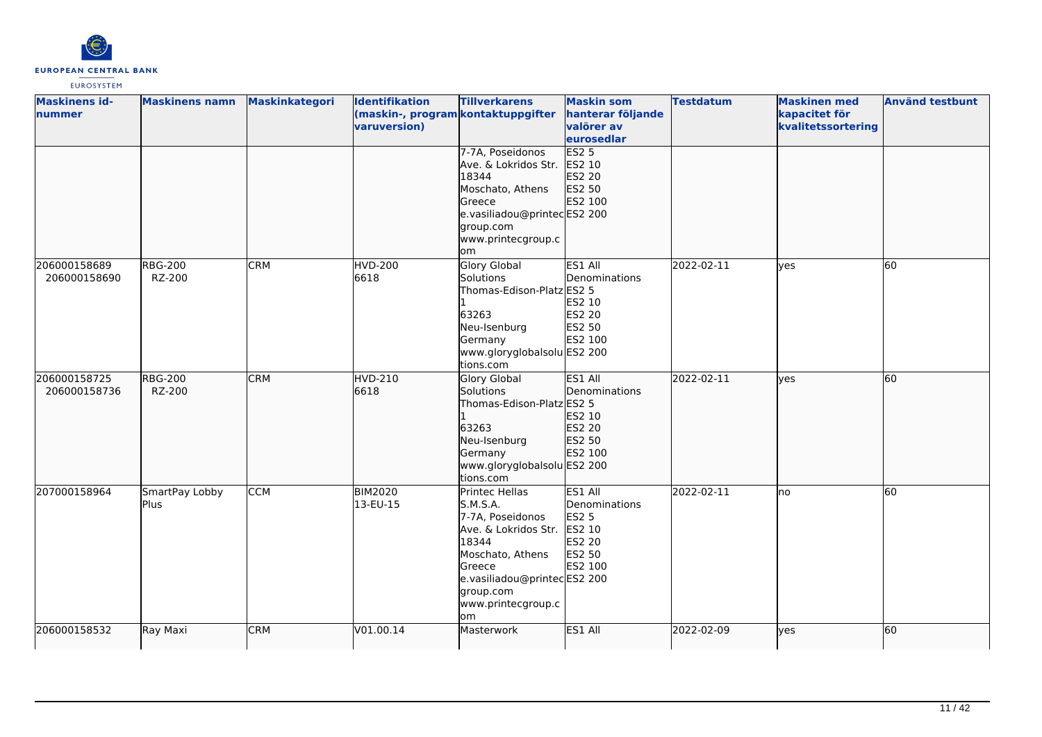| Maskinens id-nummer | Maskinens namn | Maskinkategori | Identifikation (maskin-, program varuversion) | Tillverkarens kontaktuppgifter | Maskin som hanterar följande valörer av eurosedlar | Testdatum | Maskinen med kapacitet för kvalitetssortering | Använd testbunt |
|---|---|---|---|---|---|---|---|---|
| | | | | 7-7A, Poseidonos Ave. & Lokridos Str. 18344 Moschato, Athens Greece e.vasiliadou@printecgroup.com www.printecgroup.com | ES2 5 ES2 10 ES2 20 ES2 50 ES2 100 ES2 200 | | | |
| 206000158689 206000158690 | RBG-200 RZ-200 | CRM | HVD-200 6618 | Glory Global Solutions Thomas-Edison-Platz 1 63263 Neu-Isenburg Germany www.gloryglobalsolutions.com | ES1 All Denominations ES2 5 ES2 10 ES2 20 ES2 50 ES2 100 ES2 200 | 2022-02-11 | yes | 60 |
| 206000158725 206000158736 | RBG-200 RZ-200 | CRM | HVD-210 6618 | Glory Global Solutions Thomas-Edison-Platz 1 63263 Neu-Isenburg Germany www.gloryglobalsolutions.com | ES1 All Denominations ES2 5 ES2 10 ES2 20 ES2 50 ES2 100 ES2 200 | 2022-02-11 | yes | 60 |
| 207000158964 | SmartPay Lobby Plus | CCM | BIM2020 13-EU-15 | Printec Hellas S.M.S.A. 7-7A, Poseidonos Ave. & Lokridos Str. 18344 Moschato, Athens Greece e.vasiliadou@printecgroup.com www.printecgroup.com | ES1 All Denominations ES2 5 ES2 10 ES2 20 ES2 50 ES2 100 ES2 200 | 2022-02-11 | no | 60 |
| 206000158532 | Ray Maxi | CRM | V01.00.14 | Masterwork | ES1 All | 2022-02-09 | yes | 60 |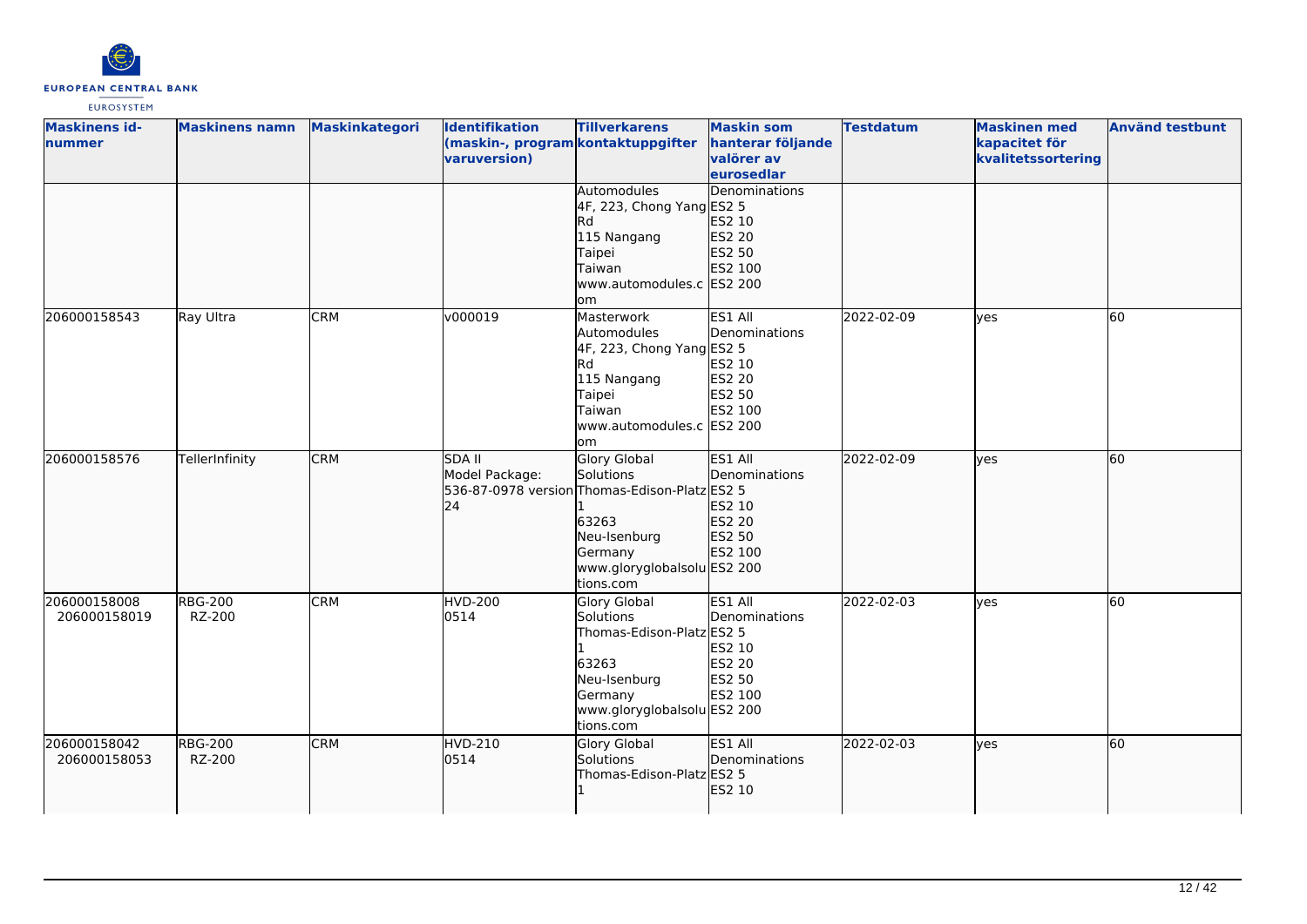| Maskinens id-nummer | Maskinens namn | Maskinkategori | Identifikation (maskin-, program varuversion) | Tillverkarens kontaktuppgifter | Maskin som hanterar följande valörer av eurosedlar | Testdatum | Maskinen med kapacitet för kvalitetssortering | Använd testbunt |
|---|---|---|---|---|---|---|---|---|
| | | | | Automodules<br>4F, 223, Chong Yang Rd<br>115 Nangang<br>Taipei<br>Taiwan<br>www.automodules.com | Denominations<br>ES2 5<br>ES2 10<br>ES2 20<br>ES2 50<br>ES2 100<br>ES2 200 | | | |
| 206000158543 | Ray Ultra | CRM | v000019 | Masterwork<br>Automodules<br>4F, 223, Chong Yang Rd<br>115 Nangang<br>Taipei<br>Taiwan<br>www.automodules.com | ES1 All Denominations<br>ES2 5<br>ES2 10<br>ES2 20<br>ES2 50<br>ES2 100<br>ES2 200 | 2022-02-09 | yes | 60 |
| 206000158576 | TellerInfinity | CRM | SDA II<br>Model Package:<br>536-87-0978 version 24 | Glory Global Solutions<br>Thomas-Edison-Platz 1<br>63263<br>Neu-Isenburg<br>Germany<br>www.gloryglobalsolutions.com | ES1 All Denominations<br>ES2 5<br>ES2 10<br>ES2 20<br>ES2 50<br>ES2 100<br>ES2 200 | 2022-02-09 | yes | 60 |
| 206000158008<br>206000158019 | RBG-200<br>RZ-200 | CRM | HVD-200<br>0514 | Glory Global Solutions<br>Thomas-Edison-Platz 1<br>63263<br>Neu-Isenburg<br>Germany<br>www.gloryglobalsolutions.com | ES1 All Denominations<br>ES2 5<br>ES2 10<br>ES2 20<br>ES2 50<br>ES2 100<br>ES2 200 | 2022-02-03 | yes | 60 |
| 206000158042<br>206000158053 | RBG-200<br>RZ-200 | CRM | HVD-210<br>0514 | Glory Global Solutions<br>Thomas-Edison-Platz 1 | ES1 All Denominations<br>ES2 5<br>ES2 10 | 2022-02-03 | yes | 60 |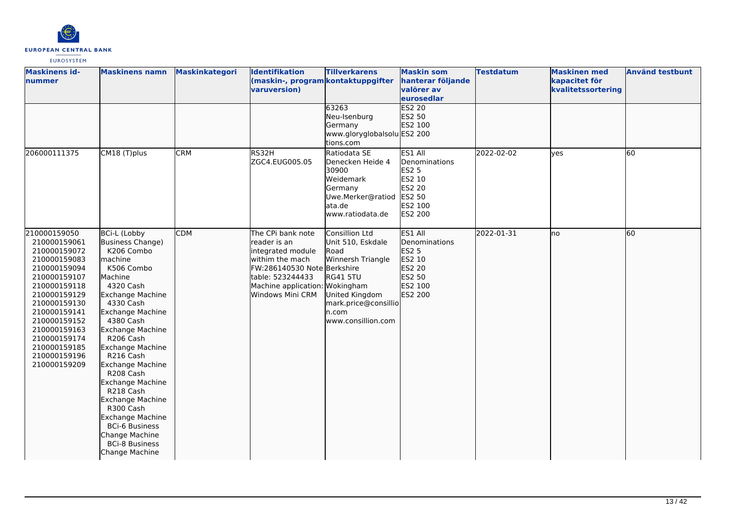| Maskinens id-nummer | Maskinens namn | Maskinkategori | Identifikation (maskin-, programvaruversion) | Tillverkarens kontaktuppgifter | Maskin som hanterar följande valörer av eurosedlar | Testdatum | Maskinen med kapacitet för kvalitetssortering | Använd testbunt |
|---|---|---|---|---|---|---|---|---|
| | | | | 63263<br>Neu-Isenburg<br>Germany<br>www.gloryglobalsolutions.com | ES2 20<br>ES2 50<br>ES2 100<br>ES2 200 | | | |
| 206000111375 | CM18 (T)plus | CRM | RS32H<br>ZGC4.EUG005.05 | Ratiodata SE<br>Denecken Heide 4<br>30900<br>Weidemark<br>Germany<br>Uwe.Merker@ratiodata.de<br>www.ratiodata.de | ES1 All Denominations<br>ES2 5<br>ES2 10<br>ES2 20<br>ES2 50<br>ES2 100<br>ES2 200 | 2022-02-02 | yes | 60 |
| 210000159050<br>210000159061<br>210000159072<br>210000159083<br>210000159094<br>210000159107<br>210000159118<br>210000159129<br>210000159130<br>210000159141<br>210000159152<br>210000159163<br>210000159174<br>210000159185<br>210000159196<br>210000159209 | BCi-L (Lobby Business Change) machine<br>K206 Combo Machine<br>K506 Combo Machine<br>4320 Cash Exchange Machine<br>4330 Cash Exchange Machine<br>4380 Cash Exchange Machine<br>R206 Cash Exchange Machine<br>R216 Cash Exchange Machine<br>R208 Cash Exchange Machine<br>R218 Cash Exchange Machine<br>R300 Cash Exchange Machine<br>BCi-6 Business Change Machine<br>BCi-8 Business Change Machine | CDM | The CPi bank note reader is an integrated module withim the mach<br>FW:286140530 Note table: 523244433<br>Machine application: Windows Mini CRM | Consillion Ltd<br>Unit 510, Eskdale Road<br>Winnersh Triangle<br>Berkshire<br>RG41 5TU<br>Wokingham<br>United Kingdom<br>mark.price@consillion.com<br>www.consillion.com | ES1 All Denominations<br>ES2 5<br>ES2 10<br>ES2 20<br>ES2 50<br>ES2 100<br>ES2 200 | 2022-01-31 | no | 60 |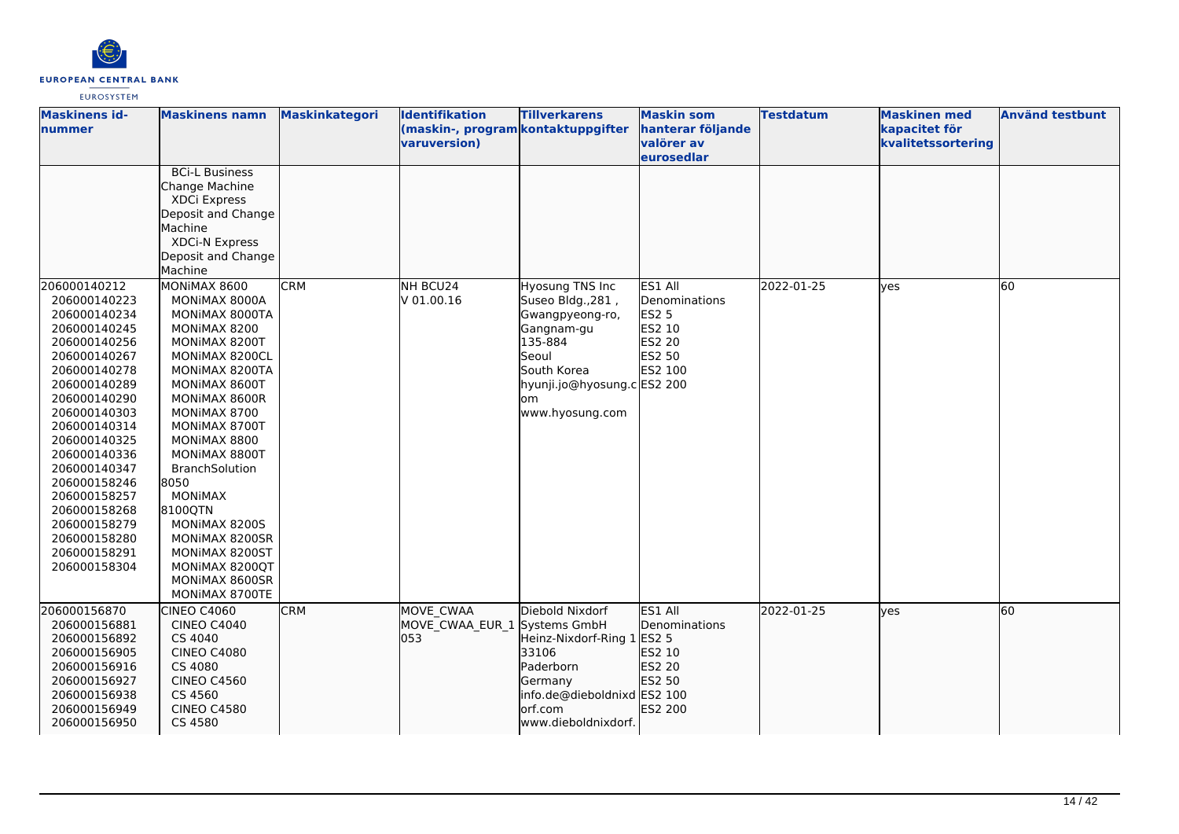| Maskinens id-nummer | Maskinens namn | Maskinkategori | Identifikation (maskin-, programvaruversion) | Tillverkarens kontaktuppgifter | Maskin som hanterar följande valörer av eurosedlar | Testdatum | Maskinen med kapacitet för kvalitetssortering | Använd testbunt |
|---|---|---|---|---|---|---|---|---|
| | BCi-L Business Change Machine<br>XDCi Express Deposit and Change Machine<br>XDCi-N Express Deposit and Change Machine | | | | | | | |
| 206000140212<br>206000140223<br>206000140234<br>206000140245<br>206000140256<br>206000140267<br>206000140278<br>206000140289<br>206000140290<br>206000140303<br>206000140314<br>206000140325<br>206000140336<br>206000140347<br>206000158246<br>206000158257<br>206000158268<br>206000158279<br>206000158280<br>206000158291<br>206000158304 | MONiMAX 8600<br>MONiMAX 8000A<br>MONiMAX 8000TA<br>MONiMAX 8200<br>MONiMAX 8200T<br>MONiMAX 8200CL<br>MONiMAX 8200TA<br>MONiMAX 8600T<br>MONiMAX 8600R<br>MONiMAX 8700<br>MONiMAX 8700T<br>MONiMAX 8800<br>MONiMAX 8800T<br>BranchSolution 8050<br>MONiMAX 8100QTN<br>MONiMAX 8200S<br>MONiMAX 8200SR<br>MONiMAX 8200ST<br>MONiMAX 8200QT<br>MONiMAX 8600SR<br>MONiMAX 8700TE | CRM | NH BCU24<br>V 01.00.16 | Hyosung TNS Inc<br>Suseo Bldg.,281 , Gwangpyeong-ro, Gangnam-gu<br>135-884<br>Seoul<br>South Korea<br>hyunji.jo@hyosung.com<br>www.hyosung.com | ES1 All Denominations<br>ES2 5<br>ES2 10<br>ES2 20<br>ES2 50<br>ES2 100<br>ES2 200 | 2022-01-25 | yes | 60 |
| 206000156870<br>206000156881<br>206000156892<br>206000156905<br>206000156916<br>206000156927<br>206000156938<br>206000156949<br>206000156950 | CINEO C4060<br>CINEO C4040<br>CS 4040<br>CINEO C4080<br>CS 4080<br>CINEO C4560<br>CS 4560<br>CINEO C4580<br>CS 4580 | CRM | MOVE_CWAA<br>MOVE_CWAA_EUR_1053 | Diebold Nixdorf Systems GmbH<br>Heinz-Nixdorf-Ring 1<br>33106<br>Paderborn<br>Germany<br>info.de@dieboldnixdorf.com<br>www.dieboldnixdorf. | ES1 All Denominations<br>ES2 5<br>ES2 10<br>ES2 20<br>ES2 50<br>ES2 100<br>ES2 200 | 2022-01-25 | yes | 60 |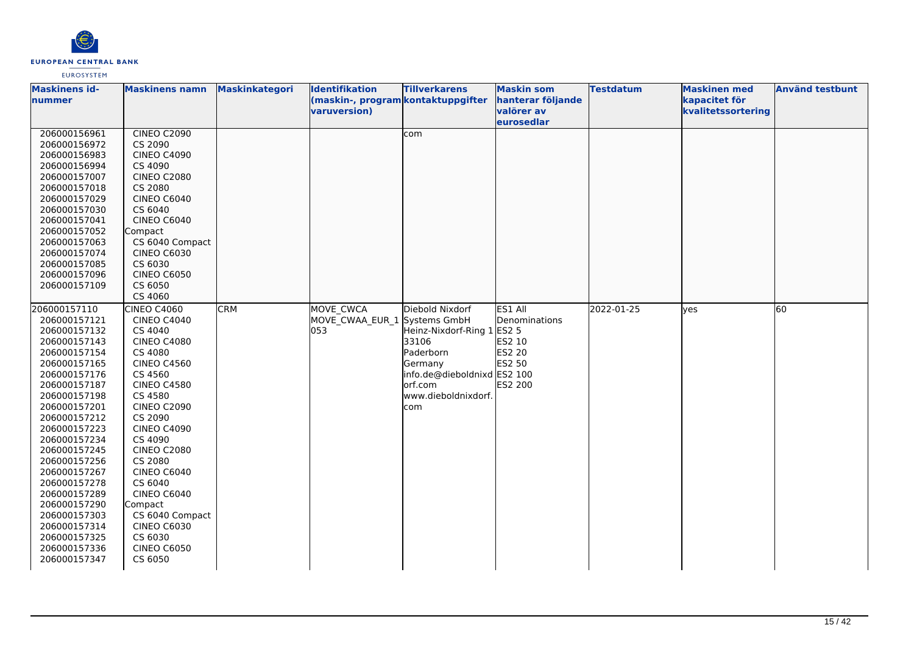| Maskinens id-nummer | Maskinens namn | Maskinkategori | Identifikation (maskin-, program varuversion) | Tillverkarens kontaktuppgifter | Maskin som hanterar följande valörer av eurosedlar | Testdatum | Maskinen med kapacitet för kvalitetssortering | Använd testbunt |
|---|---|---|---|---|---|---|---|---|
| 206000156961<br>206000156972<br>206000156983<br>206000156994<br>206000157007<br>206000157018<br>206000157029<br>206000157030<br>206000157041<br>206000157052<br>206000157063<br>206000157074<br>206000157085<br>206000157096<br>206000157109 | CINEO C2090<br>CS 2090<br>CINEO C4090<br>CS 4090<br>CINEO C2080<br>CS 2080<br>CINEO C6040<br>CS 6040<br>CINEO C6040 Compact<br>CS 6040 Compact<br>CINEO C6030<br>CS 6030<br>CINEO C6050<br>CS 6050<br>CS 4060 | | | com | | | | |
| 206000157110<br>206000157121<br>206000157132<br>206000157143<br>206000157154<br>206000157165<br>206000157176<br>206000157187<br>206000157198<br>206000157201<br>206000157212<br>206000157223<br>206000157234<br>206000157245<br>206000157256<br>206000157267<br>206000157278<br>206000157289<br>206000157290<br>206000157303<br>206000157314<br>206000157325<br>206000157336<br>206000157347 | CINEO C4060<br>CINEO C4040<br>CS 4040<br>CINEO C4080<br>CS 4080<br>CINEO C4560<br>CS 4560<br>CINEO C4580<br>CS 4580<br>CINEO C2090<br>CS 2090<br>CINEO C4090<br>CS 4090<br>CINEO C2080<br>CS 2080<br>CINEO C6040<br>CS 6040<br>CINEO C6040 Compact<br>CS 6040 Compact<br>CINEO C6030<br>CS 6030<br>CINEO C6050<br>CS 6050 | CRM | MOVE_CWCA<br>MOVE_CWAA_EUR_1 053 | Diebold Nixdorf Systems GmbH<br>Heinz-Nixdorf-Ring 1<br>33106<br>Paderborn<br>Germany<br>info.de@dieboldnixdorf.com<br>www.dieboldnixdorf.com | ES1 All Denominations<br>ES2 5<br>ES2 10<br>ES2 20<br>ES2 50<br>ES2 100<br>ES2 200 | 2022-01-25 | yes | 60 |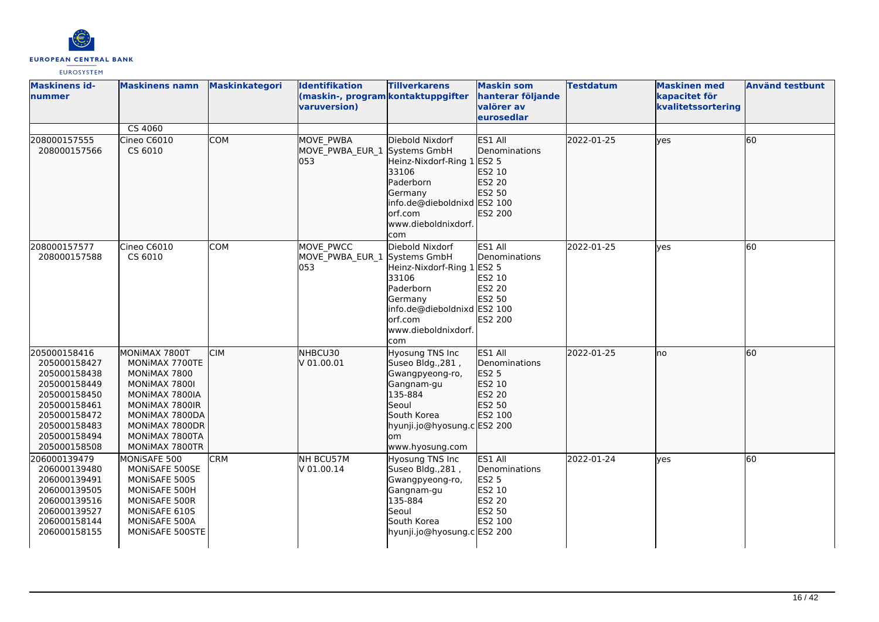| Maskinens id-nummer | Maskinens namn | Maskinkategori | Identifikation (maskin-, programvaruversion) | Tillverkarens kontaktuppgifter | Maskin som hanterar följande valörer av eurosedlar | Testdatum | Maskinen med kapacitet för kvalitetssortering | Använd testbunt |
|---|---|---|---|---|---|---|---|---|
| | CS 4060 | | | | | | | |
| 208000157555<br>208000157566 | Cineo C6010<br>CS 6010 | COM | MOVE_PWBA<br>MOVE_PWBA_EUR_1053 | Diebold Nixdorf Systems GmbH<br>Heinz-Nixdorf-Ring 1<br>33106<br>Paderborn<br>Germany<br>info.de@dieboldnixdorf.com<br>www.dieboldnixdorf.com | ES1 All Denominations<br>ES2 5<br>ES2 10<br>ES2 20<br>ES2 50<br>ES2 100<br>ES2 200 | 2022-01-25 | yes | 60 |
| 208000157577<br>208000157588 | Cineo C6010<br>CS 6010 | COM | MOVE_PWCC<br>MOVE_PWBA_EUR_1053 | Diebold Nixdorf Systems GmbH<br>Heinz-Nixdorf-Ring 1<br>33106<br>Paderborn<br>Germany<br>info.de@dieboldnixdorf.com<br>www.dieboldnixdorf.com | ES1 All Denominations<br>ES2 5<br>ES2 10<br>ES2 20<br>ES2 50<br>ES2 100<br>ES2 200 | 2022-01-25 | yes | 60 |
| 205000158416<br>205000158427<br>205000158438<br>205000158449<br>205000158450<br>205000158461<br>205000158472<br>205000158483<br>205000158494<br>205000158508 | MONiMAX 7800T<br>MONiMAX 7700TE<br>MONiMAX 7800<br>MONiMAX 7800I<br>MONiMAX 7800IA<br>MONiMAX 7800IR<br>MONiMAX 7800DA<br>MONiMAX 7800DR<br>MONiMAX 7800TA<br>MONiMAX 7800TR | CIM | NHBCU30<br>V 01.00.01 | Hyosung TNS Inc<br>Suseo Bldg.,281 , Gwangpyeong-ro, Gangnam-gu<br>135-884<br>Seoul<br>South Korea<br>hyunji.jo@hyosung.com<br>www.hyosung.com | ES1 All Denominations<br>ES2 5<br>ES2 10<br>ES2 20<br>ES2 50<br>ES2 100<br>ES2 200 | 2022-01-25 | no | 60 |
| 206000139479<br>206000139480<br>206000139491<br>206000139505<br>206000139516<br>206000139527<br>206000158144<br>206000158155 | MONiSAFE 500<br>MONiSAFE 500SE<br>MONiSAFE 500S<br>MONiSAFE 500H<br>MONiSAFE 500R<br>MONiSAFE 610S<br>MONiSAFE 500A<br>MONiSAFE 500STE | CRM | NH BCU57M<br>V 01.00.14 | Hyosung TNS Inc<br>Suseo Bldg.,281 , Gwangpyeong-ro, Gangnam-gu<br>135-884<br>Seoul<br>South Korea<br>hyunji.jo@hyosung.c | ES1 All Denominations<br>ES2 5<br>ES2 10<br>ES2 20<br>ES2 50<br>ES2 100<br>ES2 200 | 2022-01-24 | yes | 60 |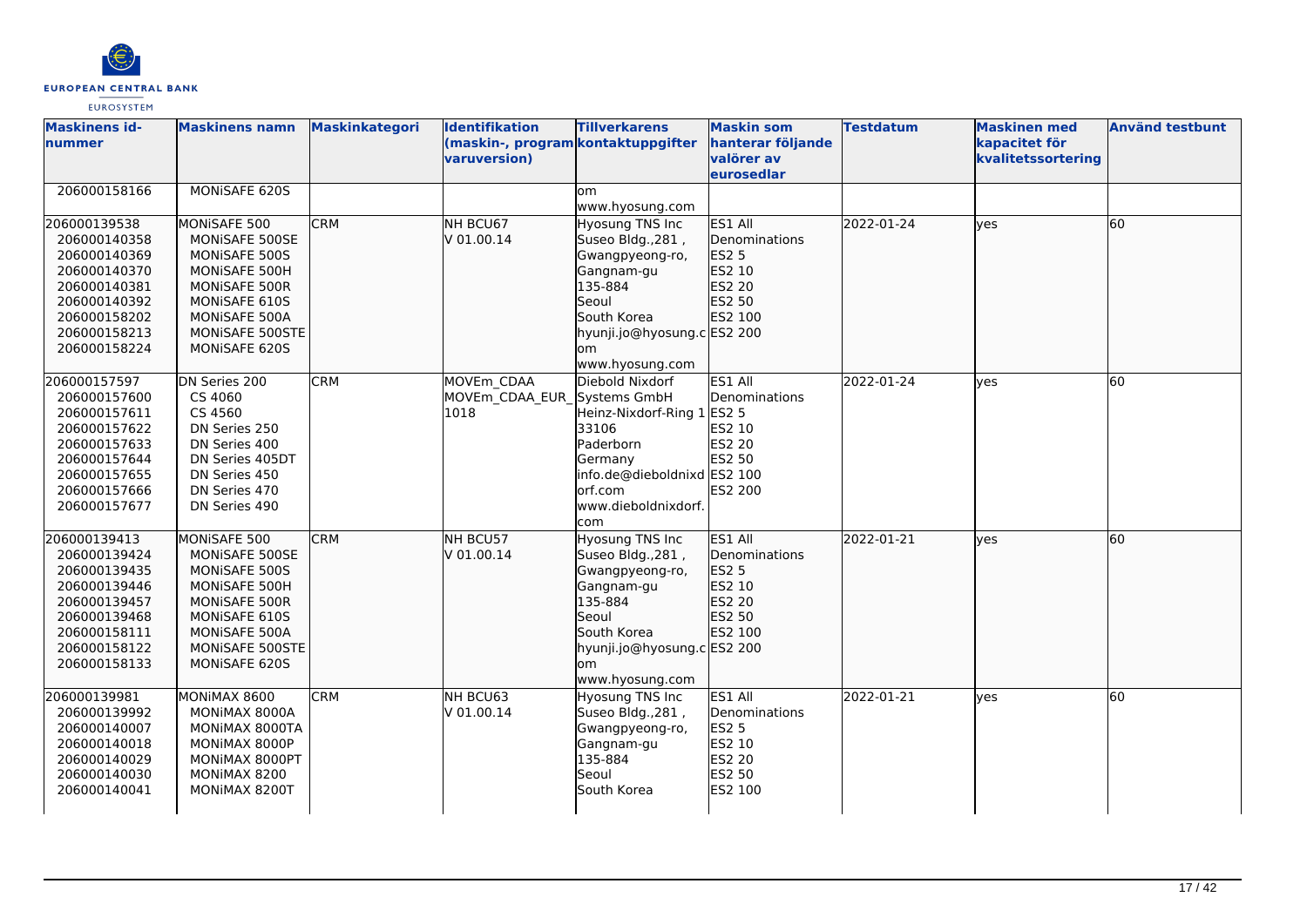| Maskinens id-nummer | Maskinens namn | Maskinkategori | Identifikation (maskin-, programvaruversion) | Tillverkarens kontaktuppgifter | Maskin som hanterar följande valörer av eurosedlar | Testdatum | Maskinen med kapacitet för kvalitetssortering | Använd testbunt |
|---|---|---|---|---|---|---|---|---|
| 206000158166 | MONiSAFE 620S | | | om www.hyosung.com | | | | |
| 206000139538 206000140358 206000140369 206000140370 206000140381 206000140392 206000158202 206000158213 206000158224 | MONiSAFE 500 MONiSAFE 500SE MONiSAFE 500S MONiSAFE 500H MONiSAFE 500R MONiSAFE 610S MONiSAFE 500A MONiSAFE 500STE MONiSAFE 620S | CRM | NH BCU67 V 01.00.14 | Hyosung TNS Inc Suseo Bldg.,281 , Gwangpyeong-ro, Gangnam-gu 135-884 Seoul South Korea hyunji.jo@hyosung.com www.hyosung.com | ES1 All Denominations ES2 5 ES2 10 ES2 20 ES2 50 ES2 100 ES2 200 | 2022-01-24 | yes | 60 |
| 206000157597 206000157600 206000157611 206000157622 206000157633 206000157644 206000157655 206000157666 206000157677 | DN Series 200 CS 4060 CS 4560 DN Series 250 DN Series 400 DN Series 405DT DN Series 450 DN Series 470 DN Series 490 | CRM | MOVEm_CDAA MOVEm_CDAA_EUR_1018 | Diebold Nixdorf Systems GmbH Heinz-Nixdorf-Ring 1 33106 Paderborn Germany info.de@dieboldnixdorf.com www.dieboldnixdorf.com | ES1 All Denominations ES2 5 ES2 10 ES2 20 ES2 50 ES2 100 ES2 200 | 2022-01-24 | yes | 60 |
| 206000139413 206000139424 206000139435 206000139446 206000139457 206000139468 206000158111 206000158122 206000158133 | MONiSAFE 500 MONiSAFE 500SE MONiSAFE 500S MONiSAFE 500H MONiSAFE 500R MONiSAFE 610S MONiSAFE 500A MONiSAFE 500STE MONiSAFE 620S | CRM | NH BCU57 V 01.00.14 | Hyosung TNS Inc Suseo Bldg.,281 , Gwangpyeong-ro, Gangnam-gu 135-884 Seoul South Korea hyunji.jo@hyosung.com www.hyosung.com | ES1 All Denominations ES2 5 ES2 10 ES2 20 ES2 50 ES2 100 ES2 200 | 2022-01-21 | yes | 60 |
| 206000139981 206000139992 206000140007 206000140018 206000140029 206000140030 206000140041 | MONiMAX 8600 MONiMAX 8000A MONiMAX 8000TA MONiMAX 8000P MONiMAX 8000PT MONiMAX 8200 MONiMAX 8200T | CRM | NH BCU63 V 01.00.14 | Hyosung TNS Inc Suseo Bldg.,281 , Gwangpyeong-ro, Gangnam-gu 135-884 Seoul South Korea | ES1 All Denominations ES2 5 ES2 10 ES2 20 ES2 50 ES2 100 | 2022-01-21 | yes | 60 |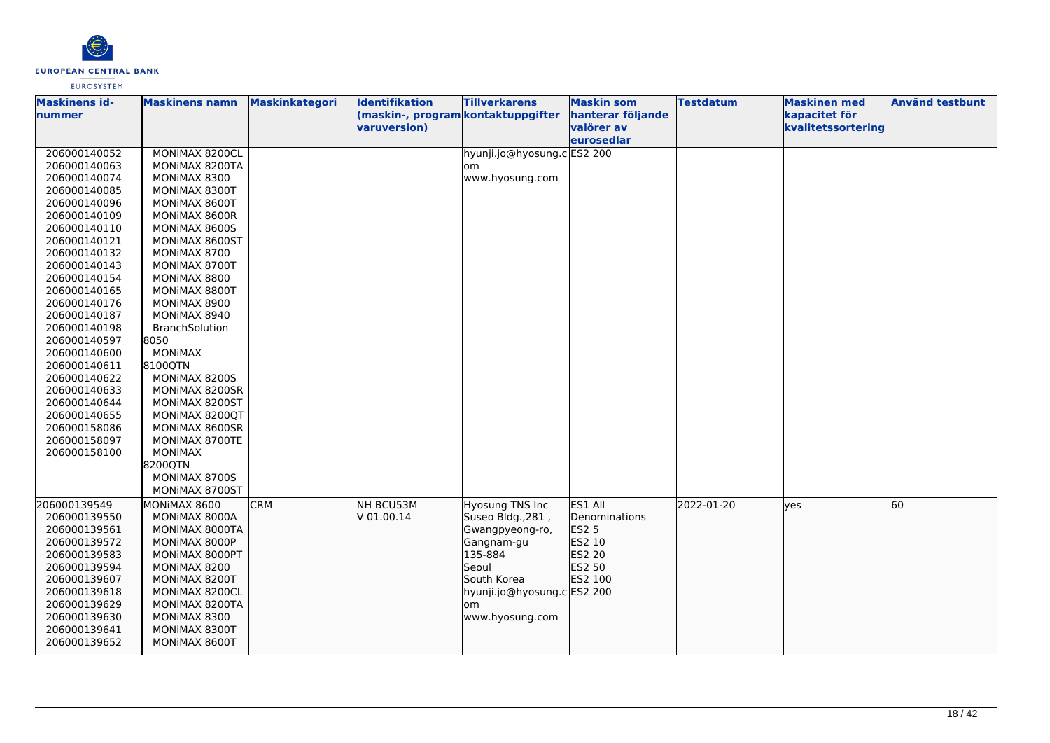| Maskinens id-nummer | Maskinens namn | Maskinkategori | Identifikation (maskin-, program varuversion) | Tillverkarens kontaktuppgifter | Maskin som hanterar följande valörer av eurosedlar | Testdatum | Maskinen med kapacitet för kvalitetssortering | Använd testbunt |
|---|---|---|---|---|---|---|---|---|
| 206000140052<br>206000140063<br>206000140074<br>206000140085<br>206000140096<br>206000140109<br>206000140110<br>206000140121<br>206000140132<br>206000140143<br>206000140154<br>206000140165<br>206000140176<br>206000140187<br>206000140198<br>206000140597<br>206000140600<br>206000140611<br>206000140622<br>206000140633<br>206000140644<br>206000140655<br>206000158086<br>206000158097<br>206000158100 | MONiMAX 8200CL<br>MONiMAX 8200TA<br>MONiMAX 8300<br>MONiMAX 8300T<br>MONiMAX 8600T<br>MONiMAX 8600R<br>MONiMAX 8600S<br>MONiMAX 8600ST<br>MONiMAX 8700<br>MONiMAX 8700T<br>MONiMAX 8800<br>MONiMAX 8800T<br>MONiMAX 8900<br>MONiMAX 8940<br>BranchSolution 8050<br>MONiMAX 8100QTN<br>MONiMAX 8200S<br>MONiMAX 8200SR<br>MONiMAX 8200ST<br>MONiMAX 8200QT<br>MONiMAX 8600SR<br>MONiMAX 8700TE<br>MONiMAX 8200QTN<br>MONiMAX 8700S<br>MONiMAX 8700ST | | | hyunji.jo@hyosung.com<br>www.hyosung.com | ES2 200 | | | |
| 206000139549<br>206000139550<br>206000139561<br>206000139572<br>206000139583<br>206000139594<br>206000139607<br>206000139618<br>206000139629<br>206000139630<br>206000139641<br>206000139652 | MONiMAX 8600<br>MONiMAX 8000A<br>MONiMAX 8000TA<br>MONiMAX 8000P<br>MONiMAX 8000PT<br>MONiMAX 8200<br>MONiMAX 8200T<br>MONiMAX 8200CL<br>MONiMAX 8200TA<br>MONiMAX 8300<br>MONiMAX 8300T<br>MONiMAX 8600T | CRM | NH BCU53M<br>V 01.00.14 | Hyosung TNS Inc<br>Suseo Bldg.,281 ,<br>Gwangpyeong-ro,<br>Gangnam-gu<br>135-884<br>Seoul<br>South Korea<br>hyunji.jo@hyosung.com<br>www.hyosung.com | ES1 All Denominations<br>ES2 5<br>ES2 10<br>ES2 20<br>ES2 50<br>ES2 100<br>ES2 200 | 2022-01-20 | yes | 60 |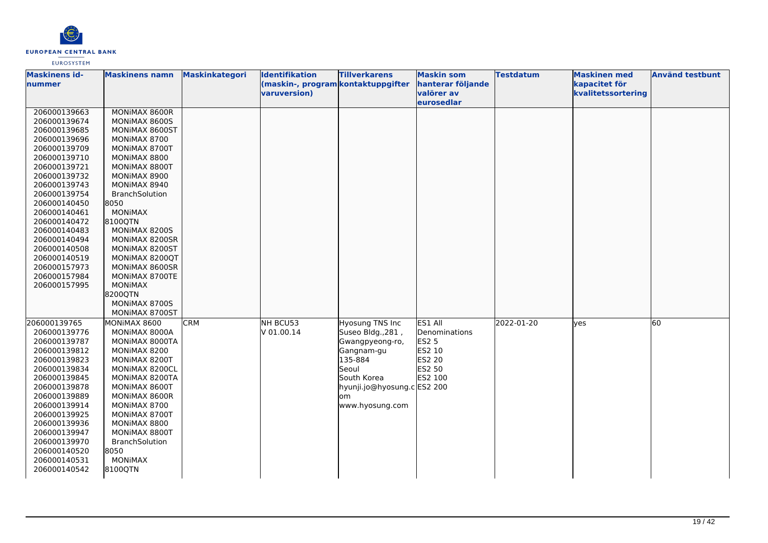| Maskinens id-nummer | Maskinens namn | Maskinkategori | Identifikation (maskin-, program varuversion) | Tillverkarens kontaktuppgifter | Maskin som hanterar följande valörer av eurosedlar | Testdatum | Maskinen med kapacitet för kvalitetssortering | Använd testbunt |
|---|---|---|---|---|---|---|---|---|
| 206000139663<br>206000139674<br>206000139685<br>206000139696<br>206000139709<br>206000139710<br>206000139721<br>206000139732<br>206000139743<br>206000139754<br>206000140450<br>206000140461<br>206000140472<br>206000140483<br>206000140494<br>206000140508<br>206000140519<br>206000157973<br>206000157984<br>206000157995 | MONiMAX 8600R<br>MONiMAX 8600S<br>MONiMAX 8600ST<br>MONiMAX 8700<br>MONiMAX 8700T<br>MONiMAX 8800<br>MONiMAX 8800T<br>MONiMAX 8900<br>MONiMAX 8940<br>BranchSolution 8050<br>MONiMAX 8100QTN<br>MONiMAX 8200S<br>MONiMAX 8200SR<br>MONiMAX 8200ST<br>MONiMAX 8200QT<br>MONiMAX 8600SR<br>MONiMAX 8700TE<br>MONiMAX 8200QTN<br>MONiMAX 8700S<br>MONiMAX 8700ST | | | | | | | |
| 206000139765<br>206000139776<br>206000139787<br>206000139812<br>206000139823<br>206000139834<br>206000139845<br>206000139878<br>206000139889<br>206000139914<br>206000139925<br>206000139936<br>206000139947<br>206000139970<br>206000140520<br>206000140531<br>206000140542 | MONiMAX 8600<br>MONiMAX 8000A<br>MONiMAX 8000TA<br>MONiMAX 8200<br>MONiMAX 8200T<br>MONiMAX 8200CL<br>MONiMAX 8200TA<br>MONiMAX 8600T<br>MONiMAX 8600R<br>MONiMAX 8700<br>MONiMAX 8700T<br>MONiMAX 8800<br>MONiMAX 8800T<br>BranchSolution 8050<br>MONiMAX 8100QTN | CRM | NH BCU53<br>V 01.00.14 | Hyosung TNS Inc<br>Suseo Bldg.,281 ,<br>Gwangpyeong-ro,<br>Gangnam-gu<br>135-884<br>Seoul<br>South Korea<br>hyunji.jo@hyosung.com<br>www.hyosung.com | ES1 All Denominations<br>ES2 5<br>ES2 10<br>ES2 20<br>ES2 50<br>ES2 100<br>ES2 200 | 2022-01-20 | yes | 60 |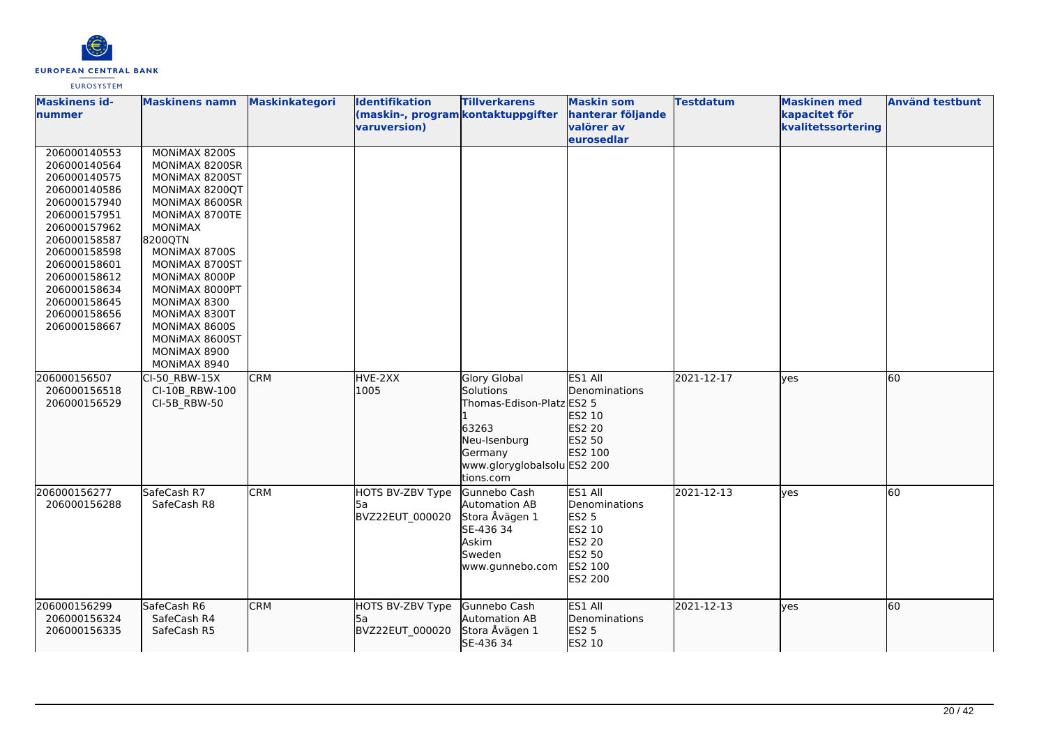| Maskinens id-nummer | Maskinens namn | Maskinkategori | Identifikation (maskin-, programvaruversion) | Tillverkarens kontaktuppgifter | Maskin som hanterar följande valörer av eurosedlar | Testdatum | Maskinen med kapacitet för kvalitetssortering | Använd testbunt |
|---|---|---|---|---|---|---|---|---|
| 206000140553<br>206000140564<br>206000140575<br>206000140586<br>206000157940<br>206000157951<br>206000157962<br>206000158587<br>206000158598<br>206000158601<br>206000158612<br>206000158634<br>206000158645<br>206000158656<br>206000158667 | MONiMAX 8200S<br>MONiMAX 8200SR<br>MONiMAX 8200ST<br>MONiMAX 8200QT<br>MONiMAX 8600SR<br>MONiMAX 8700TE<br>MONiMAX 8200QTN<br>MONiMAX 8700S<br>MONiMAX 8700ST<br>MONiMAX 8000P<br>MONiMAX 8000PT<br>MONiMAX 8300<br>MONiMAX 8300T<br>MONiMAX 8600S<br>MONiMAX 8600ST<br>MONiMAX 8900<br>MONiMAX 8940 | | | | | | | |
| 206000156507<br>206000156518<br>206000156529 | CI-50_RBW-15X<br>CI-10B_RBW-100<br>CI-5B_RBW-50 | CRM | HVE-2XX<br>1005 | Glory Global Solutions<br>Thomas-Edison-Platz 1<br>63263<br>Neu-Isenburg<br>Germany<br>www.gloryglobalsolutions.com | ES1 All Denominations<br>ES2 5<br>ES2 10<br>ES2 20<br>ES2 50<br>ES2 100<br>ES2 200 | 2021-12-17 | yes | 60 |
| 206000156277<br>206000156288 | SafeCash R7<br>SafeCash R8 | CRM | HOTS BV-ZBV Type 5a<br>BVZ22EUT_000020 | Gunnebo Cash Automation AB<br>Stora Åvägen 1<br>SE-436 34<br>Askim<br>Sweden<br>www.gunnebo.com | ES1 All Denominations<br>ES2 5<br>ES2 10<br>ES2 20<br>ES2 50<br>ES2 100<br>ES2 200 | 2021-12-13 | yes | 60 |
| 206000156299<br>206000156324<br>206000156335 | SafeCash R6<br>SafeCash R4<br>SafeCash R5 | CRM | HOTS BV-ZBV Type 5a<br>BVZ22EUT_000020 | Gunnebo Cash Automation AB<br>Stora Åvägen 1<br>SE-436 34 | ES1 All Denominations<br>ES2 5<br>ES2 10 | 2021-12-13 | yes | 60 |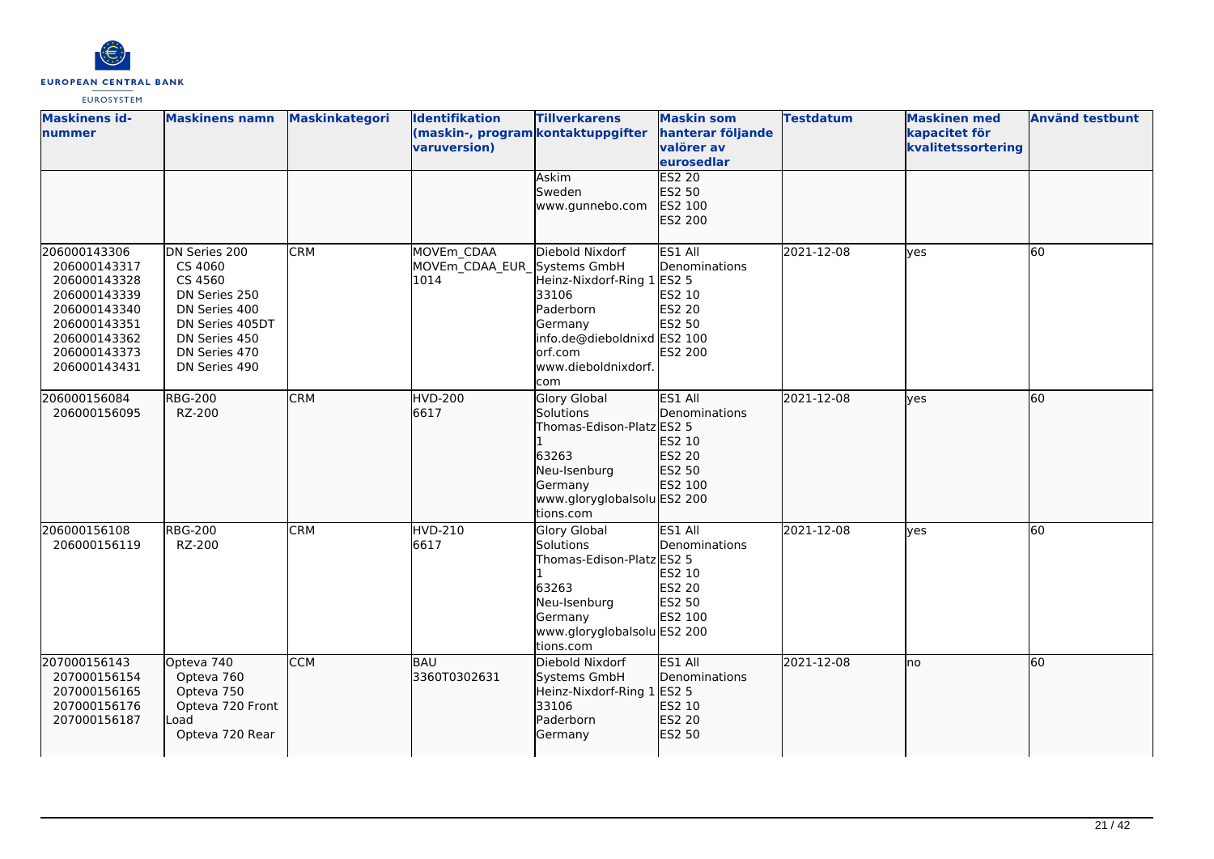| Maskinens id-nummer | Maskinens namn | Maskinkategori | Identifikation (maskin-, programvaruversion) | Tillverkarens kontaktuppgifter | Maskin som hanterar följande valörer av eurosedlar | Testdatum | Maskinen med kapacitet för kvalitetssortering | Använd testbunt |
|---|---|---|---|---|---|---|---|---|
| | | | | Askim<br>Sweden<br>www.gunnebo.com | ES2 20<br>ES2 50<br>ES2 100<br>ES2 200 | | | |
| 206000143306<br>206000143317<br>206000143328<br>206000143339<br>206000143340<br>206000143351<br>206000143362<br>206000143373<br>206000143431 | DN Series 200<br>CS 4060<br>CS 4560<br>DN Series 250<br>DN Series 400<br>DN Series 405DT<br>DN Series 450<br>DN Series 470<br>DN Series 490 | CRM | MOVEm_CDAA<br>MOVEm_CDAA_EUR_1014 | Diebold Nixdorf Systems GmbH<br>Heinz-Nixdorf-Ring 1<br>33106<br>Paderborn<br>Germany<br>info.de@dieboldnixdorf.com<br>www.dieboldnixdorf.com | ES1 All Denominations<br>ES2 5<br>ES2 10<br>ES2 20<br>ES2 50<br>ES2 100<br>ES2 200 | 2021-12-08 | yes | 60 |
| 206000156084<br>206000156095 | RBG-200<br>RZ-200 | CRM | HVD-200<br>6617 | Glory Global Solutions<br>Thomas-Edison-Platz 1<br>63263<br>Neu-Isenburg<br>Germany<br>www.gloryglobalsolutions.com | ES1 All Denominations<br>ES2 5<br>ES2 10<br>ES2 20<br>ES2 50<br>ES2 100<br>ES2 200 | 2021-12-08 | yes | 60 |
| 206000156108<br>206000156119 | RBG-200<br>RZ-200 | CRM | HVD-210<br>6617 | Glory Global Solutions<br>Thomas-Edison-Platz 1<br>63263<br>Neu-Isenburg<br>Germany<br>www.gloryglobalsolutions.com | ES1 All Denominations<br>ES2 5<br>ES2 10<br>ES2 20<br>ES2 50<br>ES2 100<br>ES2 200 | 2021-12-08 | yes | 60 |
| 207000156143<br>207000156154<br>207000156165<br>207000156176<br>207000156187 | Opteva 740<br>Opteva 760<br>Opteva 750<br>Opteva 720 Front Load<br>Opteva 720 Rear | CCM | BAU<br>3360T0302631 | Diebold Nixdorf Systems GmbH<br>Heinz-Nixdorf-Ring 1<br>33106<br>Paderborn<br>Germany | ES1 All Denominations<br>ES2 5<br>ES2 10<br>ES2 20<br>ES2 50 | 2021-12-08 | no | 60 |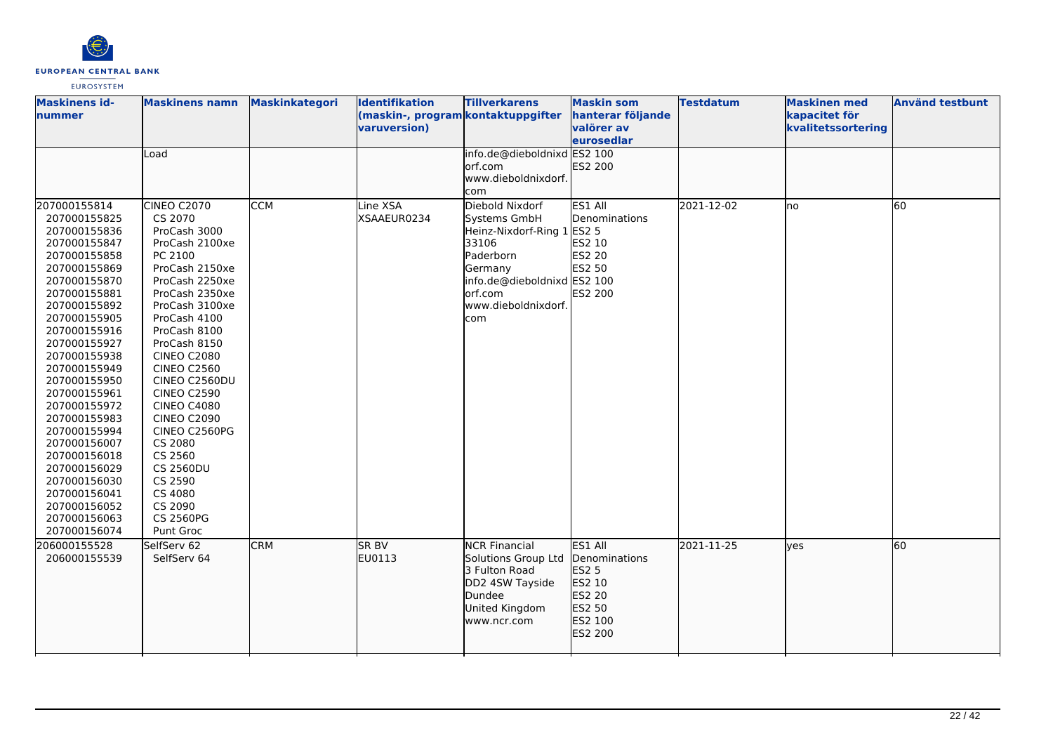| Maskinens id-nummer | Maskinens namn | Maskinkategori | Identifikation (maskin-, programvaruversion) | Tillverkarens kontaktuppgifter | Maskin som hanterar följande valörer av eurosedlar | Testdatum | Maskinen med kapacitet för kvalitetssortering | Använd testbunt |
|---|---|---|---|---|---|---|---|---|
| | Load | | | info.de@dieboldnixdorf.com<br>www.dieboldnixdorf.com | ES2 100<br>ES2 200 | | | |
| 207000155814<br>207000155825<br>207000155836<br>207000155847<br>207000155858<br>207000155869<br>207000155870<br>207000155881<br>207000155892<br>207000155905<br>207000155916<br>207000155927<br>207000155938<br>207000155949<br>207000155950<br>207000155961<br>207000155972<br>207000155983<br>207000155994<br>207000156007<br>207000156018<br>207000156029<br>207000156030<br>207000156041<br>207000156052<br>207000156063<br>207000156074 | CINEO C2070<br>CS 2070<br>ProCash 3000<br>ProCash 2100xe<br>PC 2100<br>ProCash 2150xe<br>ProCash 2250xe<br>ProCash 2350xe<br>ProCash 3100xe<br>ProCash 4100<br>ProCash 8100<br>ProCash 8150<br>CINEO C2080<br>CINEO C2560<br>CINEO C2560DU<br>CINEO C2590<br>CINEO C4080<br>CINEO C2090<br>CINEO C2560PG<br>CS 2080<br>CS 2560<br>CS 2560DU<br>CS 2590<br>CS 4080<br>CS 2090<br>CS 2560PG<br>Punt Groc | CCM | Line XSA<br>XSAAEUR0234 | Diebold Nixdorf Systems GmbH<br>Heinz-Nixdorf-Ring 1<br>33106<br>Paderborn<br>Germany<br>info.de@dieboldnixdorf.com<br>www.dieboldnixdorf.com | ES1 All Denominations<br>ES2 5<br>ES2 10<br>ES2 20<br>ES2 50<br>ES2 100<br>ES2 200 | 2021-12-02 | no | 60 |
| 206000155528<br>206000155539 | SelfServ 62<br>SelfServ 64 | CRM | SR BV<br>EU0113 | NCR Financial Solutions Group Ltd<br>3 Fulton Road<br>DD2 4SW Tayside<br>Dundee<br>United Kingdom<br>www.ncr.com | ES1 All Denominations<br>ES2 5<br>ES2 10<br>ES2 20<br>ES2 50<br>ES2 100<br>ES2 200 | 2021-11-25 | yes | 60 |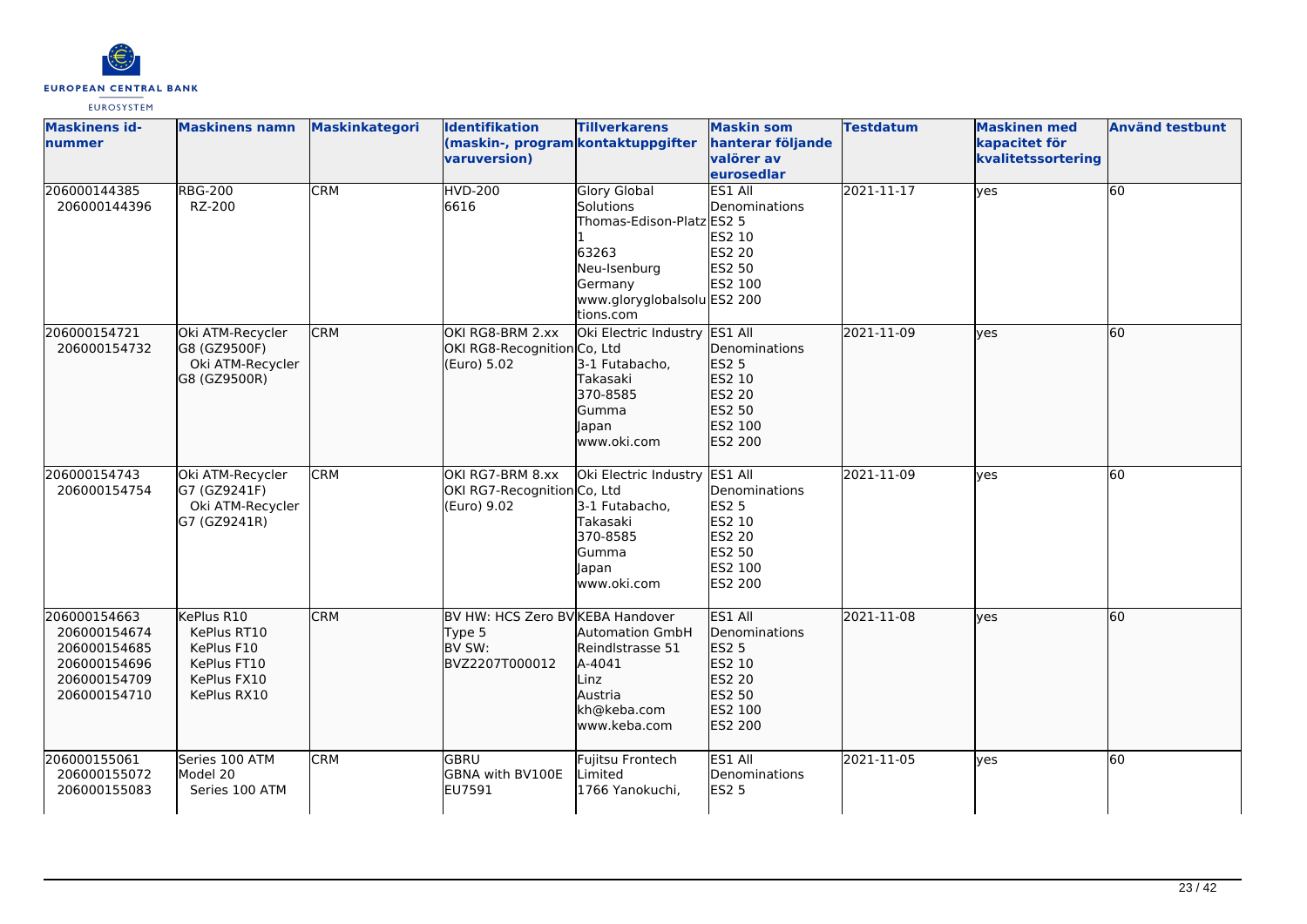| Maskinens id-nummer | Maskinens namn | Maskinkategori | Identifikation (maskin-, program varuversion) | Tillverkarens kontaktuppgifter | Maskin som hanterar följande valörer av eurosedlar | Testdatum | Maskinen med kapacitet för kvalitetssortering | Använd testbunt |
|---|---|---|---|---|---|---|---|---|
| 206000144385<br>206000144396 | RBG-200<br>RZ-200 | CRM | HVD-200<br>6616 | Glory Global Solutions<br>Thomas-Edison-Platz 1<br>63263<br>Neu-Isenburg<br>Germany<br>www.gloryglobalsolutions.com | ES1 All Denominations<br>ES2 5<br>ES2 10<br>ES2 20<br>ES2 50<br>ES2 100<br>ES2 200 | 2021-11-17 | yes | 60 |
| 206000154721<br>206000154732 | Oki ATM-Recycler G8 (GZ9500F)<br>Oki ATM-Recycler G8 (GZ9500R) | CRM | OKI RG8-BRM 2.xx<br>OKI RG8-Recognition (Euro) 5.02 | Oki Electric Industry Co, Ltd<br>3-1 Futabacho,<br>Takasaki<br>370-8585<br>Gumma<br>Japan<br>www.oki.com | ES1 All Denominations<br>ES2 5<br>ES2 10<br>ES2 20<br>ES2 50<br>ES2 100<br>ES2 200 | 2021-11-09 | yes | 60 |
| 206000154743<br>206000154754 | Oki ATM-Recycler G7 (GZ9241F)<br>Oki ATM-Recycler G7 (GZ9241R) | CRM | OKI RG7-BRM 8.xx<br>OKI RG7-Recognition (Euro) 9.02 | Oki Electric Industry Co, Ltd<br>3-1 Futabacho,<br>Takasaki<br>370-8585<br>Gumma<br>Japan<br>www.oki.com | ES1 All Denominations<br>ES2 5<br>ES2 10<br>ES2 20<br>ES2 50<br>ES2 100<br>ES2 200 | 2021-11-09 | yes | 60 |
| 206000154663<br>206000154674<br>206000154685<br>206000154696<br>206000154709<br>206000154710 | KePlus R10<br>KePlus RT10<br>KePlus F10<br>KePlus FT10<br>KePlus FX10<br>KePlus RX10 | CRM | BV HW: HCS Zero BV Type 5<br>BV SW: BVZ2207T000012 | KEBA Handover Automation GmbH<br>Reindlstrasse 51<br>A-4041<br>Linz<br>Austria<br>kh@keba.com<br>www.keba.com | ES1 All Denominations<br>ES2 5<br>ES2 10<br>ES2 20<br>ES2 50<br>ES2 100<br>ES2 200 | 2021-11-08 | yes | 60 |
| 206000155061<br>206000155072<br>206000155083 | Series 100 ATM Model 20<br>Series 100 ATM | CRM | GBRU<br>GBNA with BV100E<br>EU7591 | Fujitsu Frontech Limited<br>1766 Yanokuchi, | ES1 All Denominations<br>ES2 5 | 2021-11-05 | yes | 60 |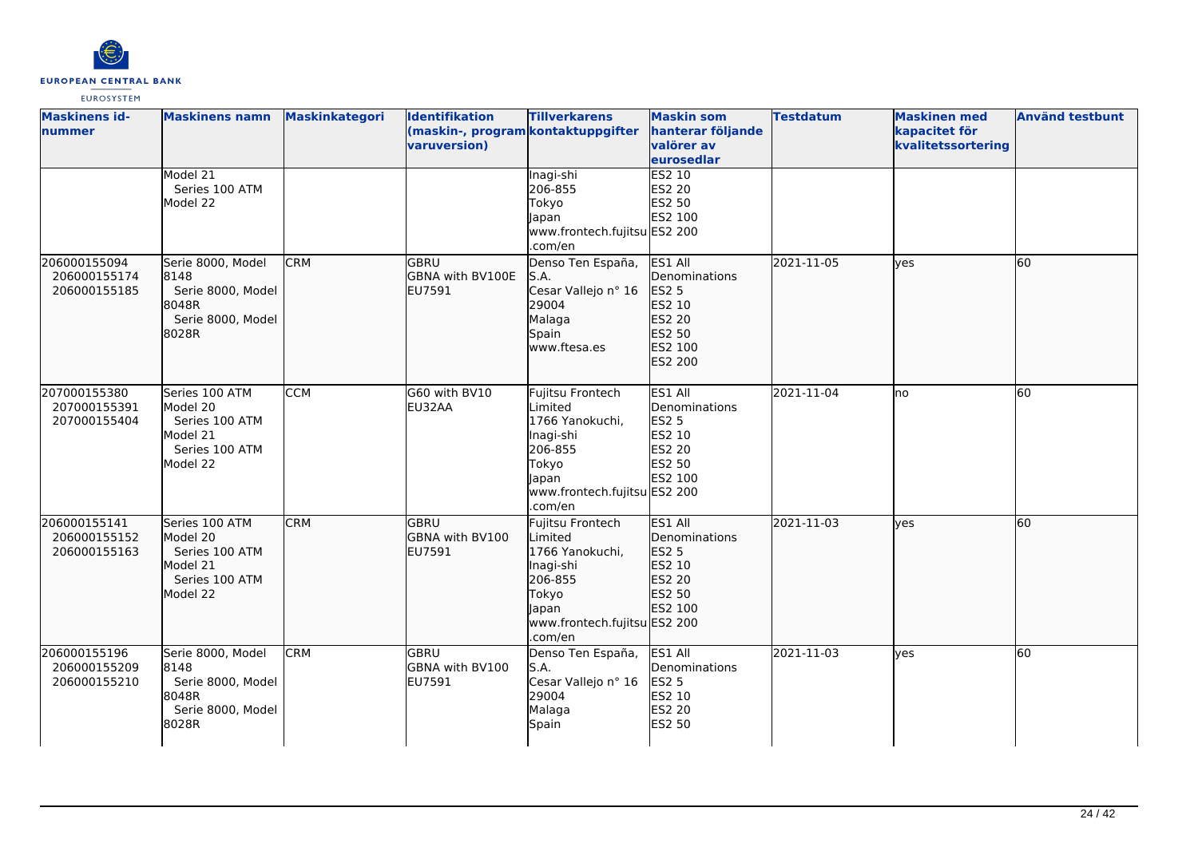| Maskinens id-nummer | Maskinens namn | Maskinkategori | Identifikation (maskin-, programvaruversion) | Tillverkarens kontaktuppgifter | Maskin som hanterar följande valörer av eurosedlar | Testdatum | Maskinen med kapacitet för kvalitetssortering | Använd testbunt |
|---|---|---|---|---|---|---|---|---|
| | Model 21<br>Series 100 ATM<br>Model 22 | | | Inagi-shi<br>206-855<br>Tokyo<br>Japan<br>www.frontech.fujitsu.com/en | ES2 10<br>ES2 20<br>ES2 50<br>ES2 100<br>ES2 200 | | | |
| 206000155094<br>206000155174<br>206000155185 | Serie 8000, Model 8148<br>Serie 8000, Model 8048R<br>Serie 8000, Model 8028R | CRM | GBRU<br>GBNA with BV100E<br>EU7591 | Denso Ten España, S.A.<br>Cesar Vallejo n° 16<br>29004<br>Malaga<br>Spain<br>www.ftesa.es | ES1 All Denominations<br>ES2 5<br>ES2 10<br>ES2 20<br>ES2 50<br>ES2 100<br>ES2 200 | 2021-11-05 | yes | 60 |
| 207000155380<br>207000155391<br>207000155404 | Series 100 ATM Model 20<br>Series 100 ATM Model 21<br>Series 100 ATM Model 22 | CCM | G60 with BV10<br>EU32AA | Fujitsu Frontech Limited<br>1766 Yanokuchi, Inagi-shi<br>206-855<br>Tokyo<br>Japan<br>www.frontech.fujitsu.com/en | ES1 All Denominations<br>ES2 5<br>ES2 10<br>ES2 20<br>ES2 50<br>ES2 100<br>ES2 200 | 2021-11-04 | no | 60 |
| 206000155141<br>206000155152<br>206000155163 | Series 100 ATM Model 20<br>Series 100 ATM Model 21<br>Series 100 ATM Model 22 | CRM | GBRU<br>GBNA with BV100<br>EU7591 | Fujitsu Frontech Limited<br>1766 Yanokuchi, Inagi-shi<br>206-855<br>Tokyo<br>Japan<br>www.frontech.fujitsu.com/en | ES1 All Denominations<br>ES2 5<br>ES2 10<br>ES2 20<br>ES2 50<br>ES2 100<br>ES2 200 | 2021-11-03 | yes | 60 |
| 206000155196<br>206000155209<br>206000155210 | Serie 8000, Model 8148<br>Serie 8000, Model 8048R<br>Serie 8000, Model 8028R | CRM | GBRU<br>GBNA with BV100<br>EU7591 | Denso Ten España, S.A.<br>Cesar Vallejo n° 16<br>29004<br>Malaga<br>Spain | ES1 All Denominations<br>ES2 5<br>ES2 10<br>ES2 20<br>ES2 50 | 2021-11-03 | yes | 60 |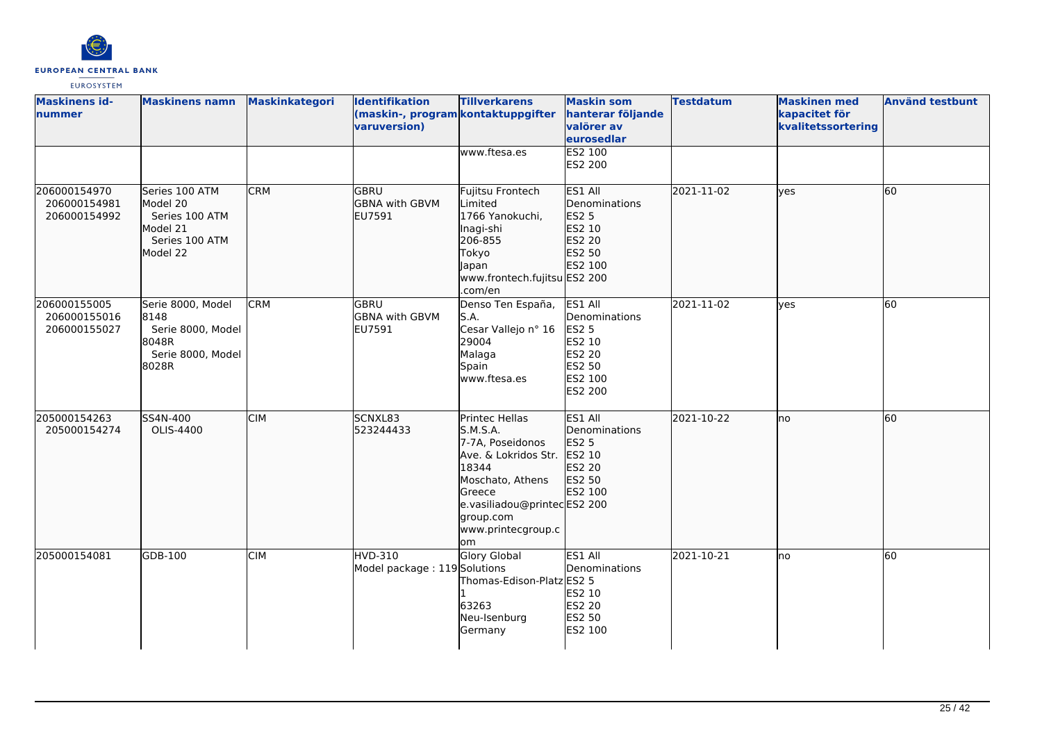| Maskinens id-nummer | Maskinens namn | Maskinkategori | Identifikation (maskin-, programvaruversion) | Tillverkarens kontaktuppgifter | Maskin som hanterar följande valörer av eurosedlar | Testdatum | Maskinen med kapacitet för kvalitetssortering | Använd testbunt |
|---|---|---|---|---|---|---|---|---|
| | | | | www.ftesa.es | ES2 100<br>ES2 200 | | | |
| 206000154970<br>206000154981<br>206000154992 | Series 100 ATM Model 20<br>Series 100 ATM Model 21<br>Series 100 ATM Model 22 | CRM | GBRU<br>GBNA with GBVM<br>EU7591 | Fujitsu Frontech Limited<br>1766 Yanokuchi, Inagi-shi<br>206-855<br>Tokyo<br>Japan<br>www.frontech.fujitsu.com/en | ES1 All Denominations<br>ES2 5<br>ES2 10<br>ES2 20<br>ES2 50<br>ES2 100<br>ES2 200 | 2021-11-02 | yes | 60 |
| 206000155005<br>206000155016<br>206000155027 | Serie 8000, Model 8148<br>Serie 8000, Model 8048R<br>Serie 8000, Model 8028R | CRM | GBRU<br>GBNA with GBVM<br>EU7591 | Denso Ten España, S.A.<br>Cesar Vallejo n° 16<br>29004<br>Malaga<br>Spain<br>www.ftesa.es | ES1 All Denominations<br>ES2 5<br>ES2 10<br>ES2 20<br>ES2 50<br>ES2 100<br>ES2 200 | 2021-11-02 | yes | 60 |
| 205000154263<br>205000154274 | SS4N-400<br>OLIS-4400 | CIM | SCNXL83<br>523244433 | Printec Hellas S.M.S.A.<br>7-7A, Poseidonos Ave. & Lokridos Str.<br>18344<br>Moschato, Athens<br>Greece<br>e.vasiliadou@printecgroup.com<br>www.printecgroup.com | ES1 All Denominations<br>ES2 5<br>ES2 10<br>ES2 20<br>ES2 50<br>ES2 100<br>ES2 200 | 2021-10-22 | no | 60 |
| 205000154081 | GDB-100 | CIM | HVD-310<br>Model package : 119 | Glory Global Solutions<br>Thomas-Edison-Platz 1<br>63263<br>Neu-Isenburg<br>Germany | ES1 All Denominations<br>ES2 5<br>ES2 10<br>ES2 20<br>ES2 50<br>ES2 100 | 2021-10-21 | no | 60 |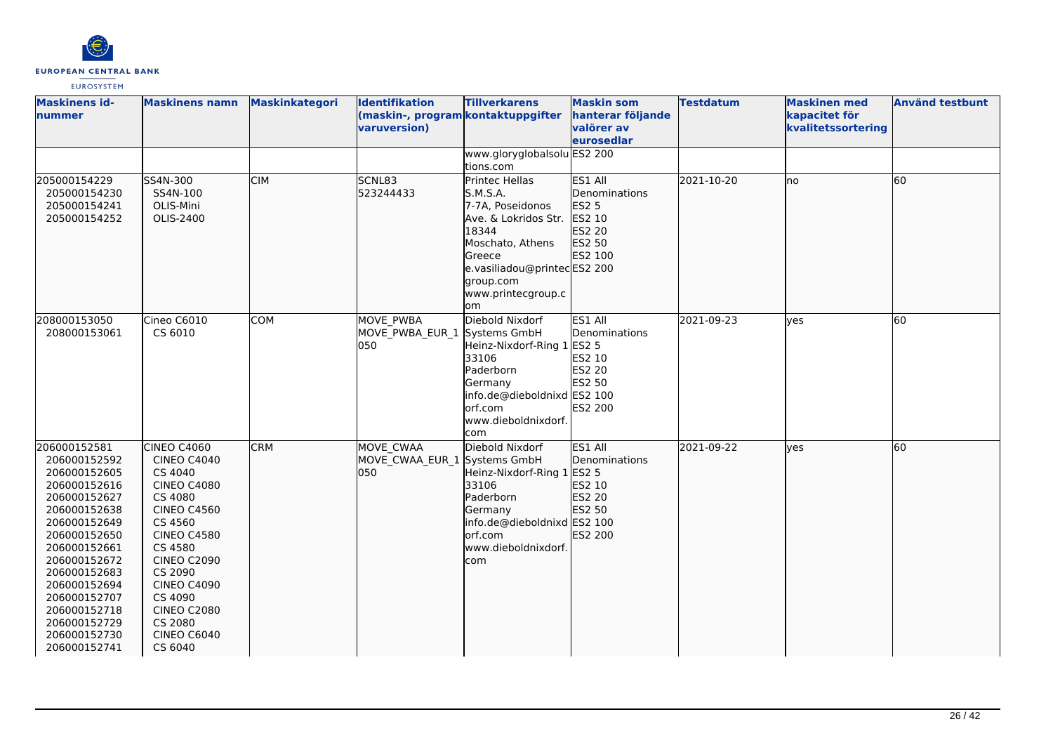| Maskinens id-nummer | Maskinens namn | Maskinkategori | Identifikation (maskin-, program varuversion) | Tillverkarens kontaktuppgifter | Maskin som hanterar följande valörer av eurosedlar | Testdatum | Maskinen med kapacitet för kvalitetssortering | Använd testbunt |
|---|---|---|---|---|---|---|---|---|
| | | | | www.gloryglobalsolutions.com | ES2 200 | | | |
| 205000154229<br>205000154230<br>205000154241<br>205000154252 | SS4N-300<br>SS4N-100<br>OLIS-Mini<br>OLIS-2400 | CIM | SCNL83<br>523244433 | Printec Hellas S.M.S.A.<br>7-7A, Poseidonos Ave. & Lokridos Str.<br>18344<br>Moschato, Athens<br>Greece<br>e.vasiliadou@printecgroup.com<br>www.printecgroup.com | ES1 All Denominations<br>ES2 5<br>ES2 10<br>ES2 20<br>ES2 50<br>ES2 100<br>ES2 200 | 2021-10-20 | no | 60 |
| 208000153050<br>208000153061 | Cineo C6010<br>CS 6010 | COM | MOVE_PWBA<br>MOVE_PWBA_EUR_1 050 | Diebold Nixdorf Systems GmbH<br>Heinz-Nixdorf-Ring 1<br>33106<br>Paderborn<br>Germany<br>info.de@dieboldnixdorf.com<br>www.dieboldnixdorf.com | ES1 All Denominations<br>ES2 5<br>ES2 10<br>ES2 20<br>ES2 50<br>ES2 100<br>ES2 200 | 2021-09-23 | yes | 60 |
| 206000152581<br>206000152592<br>206000152605<br>206000152616<br>206000152627<br>206000152638<br>206000152649<br>206000152650<br>206000152661<br>206000152672<br>206000152683<br>206000152694<br>206000152707<br>206000152718<br>206000152729<br>206000152730<br>206000152741 | CINEO C4060<br>CINEO C4040<br>CS 4040<br>CINEO C4080<br>CS 4080<br>CINEO C4560<br>CS 4560<br>CINEO C4580<br>CS 4580<br>CINEO C2090<br>CS 2090<br>CINEO C4090<br>CS 4090<br>CINEO C2080<br>CS 2080<br>CINEO C6040<br>CS 6040 | CRM | MOVE_CWAA<br>MOVE_CWAA_EUR_1 050 | Diebold Nixdorf Systems GmbH<br>Heinz-Nixdorf-Ring 1<br>33106<br>Paderborn<br>Germany<br>info.de@dieboldnixdorf.com<br>www.dieboldnixdorf.com | ES1 All Denominations<br>ES2 5<br>ES2 10<br>ES2 20<br>ES2 50<br>ES2 100<br>ES2 200 | 2021-09-22 | yes | 60 |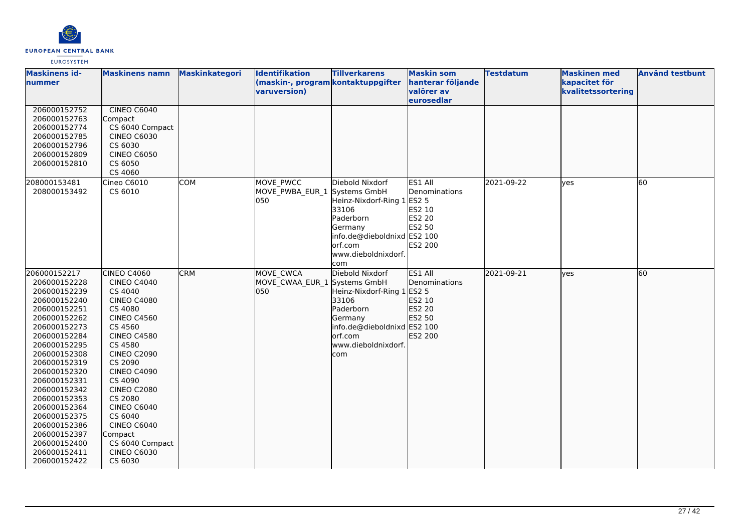| Maskinens id-nummer | Maskinens namn | Maskinkategori | Identifikation (maskin-, programvaruversion) | Tillverkarens kontaktuppgifter | Maskin som hanterar följande valörer av eurosedlar | Testdatum | Maskinen med kapacitet för kvalitetssortering | Använd testbunt |
|---|---|---|---|---|---|---|---|---|
| 206000152752<br>206000152763<br>206000152774<br>206000152785<br>206000152796<br>206000152809<br>206000152810 | CINEO C6040 Compact<br>CS 6040 Compact<br>CINEO C6030<br>CS 6030<br>CINEO C6050<br>CS 6050<br>CS 4060 | | | | | | | |
| 208000153481<br>208000153492 | Cineo C6010<br>CS 6010 | COM | MOVE_PWCC<br>MOVE_PWBA_EUR_1050 | Diebold Nixdorf Systems GmbH<br>Heinz-Nixdorf-Ring 1<br>33106<br>Paderborn<br>Germany<br>info.de@dieboldnixdorf.com<br>www.dieboldnixdorf.com | ES1 All Denominations<br>ES2 5<br>ES2 10<br>ES2 20<br>ES2 50<br>ES2 100<br>ES2 200 | 2021-09-22 | yes | 60 |
| 206000152217<br>206000152228<br>206000152239<br>206000152240<br>206000152251<br>206000152262<br>206000152273<br>206000152284<br>206000152295<br>206000152308<br>206000152319<br>206000152320<br>206000152331<br>206000152342<br>206000152353<br>206000152364<br>206000152375<br>206000152386<br>206000152397<br>206000152400<br>206000152411<br>206000152422 | CINEO C4060<br>CINEO C4040<br>CS 4040<br>CINEO C4080<br>CS 4080<br>CINEO C4560<br>CS 4560<br>CINEO C4580<br>CS 4580<br>CINEO C2090<br>CS 2090<br>CINEO C4090<br>CS 4090<br>CINEO C2080<br>CS 2080<br>CINEO C6040<br>CS 6040<br>CINEO C6040 Compact<br>CS 6040 Compact<br>CINEO C6030<br>CS 6030 | CRM | MOVE_CWCA<br>MOVE_CWAA_EUR_1050 | Diebold Nixdorf Systems GmbH<br>Heinz-Nixdorf-Ring 1<br>33106<br>Paderborn<br>Germany<br>info.de@dieboldnixdorf.com<br>www.dieboldnixdorf.com | ES1 All Denominations<br>ES2 5<br>ES2 10<br>ES2 20<br>ES2 50<br>ES2 100<br>ES2 200 | 2021-09-21 | yes | 60 |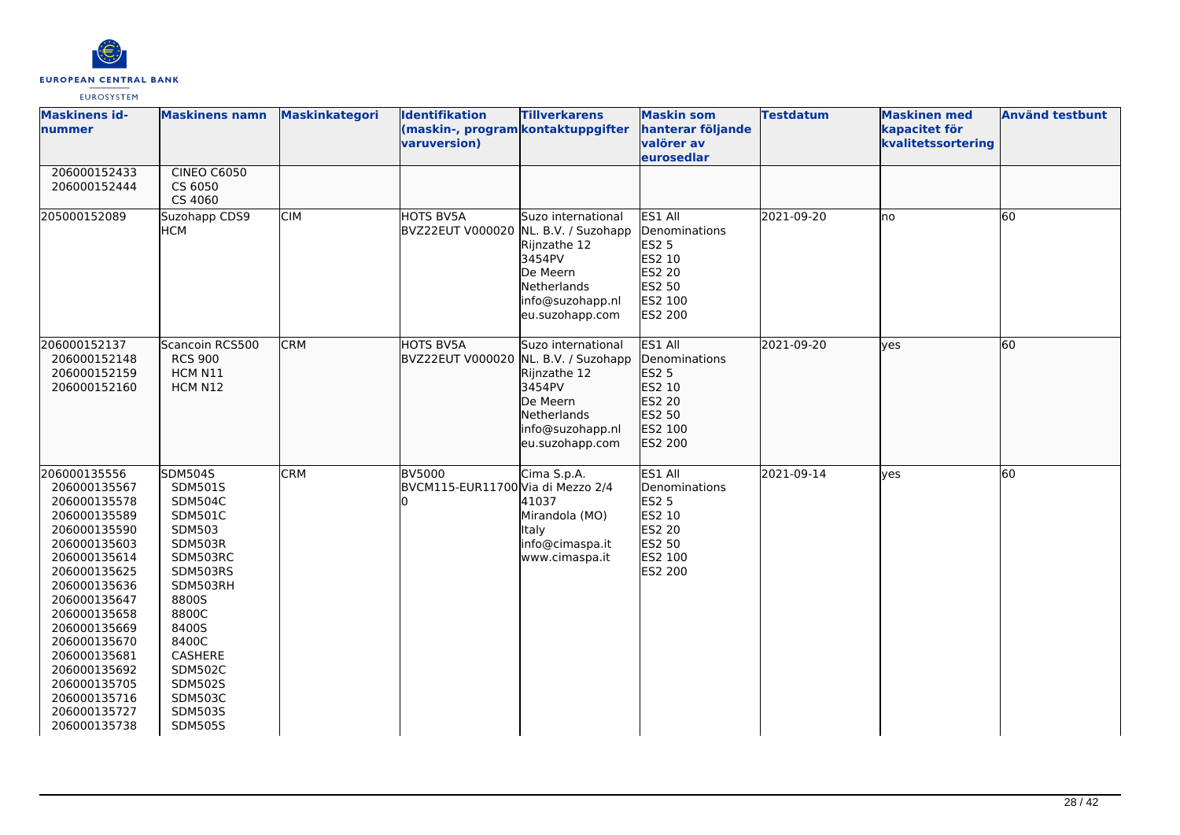| Maskinens id-nummer | Maskinens namn | Maskinkategori | Identifikation (maskin-, program varuversion) | Tillverkarens kontaktuppgifter | Maskin som hanterar följande valörer av eurosedlar | Testdatum | Maskinen med kapacitet för kvalitetssortering | Använd testbunt |
|---|---|---|---|---|---|---|---|---|
| 206000152433<br>206000152444 | CINEO C6050<br>CS 6050<br>CS 4060 | | | | | | | |
| 205000152089 | Suzohapp CDS9 HCM | CIM | HOTS BV5A BVZ22EUT V000020 | Suzo international NL. B.V. / Suzohapp<br>Rijnzathe 12<br>3454PV<br>De Meern<br>Netherlands<br>info@suzohapp.nl<br>eu.suzohapp.com | ES1 All Denominations<br>ES2 5<br>ES2 10<br>ES2 20<br>ES2 50<br>ES2 100<br>ES2 200 | 2021-09-20 | no | 60 |
| 206000152137<br>206000152148<br>206000152159<br>206000152160 | Scancoin RCS500<br>RCS 900<br>HCM N11<br>HCM N12 | CRM | HOTS BV5A BVZ22EUT V000020 | Suzo international NL. B.V. / Suzohapp<br>Rijnzathe 12<br>3454PV<br>De Meern<br>Netherlands<br>info@suzohapp.nl<br>eu.suzohapp.com | ES1 All Denominations<br>ES2 5<br>ES2 10<br>ES2 20<br>ES2 50<br>ES2 100<br>ES2 200 | 2021-09-20 | yes | 60 |
| 206000135556<br>206000135567<br>206000135578<br>206000135589<br>206000135590<br>206000135603<br>206000135614<br>206000135625<br>206000135636<br>206000135647<br>206000135658<br>206000135669<br>206000135670<br>206000135681<br>206000135692<br>206000135705<br>206000135716<br>206000135727<br>206000135738 | SDM504S<br>SDM501S<br>SDM504C<br>SDM501C<br>SDM503<br>SDM503R<br>SDM503RC<br>SDM503RS<br>SDM503RH<br>8800S<br>8800C<br>8400S<br>8400C<br>CASHERE<br>SDM502C<br>SDM502S<br>SDM503C<br>SDM503S<br>SDM505S | CRM | BV5000<br>BVCM115-EUR11700<br>0 | Cima S.p.A.<br>Via di Mezzo 2/4<br>41037<br>Mirandola (MO)<br>Italy<br>info@cimaspa.it<br>www.cimaspa.it | ES1 All Denominations<br>ES2 5<br>ES2 10<br>ES2 20<br>ES2 50<br>ES2 100<br>ES2 200 | 2021-09-14 | yes | 60 |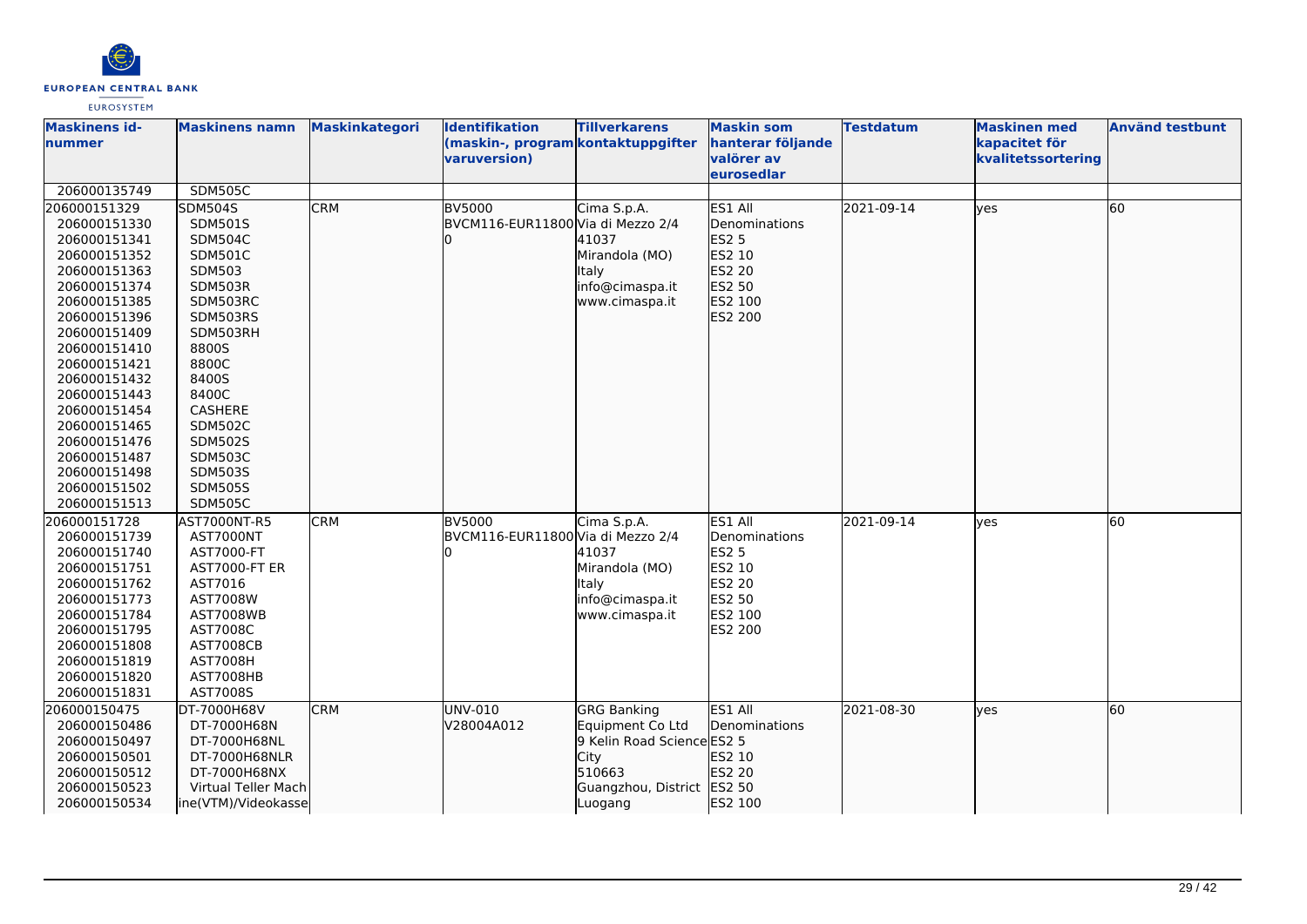| Maskinens id-nummer | Maskinens namn | Maskinkategori | Identifikation (maskin-, programvaruversion) | Tillverkarens kontaktuppgifter | Maskin som hanterar följande valörer av eurosedlar | Testdatum | Maskinen med kapacitet för kvalitetssortering | Använd testbunt |
|---|---|---|---|---|---|---|---|---|
| 206000135749 | SDM505C | | | | | | | |
| 206000151329<br>206000151330<br>206000151341<br>206000151352<br>206000151363<br>206000151374<br>206000151385<br>206000151396<br>206000151409<br>206000151410<br>206000151421<br>206000151432<br>206000151443<br>206000151454<br>206000151465<br>206000151476<br>206000151487<br>206000151498<br>206000151502<br>206000151513 | SDM504S<br>SDM501S<br>SDM504C<br>SDM501C<br>SDM503<br>SDM503R<br>SDM503RC<br>SDM503RS<br>SDM503RH<br>8800S<br>8800C<br>8400S<br>8400C<br>CASHERE<br>SDM502C<br>SDM502S<br>SDM503C<br>SDM503S<br>SDM505S<br>SDM505C | CRM | BV5000<br>BVCM116-EUR118000 | Cima S.p.A.<br>Via di Mezzo 2/4<br>41037<br>Mirandola (MO)<br>Italy<br>info@cimaspa.it<br>www.cimaspa.it | ES1 All Denominations<br>ES2 5<br>ES2 10<br>ES2 20<br>ES2 50<br>ES2 100<br>ES2 200 | 2021-09-14 | yes | 60 |
| 206000151728<br>206000151739<br>206000151740<br>206000151751<br>206000151762<br>206000151773<br>206000151784<br>206000151795<br>206000151808<br>206000151819<br>206000151820<br>206000151831 | AST7000NT-R5<br>AST7000NT<br>AST7000-FT<br>AST7000-FT ER<br>AST7016<br>AST7008W<br>AST7008WB<br>AST7008C<br>AST7008CB<br>AST7008H<br>AST7008HB<br>AST7008S | CRM | BV5000<br>BVCM116-EUR118000 | Cima S.p.A.<br>Via di Mezzo 2/4<br>41037<br>Mirandola (MO)<br>Italy<br>info@cimaspa.it<br>www.cimaspa.it | ES1 All Denominations<br>ES2 5<br>ES2 10<br>ES2 20<br>ES2 50<br>ES2 100<br>ES2 200 | 2021-09-14 | yes | 60 |
| 206000150475<br>206000150486<br>206000150497<br>206000150501<br>206000150512<br>206000150523<br>206000150534 | DT-7000H68V<br>DT-7000H68N<br>DT-7000H68NL<br>DT-7000H68NLR<br>DT-7000H68NX<br>Virtual Teller Machine(VTM)/Videokasse | CRM | UNV-010<br>V28004A012 | GRG Banking Equipment Co Ltd<br>9 Kelin Road Science City<br>510663<br>Guangzhou, District Luogang | ES1 All Denominations<br>ES2 5<br>ES2 10<br>ES2 20<br>ES2 50<br>ES2 100 | 2021-08-30 | yes | 60 |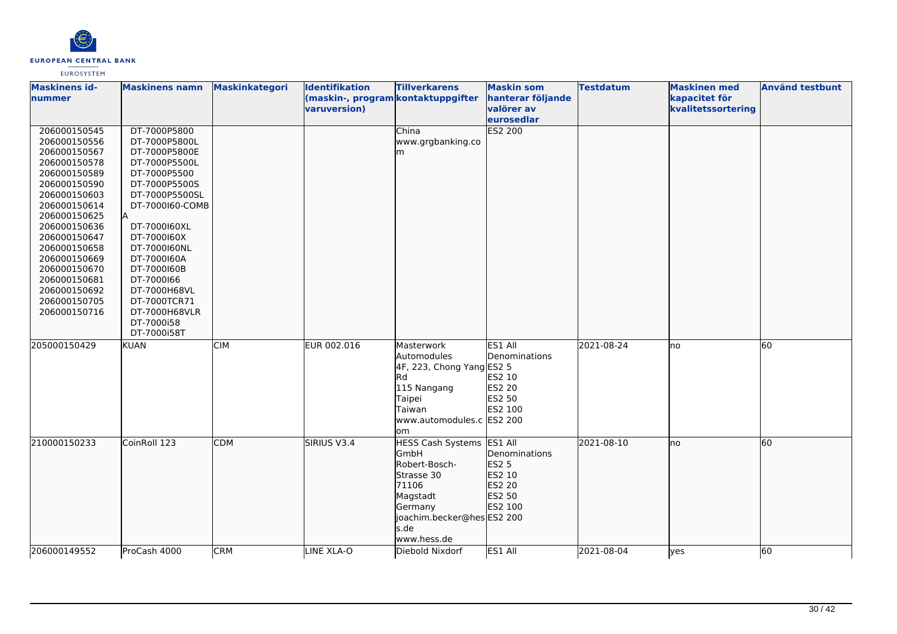| Maskinens id-nummer | Maskinens namn | Maskinkategori | Identifikation (maskin-, program varuversion) | Tillverkarens kontaktuppgifter | Maskin som hanterar följande valörer av eurosedlar | Testdatum | Maskinen med kapacitet för kvalitetssortering | Använd testbunt |
|---|---|---|---|---|---|---|---|---|
| 206000150545<br>206000150556<br>206000150567<br>206000150578<br>206000150589<br>206000150590<br>206000150603<br>206000150614<br>206000150625<br>206000150636<br>206000150647<br>206000150658<br>206000150669<br>206000150670<br>206000150681<br>206000150692<br>206000150705<br>206000150716 | DT-7000P5800<br>DT-7000P5800L<br>DT-7000P5800E<br>DT-7000P5500L<br>DT-7000P5500<br>DT-7000P5500S<br>DT-7000P5500SL<br>DT-7000I60-COMBA<br>DT-7000I60XL<br>DT-7000I60X<br>DT-7000I60NL<br>DT-7000I60A<br>DT-7000I60B<br>DT-7000I66<br>DT-7000H68VL<br>DT-7000TCR71<br>DT-7000H68VLR<br>DT-7000i58<br>DT-7000i58T | | | China<br>www.grgbanking.com | ES2 200 | | | |
| 205000150429 | KUAN | CIM | EUR 002.016 | Masterwork Automodules<br>4F, 223, Chong Yang Rd<br>115 Nangang<br>Taipei<br>Taiwan<br>www.automodules.com | ES1 All Denominations<br>ES2 5<br>ES2 10<br>ES2 20<br>ES2 50<br>ES2 100<br>ES2 200 | 2021-08-24 | no | 60 |
| 210000150233 | CoinRoll 123 | CDM | SIRIUS V3.4 | HESS Cash Systems GmbH<br>Robert-Bosch-Strasse 30<br>71106<br>Magstadt<br>Germany<br>joachim.becker@hess.de<br>www.hess.de | ES1 All Denominations<br>ES2 5<br>ES2 10<br>ES2 20<br>ES2 50<br>ES2 100<br>ES2 200 | 2021-08-10 | no | 60 |
| 206000149552 | ProCash 4000 | CRM | LINE XLA-O | Diebold Nixdorf | ES1 All | 2021-08-04 | yes | 60 |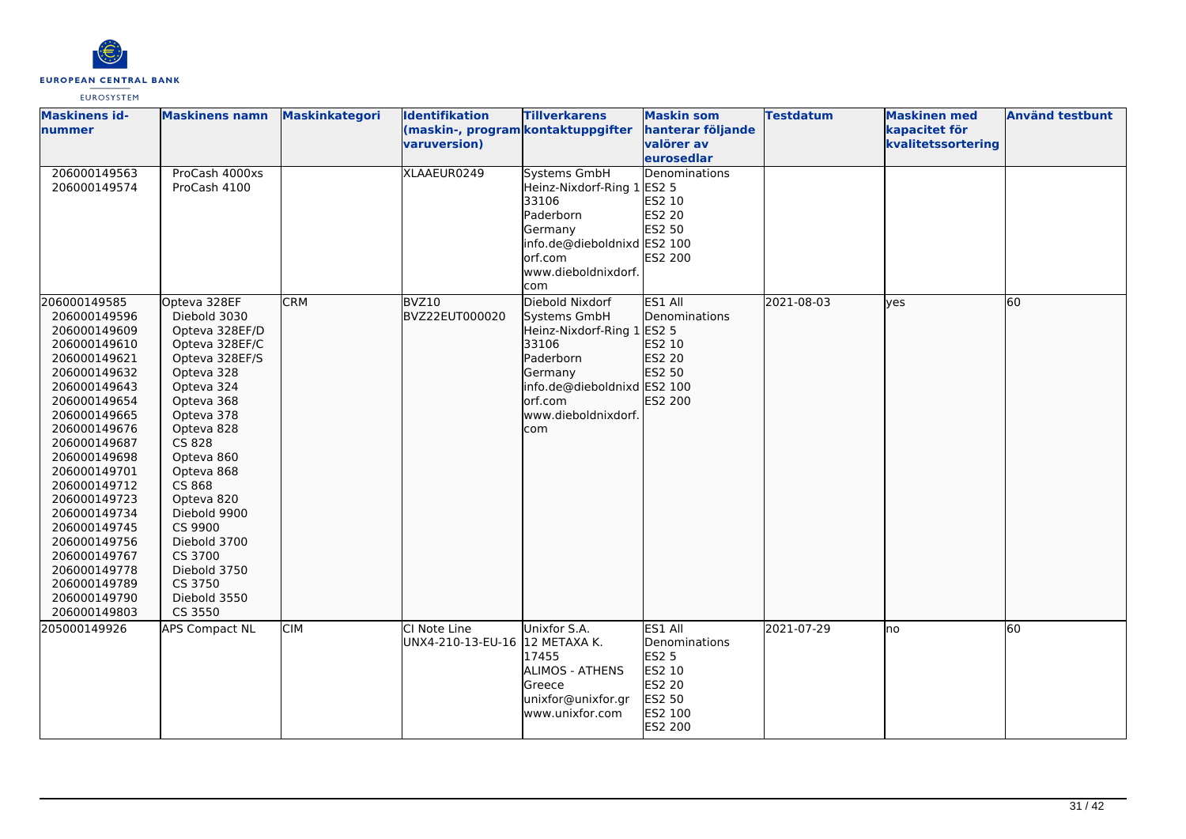| Maskinens id-nummer | Maskinens namn | Maskinkategori | Identifikation (maskin-, programvaruversion) | Tillverkarens kontaktuppgifter | Maskin som hanterar följande valörer av eurosedlar | Testdatum | Maskinen med kapacitet för kvalitetssortering | Använd testbunt |
|---|---|---|---|---|---|---|---|---|
| 206000149563<br>206000149574 | ProCash 4000xs<br>ProCash 4100 | | XLAAEUR0249 | Systems GmbH<br>Heinz-Nixdorf-Ring 1<br>33106<br>Paderborn<br>Germany<br>info.de@dieboldnixdorf.com<br>www.dieboldnixdorf.com | Denominations<br>ES2 5<br>ES2 10<br>ES2 20<br>ES2 50<br>ES2 100<br>ES2 200 | | | |
| 206000149585<br>206000149596<br>206000149609<br>206000149610<br>206000149621<br>206000149632<br>206000149643<br>206000149654<br>206000149665<br>206000149676<br>206000149687<br>206000149698<br>206000149701<br>206000149712<br>206000149723<br>206000149734<br>206000149745<br>206000149756<br>206000149767<br>206000149778<br>206000149789<br>206000149790<br>206000149803 | Opteva 328EF<br>Diebold 3030<br>Opteva 328EF/D<br>Opteva 328EF/C<br>Opteva 328EF/S<br>Opteva 328<br>Opteva 324<br>Opteva 368<br>Opteva 378<br>Opteva 828<br>CS 828<br>Opteva 860<br>Opteva 868<br>CS 868<br>Opteva 820<br>Diebold 9900<br>CS 9900<br>Diebold 3700<br>CS 3700<br>Diebold 3750<br>CS 3750<br>Diebold 3550<br>CS 3550 | CRM | BVZ10<br>BVZ22EUT000020 | Diebold Nixdorf Systems GmbH<br>Heinz-Nixdorf-Ring 1<br>33106<br>Paderborn<br>Germany<br>info.de@dieboldnixdorf.com<br>www.dieboldnixdorf.com | ES1 All Denominations<br>ES2 5<br>ES2 10<br>ES2 20<br>ES2 50<br>ES2 100<br>ES2 200 | 2021-08-03 | yes | 60 |
| 205000149926 | APS Compact NL | CIM | CI Note Line<br>UNX4-210-13-EU-16 | Unixfor S.A.<br>12 METAXA K.<br>17455<br>ALIMOS - ATHENS<br>Greece<br>unixfor@unixfor.gr<br>www.unixfor.com | ES1 All Denominations<br>ES2 5<br>ES2 10<br>ES2 20<br>ES2 50<br>ES2 100<br>ES2 200 | 2021-07-29 | no | 60 |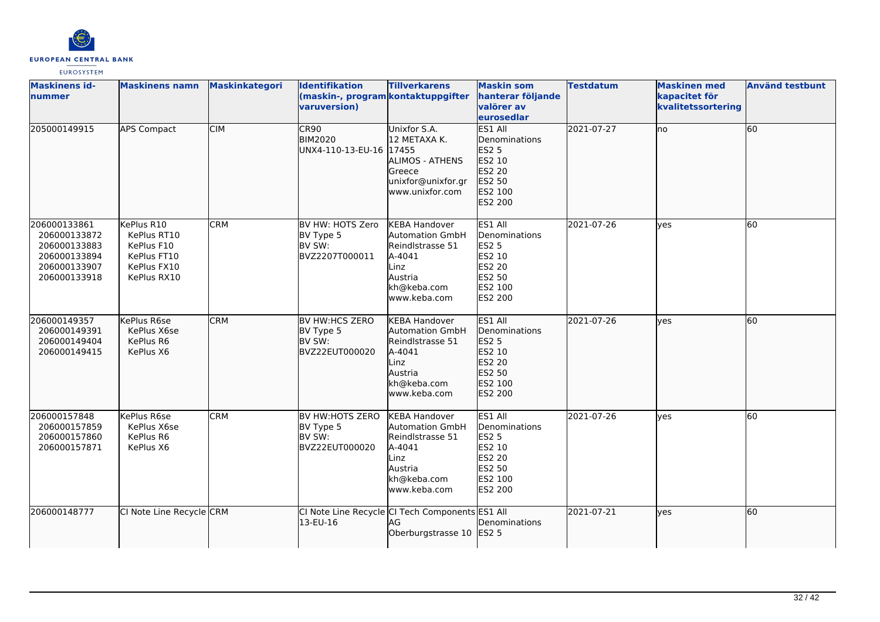| Maskinens id-nummer | Maskinens namn | Maskinkategori | Identifikation (maskin-, program varuversion) | Tillverkarens kontaktuppgifter | Maskin som hanterar följande valörer av eurosedlar | Testdatum | Maskinen med kapacitet för kvalitetssortering | Använd testbunt |
|---|---|---|---|---|---|---|---|---|
| 205000149915 | APS Compact | CIM | CR90<br>BIM2020<br>UNX4-110-13-EU-16 | Unixfor S.A.<br>12 METAXA K.<br>17455<br>ALIMOS - ATHENS<br>Greece<br>unixfor@unixfor.gr<br>www.unixfor.com | ES1 All Denominations<br>ES2 5<br>ES2 10<br>ES2 20<br>ES2 50<br>ES2 100<br>ES2 200 | 2021-07-27 | no | 60 |
| 206000133861<br>206000133872<br>206000133883<br>206000133894<br>206000133907<br>206000133918 | KePlus R10<br>KePlus RT10<br>KePlus F10<br>KePlus FT10<br>KePlus FX10<br>KePlus RX10 | CRM | BV HW: HOTS Zero<br>BV Type 5<br>BV SW:<br>BVZ2207T000011 | KEBA Handover Automation GmbH<br>Reindlstrasse 51<br>A-4041<br>Linz<br>Austria<br>kh@keba.com<br>www.keba.com | ES1 All Denominations<br>ES2 5<br>ES2 10<br>ES2 20<br>ES2 50<br>ES2 100<br>ES2 200 | 2021-07-26 | yes | 60 |
| 206000149357<br>206000149391<br>206000149404<br>206000149415 | KePlus R6se<br>KePlus X6se<br>KePlus R6<br>KePlus X6 | CRM | BV HW:HCS ZERO<br>BV Type 5<br>BV SW:<br>BVZ22EUT000020 | KEBA Handover Automation GmbH<br>Reindlstrasse 51<br>A-4041<br>Linz<br>Austria<br>kh@keba.com<br>www.keba.com | ES1 All Denominations<br>ES2 5<br>ES2 10<br>ES2 20<br>ES2 50<br>ES2 100<br>ES2 200 | 2021-07-26 | yes | 60 |
| 206000157848<br>206000157859<br>206000157860<br>206000157871 | KePlus R6se<br>KePlus X6se<br>KePlus R6<br>KePlus X6 | CRM | BV HW:HOTS ZERO<br>BV Type 5<br>BV SW:<br>BVZ22EUT000020 | KEBA Handover Automation GmbH<br>Reindlstrasse 51<br>A-4041<br>Linz<br>Austria<br>kh@keba.com<br>www.keba.com | ES1 All Denominations<br>ES2 5<br>ES2 10<br>ES2 20<br>ES2 50<br>ES2 100<br>ES2 200 | 2021-07-26 | yes | 60 |
| 206000148777 | CI Note Line Recycle | CRM | CI Note Line Recycle 13-EU-16 | CI Tech Components AG<br>Oberburgstrasse 10 | ES1 All Denominations<br>ES2 5 | 2021-07-21 | yes | 60 |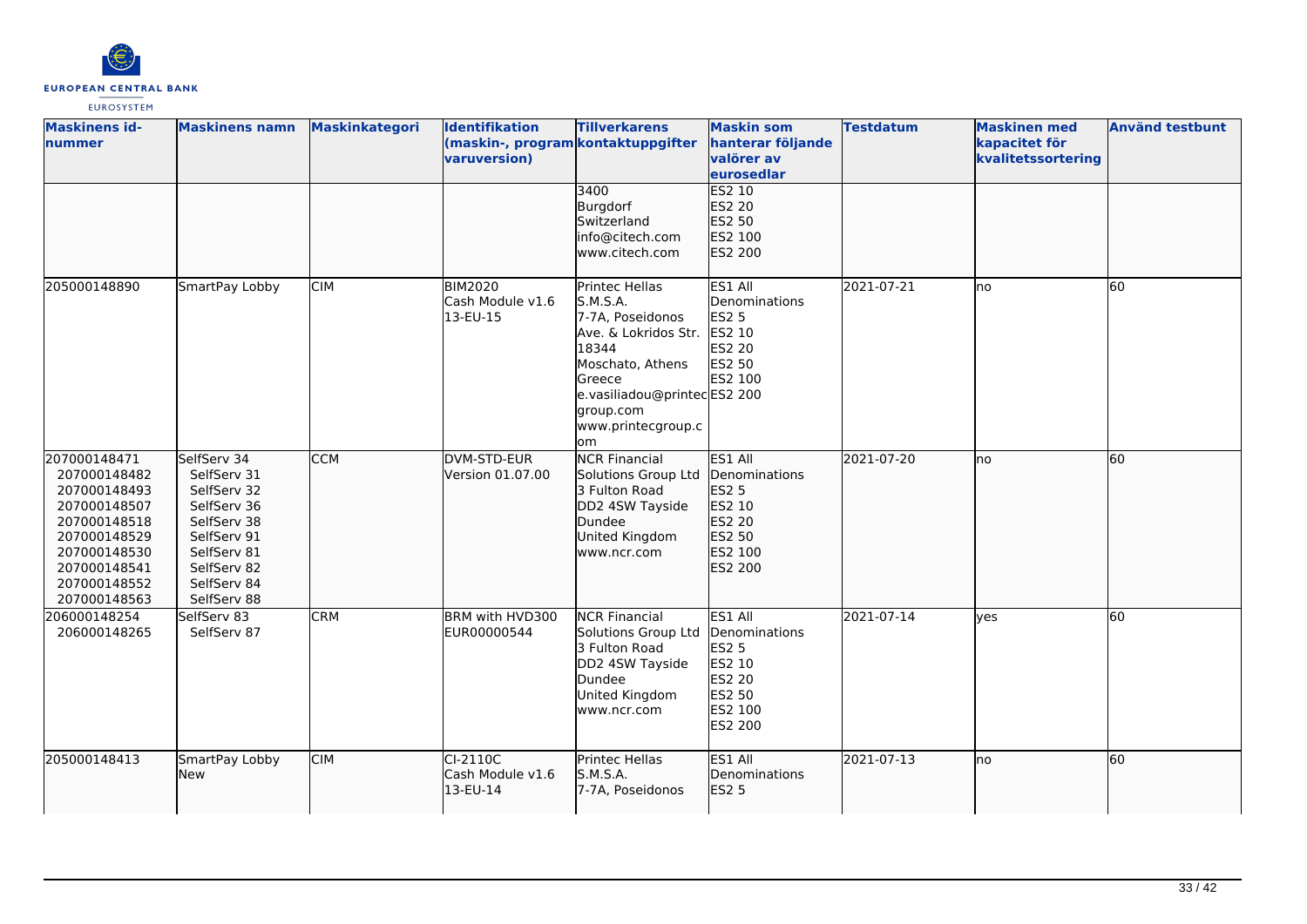| Maskinens id-nummer | Maskinens namn | Maskinkategori | Identifikation (maskin-, program varuversion) | Tillverkarens kontaktuppgifter | Maskin som hanterar följande valörer av eurosedlar | Testdatum | Maskinen med kapacitet för kvalitetssortering | Använd testbunt |
|---|---|---|---|---|---|---|---|---|
| | | | | 3400<br>Burgdorf<br>Switzerland<br>info@citech.com<br>www.citech.com | ES2 10<br>ES2 20<br>ES2 50<br>ES2 100<br>ES2 200 | | | |
| 205000148890 | SmartPay Lobby | CIM | BIM2020<br>Cash Module v1.6<br>13-EU-15 | Printec Hellas S.M.S.A.<br>7-7A, Poseidonos Ave. & Lokridos Str.<br>18344<br>Moschato, Athens<br>Greece<br>e.vasiliadou@printecgroup.com<br>www.printecgroup.com | ES1 All Denominations<br>ES2 5<br>ES2 10<br>ES2 20<br>ES2 50<br>ES2 100<br>ES2 200 | 2021-07-21 | no | 60 |
| 207000148471<br>207000148482<br>207000148493<br>207000148507<br>207000148518<br>207000148529<br>207000148530<br>207000148541<br>207000148552<br>207000148563 | SelfServ 34<br>SelfServ 31<br>SelfServ 32<br>SelfServ 36<br>SelfServ 38<br>SelfServ 91<br>SelfServ 81<br>SelfServ 82<br>SelfServ 84<br>SelfServ 88 | CCM | DVM-STD-EUR<br>Version 01.07.00 | NCR Financial Solutions Group Ltd<br>3 Fulton Road<br>DD2 4SW Tayside<br>Dundee<br>United Kingdom<br>www.ncr.com | ES1 All Denominations<br>ES2 5<br>ES2 10<br>ES2 20<br>ES2 50<br>ES2 100<br>ES2 200 | 2021-07-20 | no | 60 |
| 206000148254<br>206000148265 | SelfServ 83<br>SelfServ 87 | CRM | BRM with HVD300<br>EUR00000544 | NCR Financial Solutions Group Ltd<br>3 Fulton Road<br>DD2 4SW Tayside<br>Dundee<br>United Kingdom<br>www.ncr.com | ES1 All Denominations<br>ES2 5<br>ES2 10<br>ES2 20<br>ES2 50<br>ES2 100<br>ES2 200 | 2021-07-14 | yes | 60 |
| 205000148413 | SmartPay Lobby New | CIM | CI-2110C<br>Cash Module v1.6<br>13-EU-14 | Printec Hellas S.M.S.A.<br>7-7A, Poseidonos | ES1 All Denominations<br>ES2 5 | 2021-07-13 | no | 60 |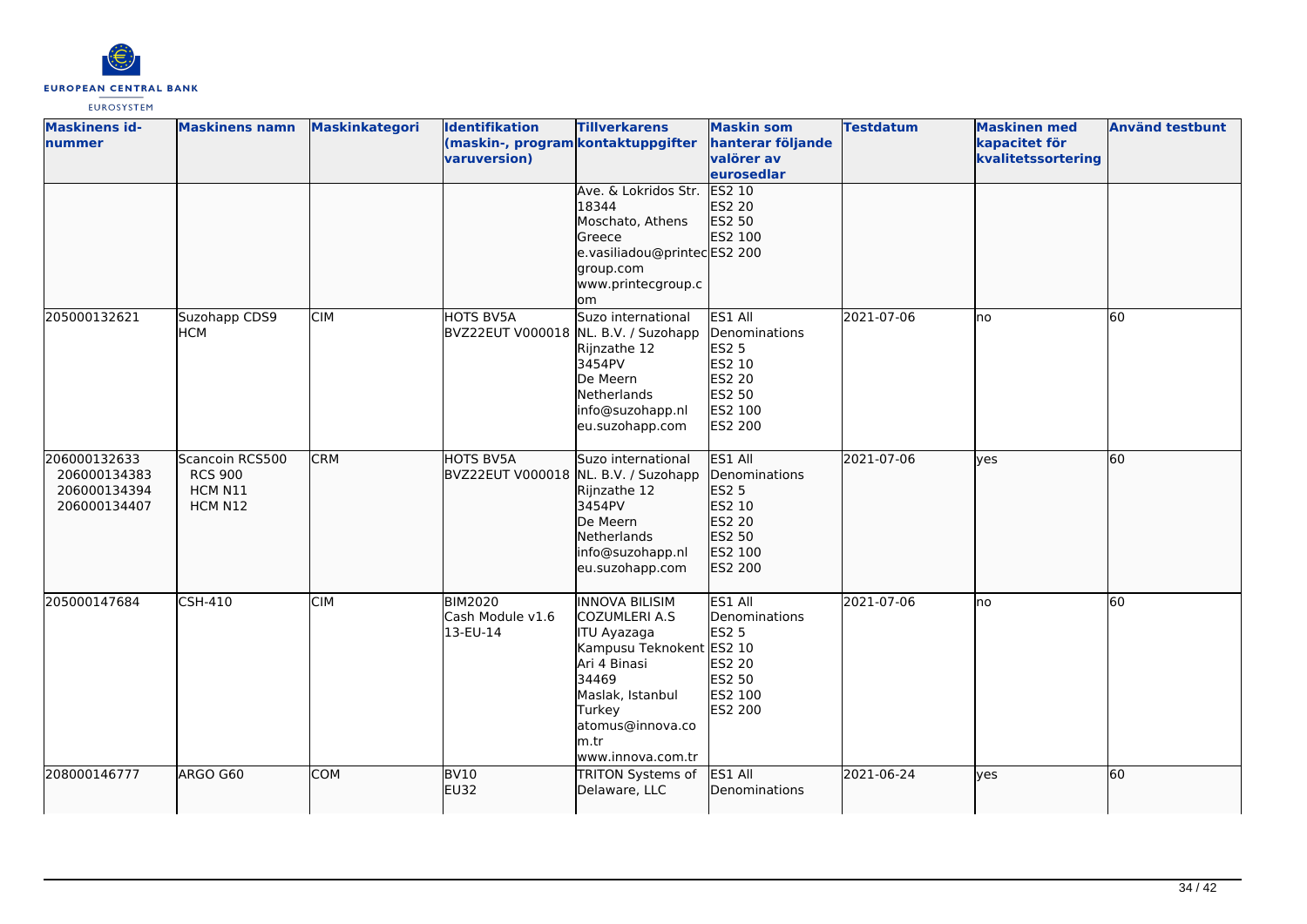| Maskinens id-nummer | Maskinens namn | Maskinkategori | Identifikation (maskin-, programvaruversion) | Tillverkarens kontaktuppgifter | Maskin som hanterar följande valörer av eurosedlar | Testdatum | Maskinen med kapacitet för kvalitetssortering | Använd testbunt |
|---|---|---|---|---|---|---|---|---|
| | | | | Ave. & Lokridos Str.<br>18344<br>Moschato, Athens<br>Greece<br>e.vasiliadou@printecgroup.com<br>www.printecgroup.com | ES2 10<br>ES2 20<br>ES2 50<br>ES2 100<br>ES2 200 | | | |
| 205000132621 | Suzohapp CDS9 HCM | CIM | HOTS BV5A<br>BVZ22EUT V000018 | Suzo international NL. B.V. / Suzohapp<br>Rijnzathe 12<br>3454PV<br>De Meern<br>Netherlands<br>info@suzohapp.nl<br>eu.suzohapp.com | ES1 All Denominations<br>ES2 5<br>ES2 10<br>ES2 20<br>ES2 50<br>ES2 100<br>ES2 200 | 2021-07-06 | no | 60 |
| 206000132633<br>206000134383<br>206000134394<br>206000134407 | Scancoin RCS500<br>RCS 900<br>HCM N11<br>HCM N12 | CRM | HOTS BV5A<br>BVZ22EUT V000018 | Suzo international NL. B.V. / Suzohapp<br>Rijnzathe 12<br>3454PV<br>De Meern<br>Netherlands<br>info@suzohapp.nl<br>eu.suzohapp.com | ES1 All Denominations<br>ES2 5<br>ES2 10<br>ES2 20<br>ES2 50<br>ES2 100<br>ES2 200 | 2021-07-06 | yes | 60 |
| 205000147684 | CSH-410 | CIM | BIM2020<br>Cash Module v1.6<br>13-EU-14 | INNOVA BILISIM COZUMLERI A.S<br>ITU Ayazaga Kampusu Teknokent<br>Ari 4 Binasi<br>34469<br>Maslak, Istanbul<br>Turkey<br>atomus@innova.com.tr<br>www.innova.com.tr | ES1 All Denominations<br>ES2 5<br>ES2 10<br>ES2 20<br>ES2 50<br>ES2 100<br>ES2 200 | 2021-07-06 | no | 60 |
| 208000146777 | ARGO G60 | COM | BV10<br>EU32 | TRITON Systems of Delaware, LLC | ES1 All Denominations | 2021-06-24 | yes | 60 |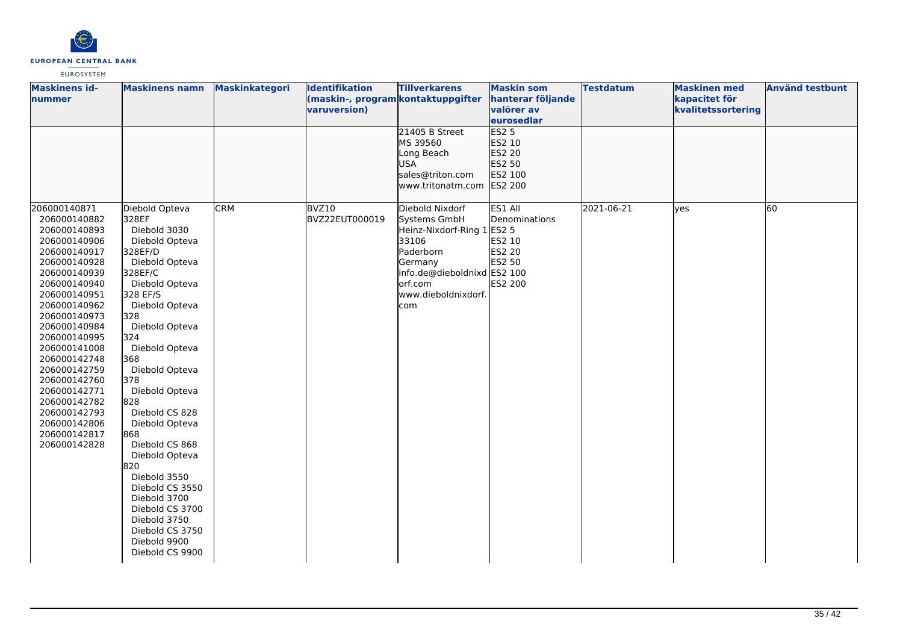| Maskinens id-nummer | Maskinens namn | Maskinkategori | Identifikation (maskin-, programvaruversion) | Tillverkarens kontaktuppgifter | Maskin som hanterar följande valörer av eurosedlar | Testdatum | Maskinen med kapacitet för kvalitetssortering | Använd testbunt |
|---|---|---|---|---|---|---|---|---|
| | | | | 21405 B Street<br>MS 39560<br>Long Beach<br>USA<br>sales@triton.com<br>www.tritonatm.com | ES2 5<br>ES2 10<br>ES2 20<br>ES2 50<br>ES2 100<br>ES2 200 | | | |
| 206000140871<br>206000140882<br>206000140893<br>206000140906<br>206000140917<br>206000140928<br>206000140939<br>206000140940<br>206000140951<br>206000140962<br>206000140973<br>206000140984<br>206000140995<br>206000141008<br>206000142748<br>206000142759<br>206000142760<br>206000142771<br>206000142782<br>206000142793<br>206000142806<br>206000142817<br>206000142828 | Diebold Opteva 328EF<br>Diebold 3030<br>Diebold Opteva 328EF/D<br>Diebold Opteva 328EF/C<br>Diebold Opteva 328 EF/S<br>Diebold Opteva 328<br>Diebold Opteva 324<br>Diebold Opteva 368<br>Diebold Opteva 378<br>Diebold Opteva 828<br>Diebold CS 828<br>Diebold Opteva 868<br>Diebold CS 868<br>Diebold Opteva 820<br>Diebold 3550<br>Diebold CS 3550<br>Diebold 3700<br>Diebold CS 3700<br>Diebold 3750<br>Diebold CS 3750<br>Diebold 9900<br>Diebold CS 9900 | CRM | BVZ10<br>BVZ22EUT000019 | Diebold Nixdorf Systems GmbH<br>Heinz-Nixdorf-Ring 1<br>33106<br>Paderborn<br>Germany<br>info.de@dieboldnixdorf.com<br>www.dieboldnixdorf.com | ES1 All Denominations<br>ES2 5<br>ES2 10<br>ES2 20<br>ES2 50<br>ES2 100<br>ES2 200 | 2021-06-21 | yes | 60 |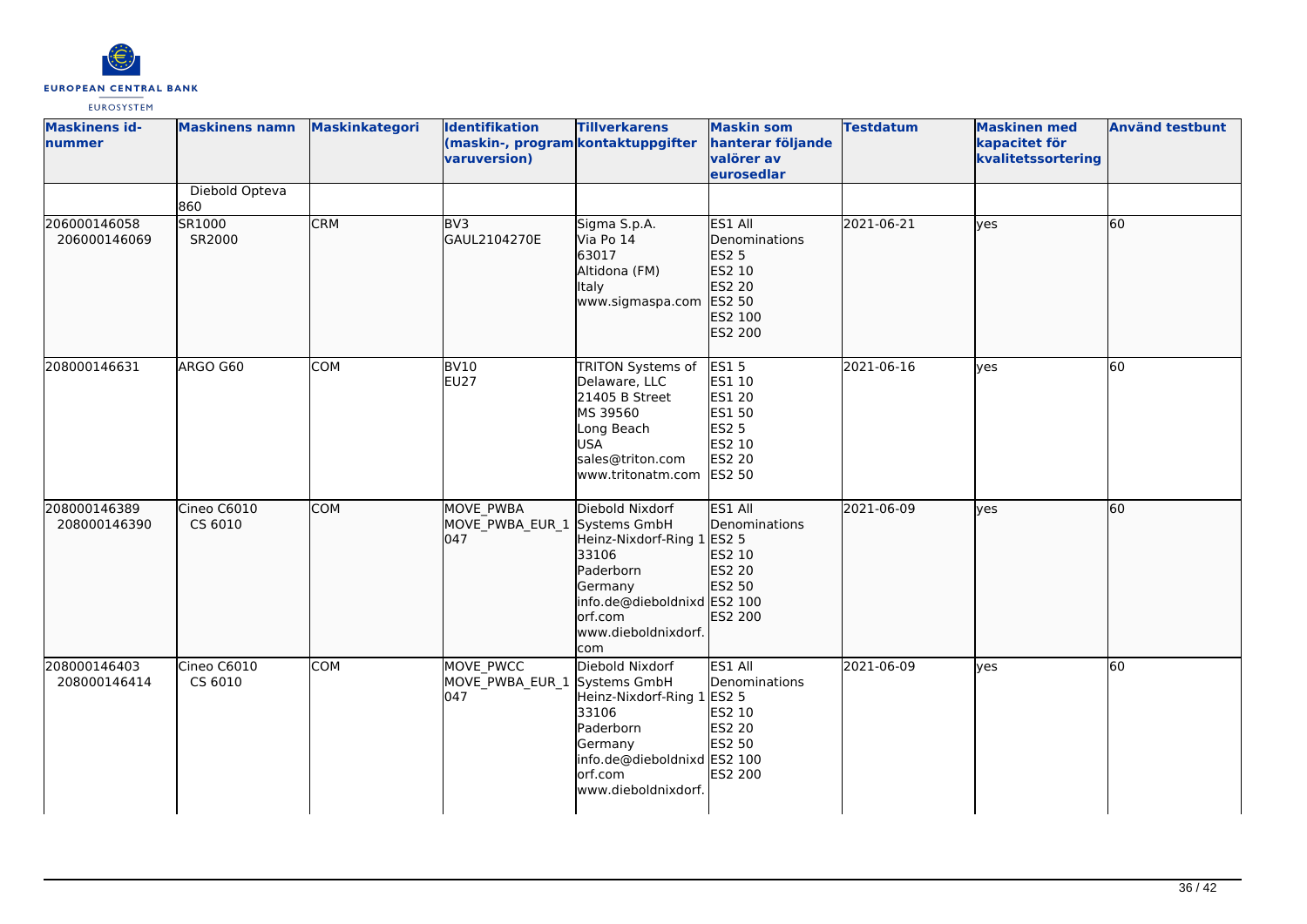| Maskinens id-nummer | Maskinens namn | Maskinkategori | Identifikation (maskin-, programvaruversion) | Tillverkarens kontaktuppgifter | Maskin som hanterar följande valörer av eurosedlar | Testdatum | Maskinen med kapacitet för kvalitetssortering | Använd testbunt |
|---|---|---|---|---|---|---|---|---|
| | Diebold Opteva 860 | | | | | | | |
| 206000146058<br>206000146069 | SR1000<br>SR2000 | CRM | BV3<br>GAUL2104270E | Sigma S.p.A.<br>Via Po 14<br>63017<br>Altidona (FM)<br>Italy<br>www.sigmaspa.com | ES1 All Denominations<br>ES2 5<br>ES2 10<br>ES2 20<br>ES2 50<br>ES2 100<br>ES2 200 | 2021-06-21 | yes | 60 |
| 208000146631 | ARGO G60 | COM | BV10<br>EU27 | TRITON Systems of Delaware, LLC<br>21405 B Street<br>MS 39560<br>Long Beach<br>USA<br>sales@triton.com<br>www.tritonatm.com | ES1 5<br>ES1 10<br>ES1 20<br>ES1 50<br>ES2 5<br>ES2 10<br>ES2 20<br>ES2 50 | 2021-06-16 | yes | 60 |
| 208000146389<br>208000146390 | Cineo C6010<br>CS 6010 | COM | MOVE_PWBA<br>MOVE_PWBA_EUR_1047 | Diebold Nixdorf Systems GmbH<br>Heinz-Nixdorf-Ring 1<br>33106<br>Paderborn<br>Germany<br>info.de@dieboldnixdorf.com<br>www.dieboldnixdorf.com | ES1 All Denominations<br>ES2 5<br>ES2 10<br>ES2 20<br>ES2 50<br>ES2 100<br>ES2 200 | 2021-06-09 | yes | 60 |
| 208000146403<br>208000146414 | Cineo C6010<br>CS 6010 | COM | MOVE_PWCC<br>MOVE_PWBA_EUR_1047 | Diebold Nixdorf Systems GmbH<br>Heinz-Nixdorf-Ring 1<br>33106<br>Paderborn<br>Germany<br>info.de@dieboldnixdorf.com<br>www.dieboldnixdorf. | ES1 All Denominations<br>ES2 5<br>ES2 10<br>ES2 20<br>ES2 50<br>ES2 100<br>ES2 200 | 2021-06-09 | yes | 60 |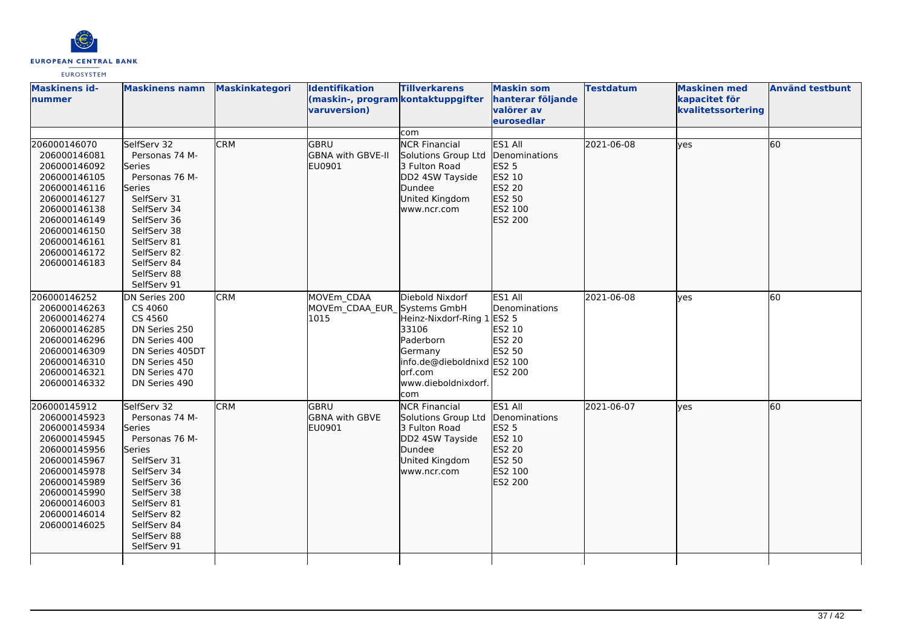| Maskinens id-nummer | Maskinens namn | Maskinkategori | Identifikation (maskin-, programvaruversion) | Tillverkarens kontaktuppgifter | Maskin som hanterar följande valörer av eurosedlar | Testdatum | Maskinen med kapacitet för kvalitetssortering | Använd testbunt |
|---|---|---|---|---|---|---|---|---|
| | | | | com | | | | |
| 206000146070<br>206000146081<br>206000146092<br>206000146105<br>206000146116<br>206000146127<br>206000146138<br>206000146149<br>206000146150<br>206000146161<br>206000146172<br>206000146183 | SelfServ 32<br>Personas 74 M-Series<br>Personas 76 M-Series<br>SelfServ 31<br>SelfServ 34<br>SelfServ 36<br>SelfServ 38<br>SelfServ 81<br>SelfServ 82<br>SelfServ 84<br>SelfServ 88<br>SelfServ 91 | CRM | GBRU<br>GBNA with GBVE-II<br>EU0901 | NCR Financial Solutions Group Ltd<br>3 Fulton Road<br>DD2 4SW Tayside<br>Dundee<br>United Kingdom<br>www.ncr.com | ES1 All Denominations<br>ES2 5<br>ES2 10<br>ES2 20<br>ES2 50<br>ES2 100<br>ES2 200 | 2021-06-08 | yes | 60 |
| 206000146252<br>206000146263<br>206000146274<br>206000146285<br>206000146296<br>206000146309<br>206000146310<br>206000146321<br>206000146332 | DN Series 200<br>CS 4060<br>CS 4560<br>DN Series 250<br>DN Series 400<br>DN Series 405DT<br>DN Series 450<br>DN Series 470<br>DN Series 490 | CRM | MOVEm_CDAA<br>MOVEm_CDAA_EUR_1015 | Diebold Nixdorf Systems GmbH<br>Heinz-Nixdorf-Ring 1<br>33106<br>Paderborn<br>Germany<br>info.de@dieboldnixdorf.com<br>www.dieboldnixdorf.com | ES1 All Denominations<br>ES2 5<br>ES2 10<br>ES2 20<br>ES2 50<br>ES2 100<br>ES2 200 | 2021-06-08 | yes | 60 |
| 206000145912<br>206000145923<br>206000145934<br>206000145945<br>206000145956<br>206000145967<br>206000145978<br>206000145989<br>206000145990<br>206000146003<br>206000146014<br>206000146025 | SelfServ 32<br>Personas 74 M-Series<br>Personas 76 M-Series<br>SelfServ 31<br>SelfServ 34<br>SelfServ 36<br>SelfServ 38<br>SelfServ 81<br>SelfServ 82<br>SelfServ 84<br>SelfServ 88<br>SelfServ 91 | CRM | GBRU<br>GBNA with GBVE<br>EU0901 | NCR Financial Solutions Group Ltd<br>3 Fulton Road<br>DD2 4SW Tayside<br>Dundee<br>United Kingdom<br>www.ncr.com | ES1 All Denominations<br>ES2 5<br>ES2 10<br>ES2 20<br>ES2 50<br>ES2 100<br>ES2 200 | 2021-06-07 | yes | 60 |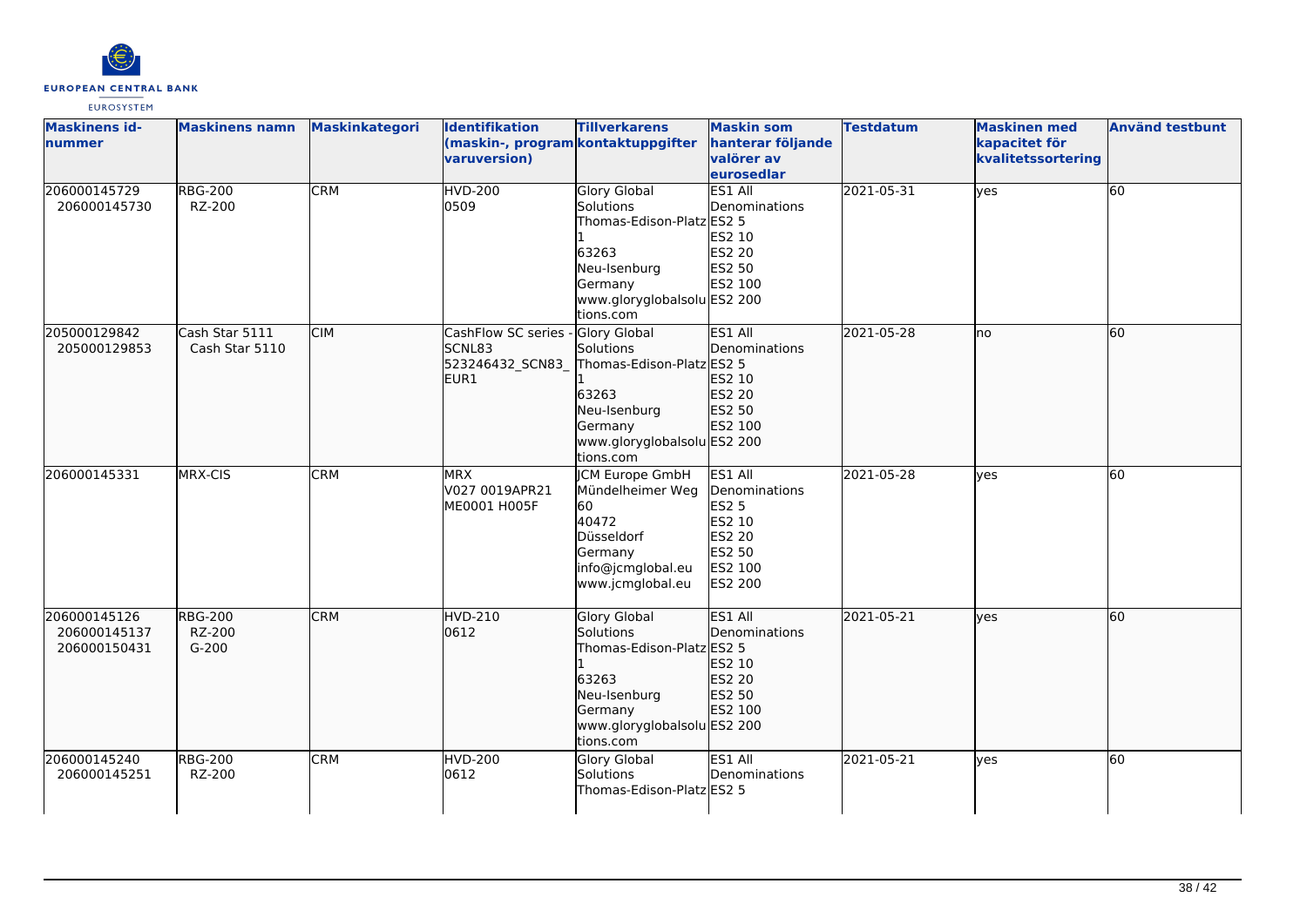| Maskinens id-nummer | Maskinens namn | Maskinkategori | Identifikation (maskin-, program varuversion) | Tillverkarens kontaktuppgifter | Maskin som hanterar följande valörer av eurosedlar | Testdatum | Maskinen med kapacitet för kvalitetssortering | Använd testbunt |
|---|---|---|---|---|---|---|---|---|
| 206000145729<br>206000145730 | RBG-200<br>RZ-200 | CRM | HVD-200<br>0509 | Glory Global Solutions<br>Thomas-Edison-Platz 1<br>63263<br>Neu-Isenburg<br>Germany<br>www.gloryglobalsolutions.com | ES1 All Denominations<br>ES2 5<br>ES2 10<br>ES2 20<br>ES2 50<br>ES2 100<br>ES2 200 | 2021-05-31 | yes | 60 |
| 205000129842<br>205000129853 | Cash Star 5111<br>Cash Star 5110 | CIM | CashFlow SC series - SCNL83<br>523246432_SCN83_EUR1 | Glory Global Solutions<br>Thomas-Edison-Platz 1<br>63263<br>Neu-Isenburg<br>Germany<br>www.gloryglobalsolutions.com | ES1 All Denominations<br>ES2 5<br>ES2 10<br>ES2 20<br>ES2 50<br>ES2 100<br>ES2 200 | 2021-05-28 | no | 60 |
| 206000145331 | MRX-CIS | CRM | MRX<br>V027 0019APR21<br>ME0001 H005F | JCM Europe GmbH<br>Mündelheimer Weg 60<br>40472<br>Düsseldorf<br>Germany<br>info@jcmglobal.eu<br>www.jcmglobal.eu | ES1 All Denominations<br>ES2 5<br>ES2 10<br>ES2 20<br>ES2 50<br>ES2 100<br>ES2 200 | 2021-05-28 | yes | 60 |
| 206000145126<br>206000145137<br>206000150431 | RBG-200<br>RZ-200<br>G-200 | CRM | HVD-210<br>0612 | Glory Global Solutions<br>Thomas-Edison-Platz 1<br>63263<br>Neu-Isenburg<br>Germany<br>www.gloryglobalsolutions.com | ES1 All Denominations<br>ES2 5<br>ES2 10<br>ES2 20<br>ES2 50<br>ES2 100<br>ES2 200 | 2021-05-21 | yes | 60 |
| 206000145240<br>206000145251 | RBG-200<br>RZ-200 | CRM | HVD-200<br>0612 | Glory Global Solutions<br>Thomas-Edison-Platz | ES1 All Denominations<br>ES2 5 | 2021-05-21 | yes | 60 |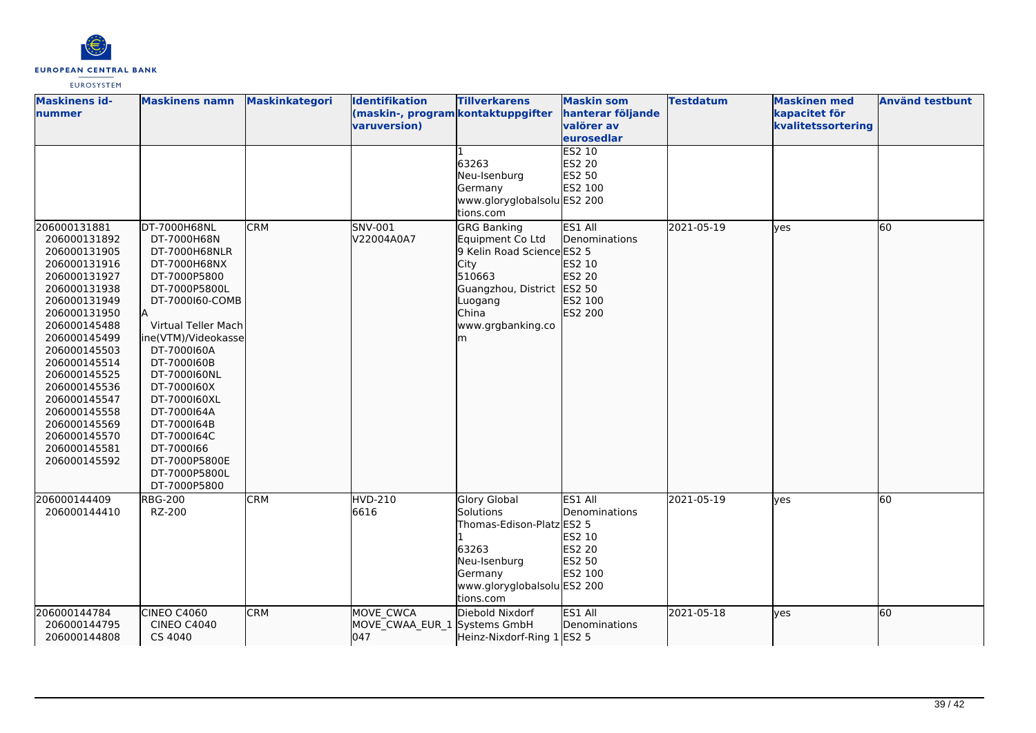| Maskinens id-nummer | Maskinens namn | Maskinkategori | Identifikation (maskin-, programvaruversion) | Tillverkarens kontaktuppgifter | Maskin som hanterar följande valörer av eurosedlar | Testdatum | Maskinen med kapacitet för kvalitetssortering | Använd testbunt |
|---|---|---|---|---|---|---|---|---|
| | | | | 1<br>63263<br>Neu-Isenburg<br>Germany<br>www.gloryglobalsolutions.com | ES2 10<br>ES2 20<br>ES2 50<br>ES2 100<br>ES2 200 | | | |
| 206000131881<br>206000131892<br>206000131905<br>206000131916<br>206000131927<br>206000131938<br>206000131949<br>206000131950<br>206000145488<br>206000145499<br>206000145503<br>206000145514<br>206000145525<br>206000145536<br>206000145547<br>206000145558<br>206000145569<br>206000145570<br>206000145581<br>206000145592 | DT-7000H68NL<br>DT-7000H68N<br>DT-7000H68NLR<br>DT-7000H68NX<br>DT-7000P5800<br>DT-7000P5800L<br>DT-7000I60-COMBA<br>Virtual Teller Machine(VTM)/Videokasse<br>DT-7000I60A<br>DT-7000I60B<br>DT-7000I60NL<br>DT-7000I60X<br>DT-7000I60XL<br>DT-7000I64A<br>DT-7000I64B<br>DT-7000I64C<br>DT-7000I66<br>DT-7000P5800E<br>DT-7000P5800L<br>DT-7000P5800 | CRM | SNV-001<br>V22004A0A7 | GRG Banking Equipment Co Ltd<br>9 Kelin Road Science City<br>510663<br>Guangzhou, District Luogang<br>China<br>www.grgbanking.com | ES1 All Denominations<br>ES2 5<br>ES2 10<br>ES2 20<br>ES2 50<br>ES2 100<br>ES2 200 | 2021-05-19 | yes | 60 |
| 206000144409<br>206000144410 | RBG-200<br>RZ-200 | CRM | HVD-210<br>6616 | Glory Global Solutions<br>Thomas-Edison-Platz 1<br>63263<br>Neu-Isenburg<br>Germany<br>www.gloryglobalsolutions.com | ES1 All Denominations<br>ES2 5<br>ES2 10<br>ES2 20<br>ES2 50<br>ES2 100<br>ES2 200 | 2021-05-19 | yes | 60 |
| 206000144784<br>206000144795<br>206000144808 | CINEO C4060<br>CINEO C4040<br>CS 4040 | CRM | MOVE_CWCA<br>MOVE_CWAA_EUR_1047 | Diebold Nixdorf Systems GmbH<br>Heinz-Nixdorf-Ring 1 | ES1 All Denominations<br>ES2 5 | 2021-05-18 | yes | 60 |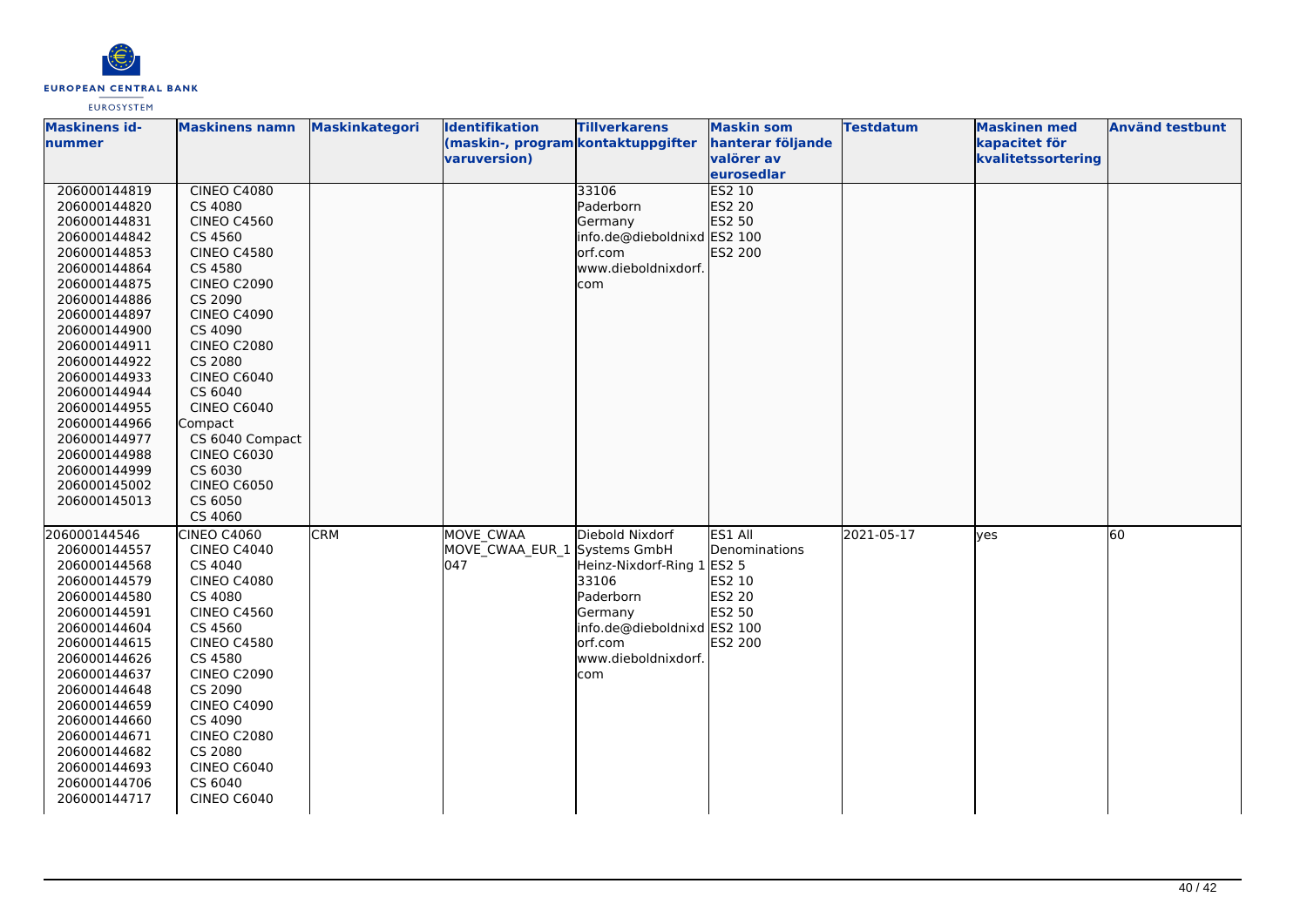| Maskinens id-nummer | Maskinens namn | Maskinkategori | Identifikation (maskin-, programvaruversion) | Tillverkarens kontaktuppgifter | Maskin som hanterar följande valörer av eurosedlar | Testdatum | Maskinen med kapacitet för kvalitetssortering | Använd testbunt |
|---|---|---|---|---|---|---|---|---|
| 206000144819<br>206000144820<br>206000144831<br>206000144842<br>206000144853<br>206000144864<br>206000144875<br>206000144886<br>206000144897<br>206000144900<br>206000144911<br>206000144922<br>206000144933<br>206000144944<br>206000144955<br>206000144966<br>206000144977<br>206000144988<br>206000144999<br>206000145002<br>206000145013 | CINEO C4080<br>CS 4080<br>CINEO C4560<br>CS 4560<br>CINEO C4580<br>CS 4580<br>CINEO C2090<br>CS 2090<br>CINEO C4090<br>CS 4090<br>CINEO C2080<br>CS 2080<br>CINEO C6040<br>CS 6040<br>CINEO C6040 Compact<br>CS 6040 Compact<br>CINEO C6030<br>CS 6030<br>CINEO C6050<br>CS 6050<br>CS 4060 | | | 33106<br>Paderborn<br>Germany<br>info.de@dieboldnixdorf.com<br>www.dieboldnixdorf.com | ES2 10<br>ES2 20<br>ES2 50<br>ES2 100<br>ES2 200 | | | |
| 206000144546<br>206000144557<br>206000144568<br>206000144579<br>206000144580<br>206000144591<br>206000144604<br>206000144615<br>206000144626<br>206000144637<br>206000144648<br>206000144659<br>206000144660<br>206000144671<br>206000144682<br>206000144693<br>206000144706<br>206000144717 | CINEO C4060<br>CINEO C4040<br>CS 4040<br>CINEO C4080<br>CS 4080<br>CINEO C4560<br>CS 4560<br>CINEO C4580<br>CS 4580<br>CINEO C2090<br>CS 2090<br>CINEO C4090<br>CS 4090<br>CINEO C2080<br>CS 2080<br>CINEO C6040<br>CS 6040<br>CINEO C6040 | CRM | MOVE_CWAA<br>MOVE_CWAA_EUR_1047 | Diebold Nixdorf Systems GmbH<br>Heinz-Nixdorf-Ring 1<br>33106<br>Paderborn<br>Germany<br>info.de@dieboldnixdorf.com<br>www.dieboldnixdorf.com | ES1 All Denominations<br>ES2 5<br>ES2 10<br>ES2 20<br>ES2 50<br>ES2 100<br>ES2 200 | 2021-05-17 | yes | 60 |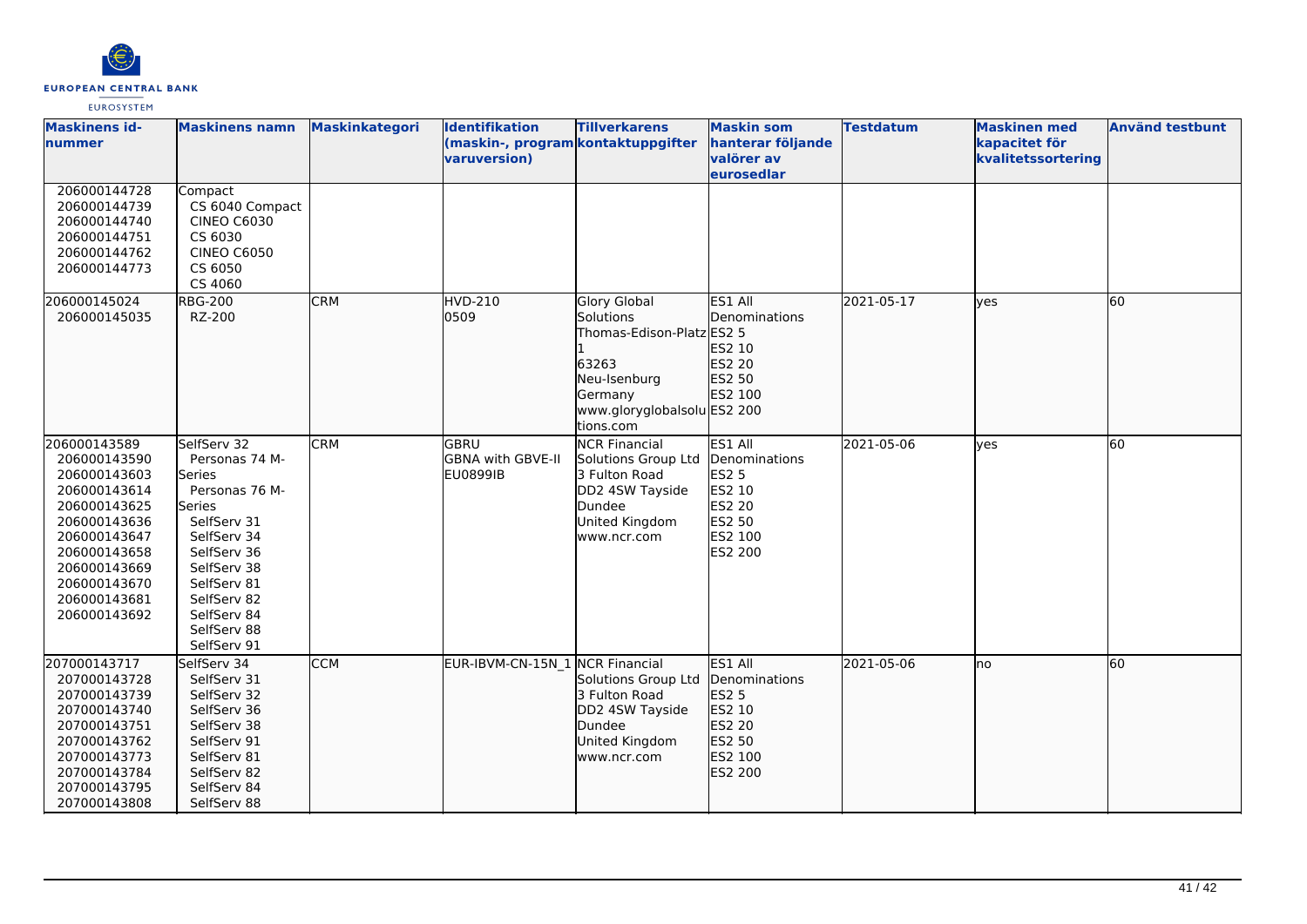| Maskinens id-nummer | Maskinens namn | Maskinkategori | Identifikation (maskin-, programvaruversion) | Tillverkarens kontaktuppgifter | Maskin som hanterar följande valörer av eurosedlar | Testdatum | Maskinen med kapacitet för kvalitetssortering | Använd testbunt |
|---|---|---|---|---|---|---|---|---|
| 206000144728<br>206000144739<br>206000144740<br>206000144751<br>206000144762<br>206000144773 | Compact<br>CS 6040 Compact<br>CINEO C6030<br>CS 6030<br>CINEO C6050<br>CS 6050<br>CS 4060 | | | | | | | |
| 206000145024<br>206000145035 | RBG-200<br>RZ-200 | CRM | HVD-210<br>0509 | Glory Global Solutions<br>Thomas-Edison-Platz 1<br>63263<br>Neu-Isenburg<br>Germany<br>www.gloryglobalsolutions.com | ES1 All Denominations<br>ES2 5<br>ES2 10<br>ES2 20<br>ES2 50<br>ES2 100<br>ES2 200 | 2021-05-17 | yes | 60 |
| 206000143589<br>206000143590<br>206000143603<br>206000143614<br>206000143625<br>206000143636<br>206000143647<br>206000143658<br>206000143669<br>206000143670<br>206000143681<br>206000143692 | SelfServ 32<br>Personas 74 M-Series<br>Personas 76 M-Series<br>SelfServ 31<br>SelfServ 34<br>SelfServ 36<br>SelfServ 38<br>SelfServ 81<br>SelfServ 82<br>SelfServ 84<br>SelfServ 88<br>SelfServ 91 | CRM | GBRU<br>GBNA with GBVE-II<br>EU0899IB | NCR Financial Solutions Group Ltd<br>3 Fulton Road<br>DD2 4SW Tayside<br>Dundee<br>United Kingdom<br>www.ncr.com | ES1 All Denominations<br>ES2 5<br>ES2 10<br>ES2 20<br>ES2 50<br>ES2 100<br>ES2 200 | 2021-05-06 | yes | 60 |
| 207000143717<br>207000143728<br>207000143739<br>207000143740<br>207000143751<br>207000143762<br>207000143773<br>207000143784<br>207000143795<br>207000143808 | SelfServ 34<br>SelfServ 31<br>SelfServ 32<br>SelfServ 36<br>SelfServ 38<br>SelfServ 91<br>SelfServ 81<br>SelfServ 82<br>SelfServ 84<br>SelfServ 88 | CCM | EUR-IBVM-CN-15N_1 | NCR Financial Solutions Group Ltd<br>3 Fulton Road<br>DD2 4SW Tayside<br>Dundee<br>United Kingdom<br>www.ncr.com | ES1 All Denominations<br>ES2 5<br>ES2 10<br>ES2 20<br>ES2 50<br>ES2 100<br>ES2 200 | 2021-05-06 | no | 60 |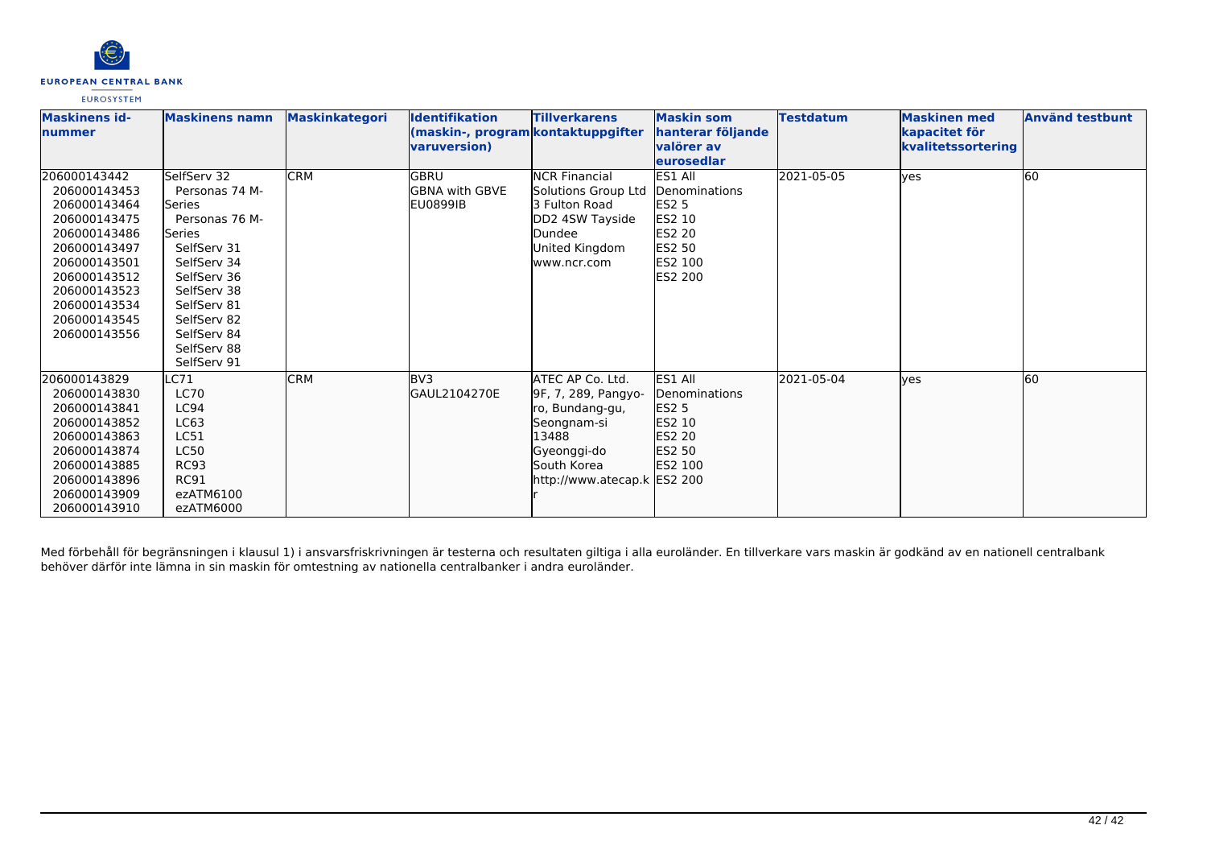| Maskinens id-nummer | Maskinens namn | Maskinkategori | Identifikation (maskin-, programvaruversion) | Tillverkarens kontaktuppgifter | Maskin som hanterar följande valörer av eurosedlar | Testdatum | Maskinen med kapacitet för kvalitetssortering | Använd testbunt |
|---|---|---|---|---|---|---|---|---|
| 206000143442<br>206000143453<br>206000143464<br>206000143475<br>206000143486<br>206000143497<br>206000143501<br>206000143512<br>206000143523<br>206000143534<br>206000143545<br>206000143556 | SelfServ 32<br>Personas 74 M-Series<br>Personas 76 M-Series<br>SelfServ 31<br>SelfServ 34<br>SelfServ 36<br>SelfServ 38<br>SelfServ 81<br>SelfServ 82<br>SelfServ 84<br>SelfServ 88<br>SelfServ 91 | CRM | GBRU<br>GBNA with GBVE<br>EU0899IB | NCR Financial Solutions Group Ltd<br>3 Fulton Road<br>DD2 4SW Tayside<br>Dundee<br>United Kingdom<br>www.ncr.com | ES1 All Denominations<br>ES2 5<br>ES2 10<br>ES2 20<br>ES2 50<br>ES2 100<br>ES2 200 | 2021-05-05 | yes | 60 |
| 206000143829<br>206000143830<br>206000143841<br>206000143852<br>206000143863<br>206000143874<br>206000143885<br>206000143896<br>206000143909<br>206000143910 | LC71<br>LC70<br>LC94<br>LC63<br>LC51<br>LC50<br>RC93<br>RC91<br>ezATM6100<br>ezATM6000 | CRM | BV3<br>GAUL2104270E | ATEC AP Co. Ltd.<br>9F, 7, 289, Pangyo-ro, Bundang-gu,<br>Seongnam-si<br>13488<br>Gyeonggi-do<br>South Korea<br>http://www.atecap.kr | ES1 All Denominations<br>ES2 5<br>ES2 10<br>ES2 20<br>ES2 50<br>ES2 100<br>ES2 200 | 2021-05-04 | yes | 60 |

Med förbehåll för begränsningen i klausul 1) i ansvarsfriskrivningen är testerna och resultaten giltiga i alla euroländer. En tillverkare vars maskin är godkänd av en nationell centralbank behöver därför inte lämna in sin maskin för omtestning av nationella centralbanker i andra euroländer.